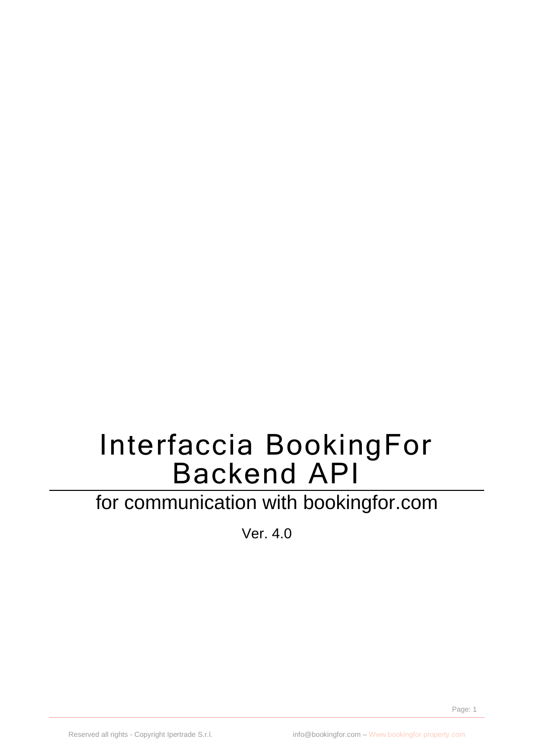# Interfaccia BookingFor Backend API

## for communication with bookingfor.com

Ver. 4.0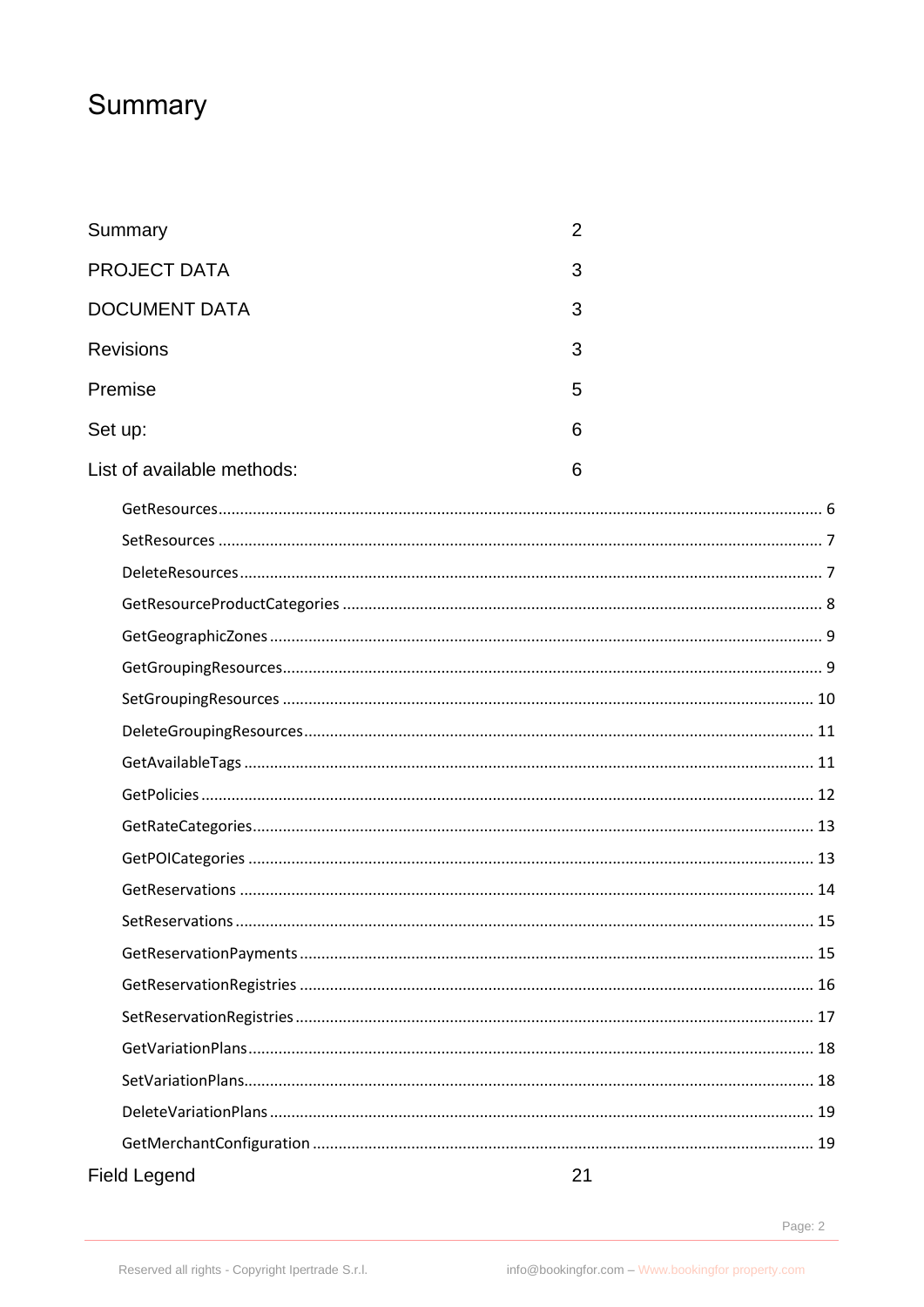# Summary

| | |
|---|---|
| Summary | 2 |
| PROJECT DATA | 3 |
| DOCUMENT DATA | 3 |
| Revisions | 3 |
| Premise | 5 |
| Set up: | 6 |
| List of available methods: | 6 |
| GetResources | 6 |
| SetResources | 7 |
| DeleteResources | 7 |
| GetResourceProductCategories | 8 |
| GetGeographicZones | 9 |
| GetGroupingResources | 9 |
| SetGroupingResources | 10 |
| DeleteGroupingResources | 11 |
| GetAvailableTags | 11 |
| GetPolicies | 12 |
| GetRateCategories | 13 |
| GetPOICategories | 13 |
| GetReservations | 14 |
| SetReservations | 15 |
| GetReservationPayments | 15 |
| GetReservationRegistries | 16 |
| SetReservationRegistries | 17 |
| GetVariationPlans | 18 |
| SetVariationPlans | 18 |
| DeleteVariationPlans | 19 |
| GetMerchantConfiguration | 19 |
| Field Legend | 21 |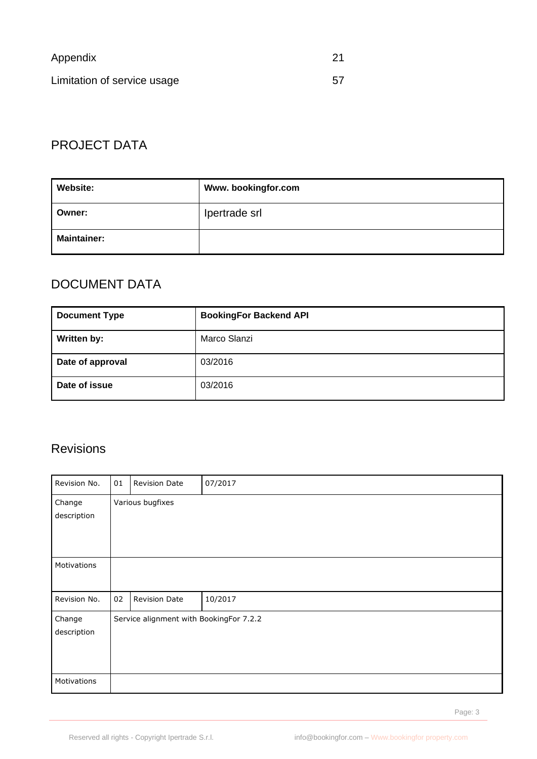Appendix 21

Limitation of service usage 57

## PROJECT DATA

| **Website:** | **Www. bookingfor.com** |
|---|---|
| **Owner:** | Ipertrade srl |
| **Maintainer:** | |

## DOCUMENT DATA

| **Document Type** | **BookingFor Backend API** |
|---|---|
| **Written by:** | Marco Slanzi |
| **Date of approval** | 03/2016 |
| **Date of issue** | 03/2016 |

## Revisions

| Revision No. | 01 | Revision Date | 07/2017 |
|---|---|---|---|
| Change description | Various bugfixes | | |
| Motivations | | | |
| Revision No. | 02 | Revision Date | 10/2017 |
| Change description | Service alignment with BookingFor 7.2.2 | | |
| Motivations | | | |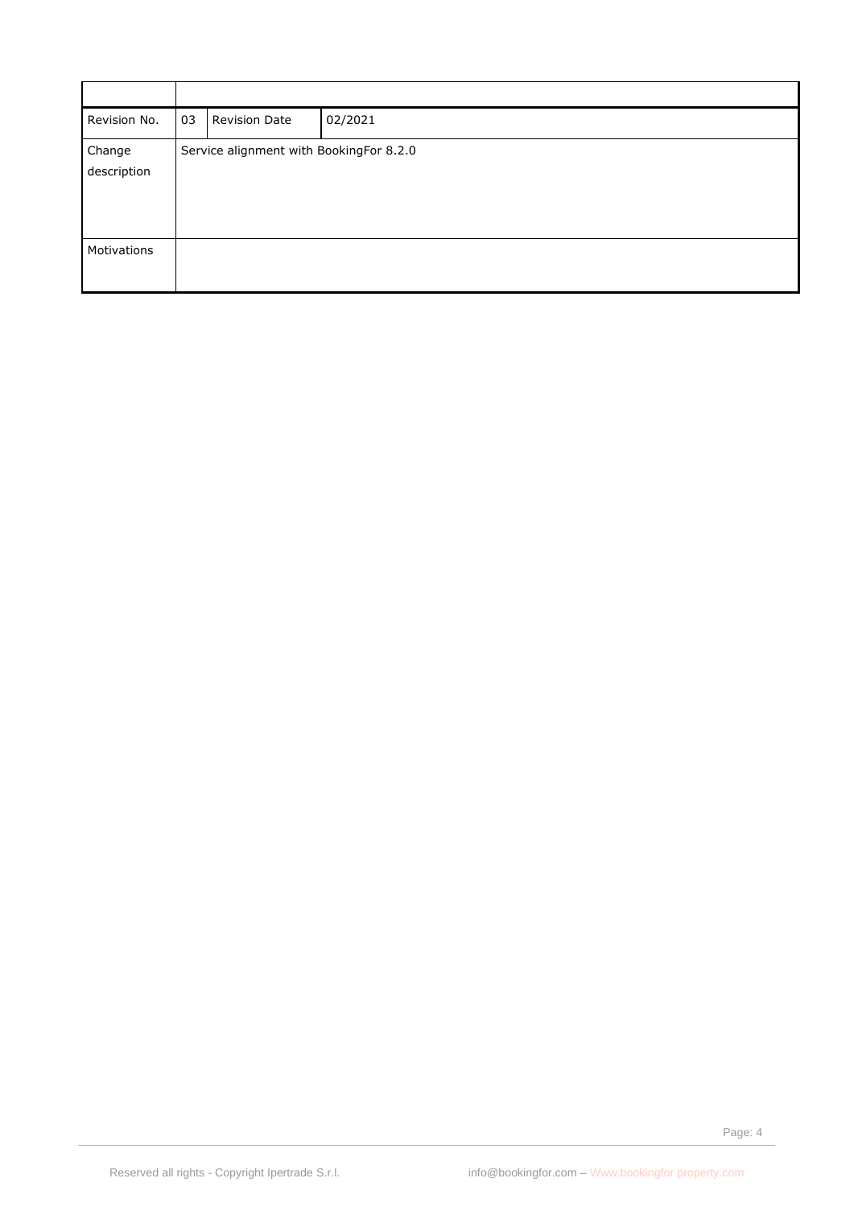| | | | |
|---|---|---|---|
| Revision No. | 03 | Revision Date | 02/2021 |
| Change description | Service alignment with BookingFor 8.2.0 | | |
| Motivations | | | |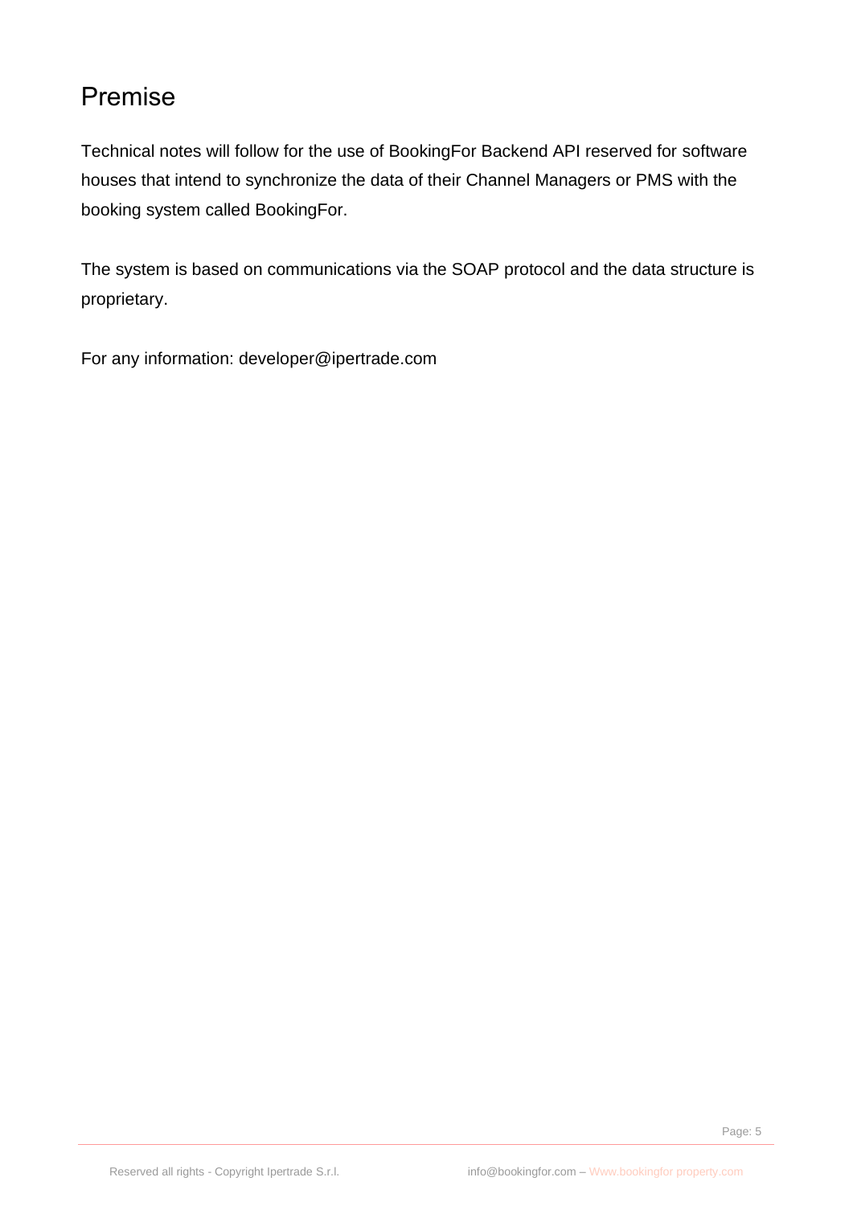# Premise

Technical notes will follow for the use of BookingFor Backend API reserved for software houses that intend to synchronize the data of their Channel Managers or PMS with the booking system called BookingFor.

The system is based on communications via the SOAP protocol and the data structure is proprietary.

For any information: developer@ipertrade.com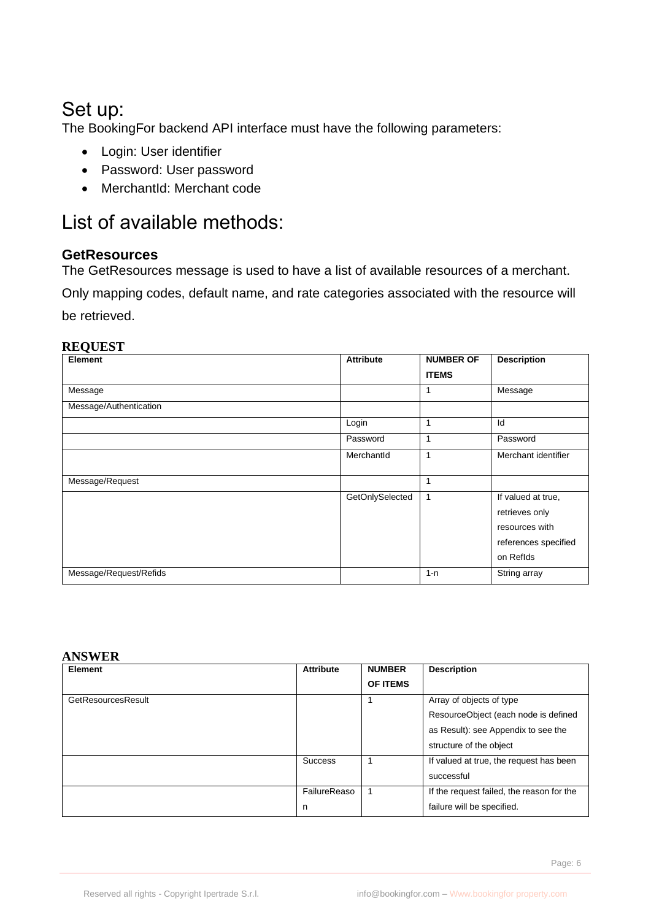# Set up:

The BookingFor backend API interface must have the following parameters:

- Login: User identifier
- Password: User password
- MerchantId: Merchant code

# List of available methods:

### GetResources

The GetResources message is used to have a list of available resources of a merchant. Only mapping codes, default name, and rate categories associated with the resource will be retrieved.

**REQUEST**

| Element | Attribute | NUMBER OF ITEMS | Description |
|---|---|---|---|
| Message | | 1 | Message |
| Message/Authentication | | | |
| | Login | 1 | Id |
| | Password | 1 | Password |
| | MerchantId | 1 | Merchant identifier |
| Message/Request | | 1 | |
| | GetOnlySelected | 1 | If valued at true, retrieves only resources with references specified on RefIds |
| Message/Request/Refids | | 1-n | String array |

**ANSWER**

| Element | Attribute | NUMBER OF ITEMS | Description |
|---|---|---|---|
| GetResourcesResult | | 1 | Array of objects of type ResourceObject (each node is defined as Result): see Appendix to see the structure of the object |
| | Success | 1 | If valued at true, the request has been successful |
| | FailureReason | 1 | If the request failed, the reason for the failure will be specified. |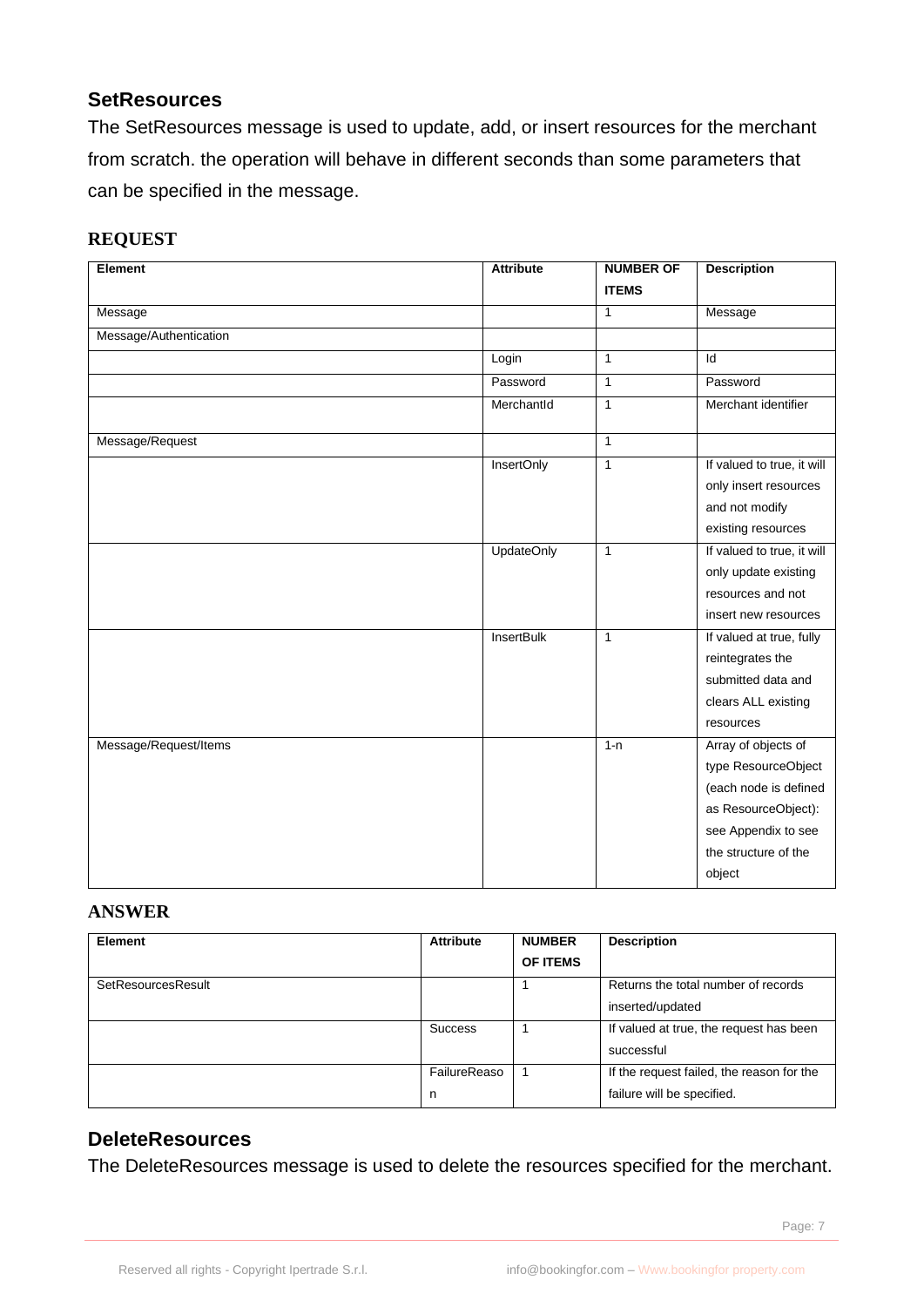## SetResources

The SetResources message is used to update, add, or insert resources for the merchant from scratch. the operation will behave in different seconds than some parameters that can be specified in the message.

### REQUEST

| Element | Attribute | NUMBER OF ITEMS | Description |
| --- | --- | --- | --- |
| Message | | 1 | Message |
| Message/Authentication | | | |
| | Login | 1 | Id |
| | Password | 1 | Password |
| | MerchantId | 1 | Merchant identifier |
| Message/Request | | 1 | |
| | InsertOnly | 1 | If valued to true, it will only insert resources and not modify existing resources |
| | UpdateOnly | 1 | If valued to true, it will only update existing resources and not insert new resources |
| | InsertBulk | 1 | If valued at true, fully reintegrates the submitted data and clears ALL existing resources |
| Message/Request/Items | | 1-n | Array of objects of type ResourceObject (each node is defined as ResourceObject): see Appendix to see the structure of the object |

### ANSWER

| Element | Attribute | NUMBER OF ITEMS | Description |
| --- | --- | --- | --- |
| SetResourcesResult | | 1 | Returns the total number of records inserted/updated |
| | Success | 1 | If valued at true, the request has been successful |
| | FailureReason | 1 | If the request failed, the reason for the failure will be specified. |

## DeleteResources

The DeleteResources message is used to delete the resources specified for the merchant.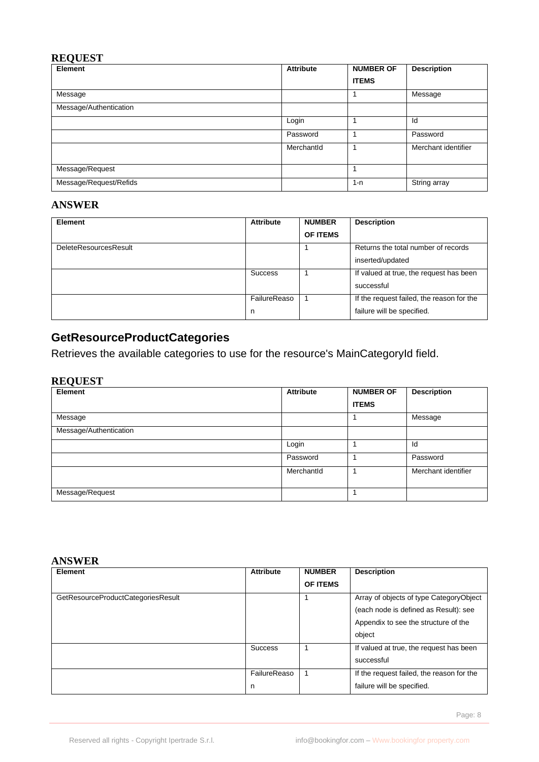### REQUEST

| Element | Attribute | NUMBER OF ITEMS | Description |
|---|---|---|---|
| Message | | 1 | Message |
| Message/Authentication | | | |
| | Login | 1 | Id |
| | Password | 1 | Password |
| | MerchantId | 1 | Merchant identifier |
| Message/Request | | 1 | |
| Message/Request/Refids | | 1-n | String array |

### ANSWER

| Element | Attribute | NUMBER OF ITEMS | Description |
|---|---|---|---|
| DeleteResourcesResult | | 1 | Returns the total number of records inserted/updated |
| | Success | 1 | If valued at true, the request has been successful |
| | FailureReason | 1 | If the request failed, the reason for the failure will be specified. |

## GetResourceProductCategories

Retrieves the available categories to use for the resource's MainCategoryId field.

### REQUEST

| Element | Attribute | NUMBER OF ITEMS | Description |
|---|---|---|---|
| Message | | 1 | Message |
| Message/Authentication | | | |
| | Login | 1 | Id |
| | Password | 1 | Password |
| | MerchantId | 1 | Merchant identifier |
| Message/Request | | 1 | |

### ANSWER

| Element | Attribute | NUMBER OF ITEMS | Description |
|---|---|---|---|
| GetResourceProductCategoriesResult | | 1 | Array of objects of type CategoryObject (each node is defined as Result): see Appendix to see the structure of the object |
| | Success | 1 | If valued at true, the request has been successful |
| | FailureReason | 1 | If the request failed, the reason for the failure will be specified. |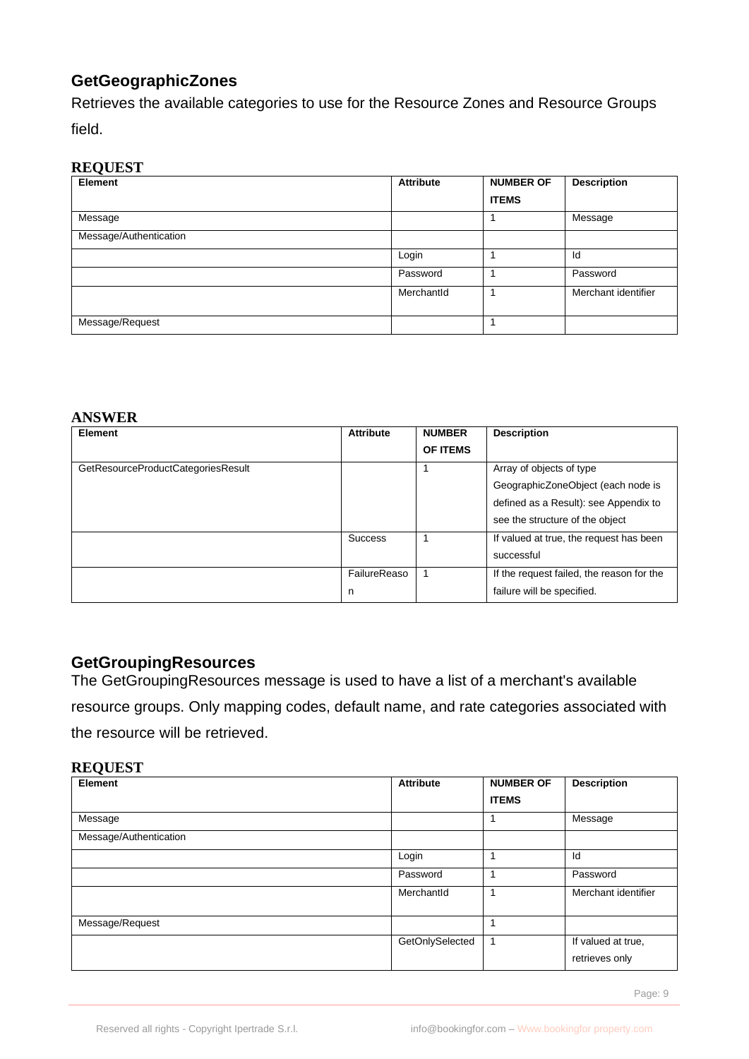## GetGeographicZones

Retrieves the available categories to use for the Resource Zones and Resource Groups field.

**REQUEST**

| Element | Attribute | NUMBER OF ITEMS | Description |
|---|---|---|---|
| Message | | 1 | Message |
| Message/Authentication | | | |
| | Login | 1 | Id |
| | Password | 1 | Password |
| | MerchantId | 1 | Merchant identifier |
| Message/Request | | 1 | |

**ANSWER**

| Element | Attribute | NUMBER OF ITEMS | Description |
|---|---|---|---|
| GetResourceProductCategoriesResult | | 1 | Array of objects of type GeographicZoneObject (each node is defined as a Result): see Appendix to see the structure of the object |
| | Success | 1 | If valued at true, the request has been successful |
| | FailureReason | 1 | If the request failed, the reason for the failure will be specified. |

## GetGroupingResources

The GetGroupingResources message is used to have a list of a merchant's available resource groups. Only mapping codes, default name, and rate categories associated with the resource will be retrieved.

**REQUEST**

| Element | Attribute | NUMBER OF ITEMS | Description |
|---|---|---|---|
| Message | | 1 | Message |
| Message/Authentication | | | |
| | Login | 1 | Id |
| | Password | 1 | Password |
| | MerchantId | 1 | Merchant identifier |
| Message/Request | | 1 | |
| | GetOnlySelected | 1 | If valued at true, retrieves only |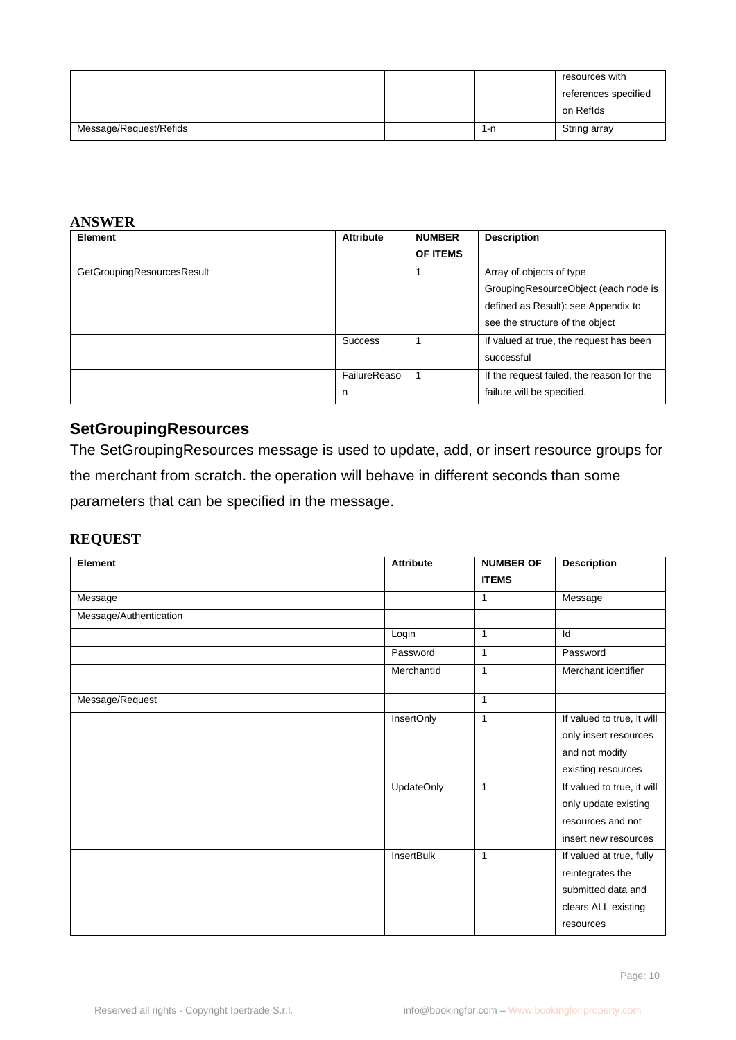| | | | resources with references specified on RefIds |
|---|---|---|---|
| Message/Request/Refids | | 1-n | String array |

### ANSWER

| Element | Attribute | NUMBER OF ITEMS | Description |
|---|---|---|---|
| GetGroupingResourcesResult | | 1 | Array of objects of type GroupingResourceObject (each node is defined as Result): see Appendix to see the structure of the object |
| | Success | 1 | If valued at true, the request has been successful |
| | FailureReason | 1 | If the request failed, the reason for the failure will be specified. |

## SetGroupingResources

The SetGroupingResources message is used to update, add, or insert resource groups for the merchant from scratch. the operation will behave in different seconds than some parameters that can be specified in the message.

### REQUEST

| Element | Attribute | NUMBER OF ITEMS | Description |
|---|---|---|---|
| Message | | 1 | Message |
| Message/Authentication | | | |
| | Login | 1 | Id |
| | Password | 1 | Password |
| | MerchantId | 1 | Merchant identifier |
| Message/Request | | 1 | |
| | InsertOnly | 1 | If valued to true, it will only insert resources and not modify existing resources |
| | UpdateOnly | 1 | If valued to true, it will only update existing resources and not insert new resources |
| | InsertBulk | 1 | If valued at true, fully reintegrates the submitted data and clears ALL existing resources |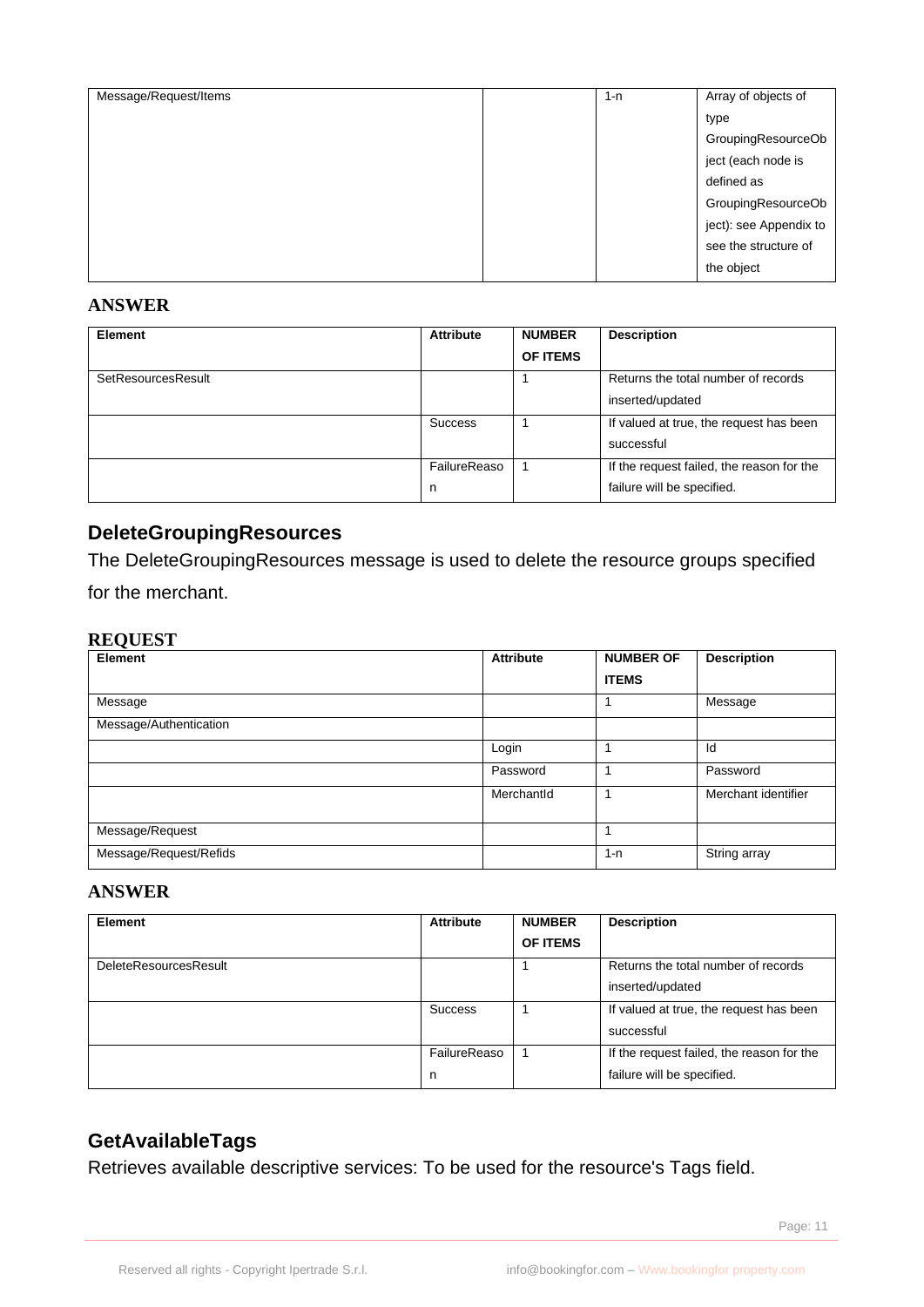| Message/Request/Items | | 1-n | Array of objects of type GroupingResourceObject (each node is defined as GroupingResourceObject): see Appendix to see the structure of the object |
|---|---|---|---|

### ANSWER

| Element | Attribute | NUMBER OF ITEMS | Description |
|---|---|---|---|
| SetResourcesResult | | 1 | Returns the total number of records inserted/updated |
| | Success | 1 | If valued at true, the request has been successful |
| | FailureReason | 1 | If the request failed, the reason for the failure will be specified. |

## DeleteGroupingResources

The DeleteGroupingResources message is used to delete the resource groups specified for the merchant.

### REQUEST

| Element | Attribute | NUMBER OF ITEMS | Description |
|---|---|---|---|
| Message | | 1 | Message |
| Message/Authentication | | | |
| | Login | 1 | Id |
| | Password | 1 | Password |
| | MerchantId | 1 | Merchant identifier |
| Message/Request | | 1 | |
| Message/Request/Refids | | 1-n | String array |

### ANSWER

| Element | Attribute | NUMBER OF ITEMS | Description |
|---|---|---|---|
| DeleteResourcesResult | | 1 | Returns the total number of records inserted/updated |
| | Success | 1 | If valued at true, the request has been successful |
| | FailureReason | 1 | If the request failed, the reason for the failure will be specified. |

## GetAvailableTags

Retrieves available descriptive services: To be used for the resource's Tags field.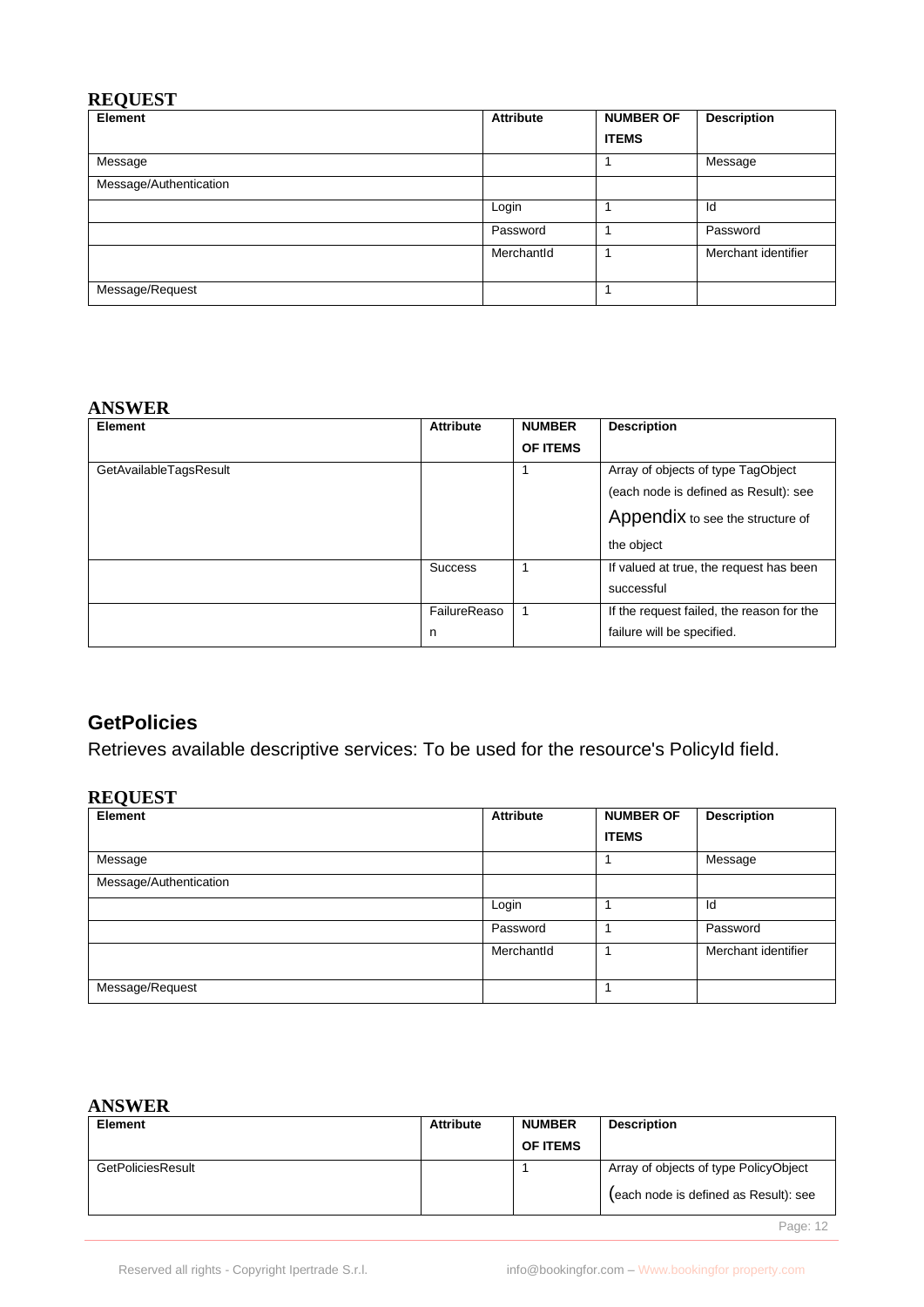**REQUEST**

| Element | Attribute | NUMBER OF ITEMS | Description |
|---|---|---|---|
| Message | | 1 | Message |
| Message/Authentication | | | |
| | Login | 1 | Id |
| | Password | 1 | Password |
| | MerchantId | 1 | Merchant identifier |
| Message/Request | | 1 | |

**ANSWER**

| Element | Attribute | NUMBER OF ITEMS | Description |
|---|---|---|---|
| GetAvailableTagsResult | | 1 | Array of objects of type TagObject (each node is defined as Result): see Appendix to see the structure of the object |
| | Success | 1 | If valued at true, the request has been successful |
| | FailureReason | 1 | If the request failed, the reason for the failure will be specified. |

## GetPolicies

Retrieves available descriptive services: To be used for the resource's PolicyId field.

**REQUEST**

| Element | Attribute | NUMBER OF ITEMS | Description |
|---|---|---|---|
| Message | | 1 | Message |
| Message/Authentication | | | |
| | Login | 1 | Id |
| | Password | 1 | Password |
| | MerchantId | 1 | Merchant identifier |
| Message/Request | | 1 | |

**ANSWER**

| Element | Attribute | NUMBER OF ITEMS | Description |
|---|---|---|---|
| GetPoliciesResult | | 1 | Array of objects of type PolicyObject (each node is defined as Result): see |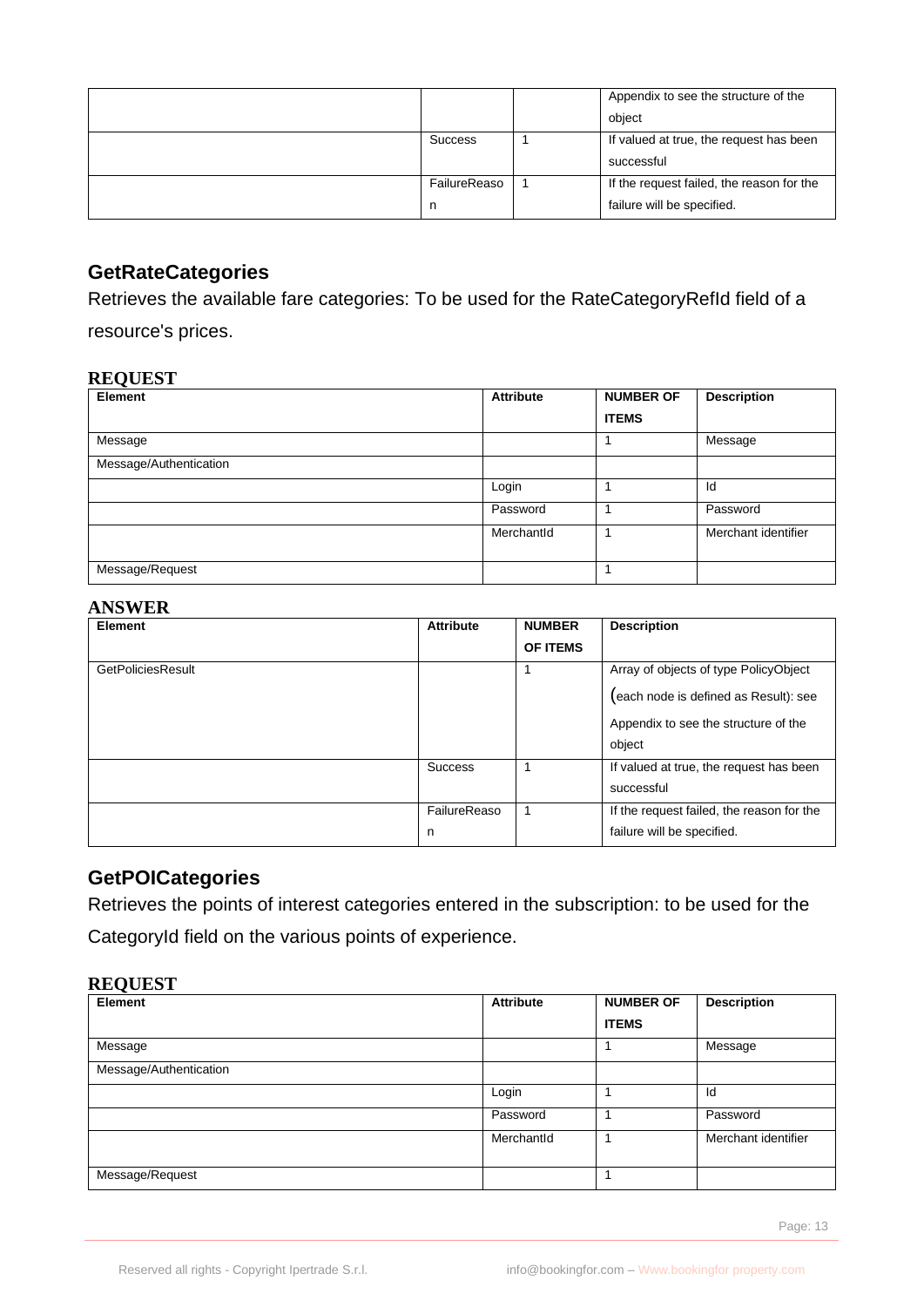| | | | |
|---|---|---|---|
| | | | Appendix to see the structure of the object |
| | Success | 1 | If valued at true, the request has been successful |
| | FailureReason | 1 | If the request failed, the reason for the failure will be specified. |

## GetRateCategories

Retrieves the available fare categories: To be used for the RateCategoryRefId field of a resource's prices.

### REQUEST

| Element | Attribute | NUMBER OF ITEMS | Description |
|---|---|---|---|
| Message | | 1 | Message |
| Message/Authentication | | | |
| | Login | 1 | Id |
| | Password | 1 | Password |
| | MerchantId | 1 | Merchant identifier |
| Message/Request | | 1 | |

### ANSWER

| Element | Attribute | NUMBER OF ITEMS | Description |
|---|---|---|---|
| GetPoliciesResult | | 1 | Array of objects of type PolicyObject (each node is defined as Result): see Appendix to see the structure of the object |
| | Success | 1 | If valued at true, the request has been successful |
| | FailureReason | 1 | If the request failed, the reason for the failure will be specified. |

## GetPOICategories

Retrieves the points of interest categories entered in the subscription: to be used for the CategoryId field on the various points of experience.

### REQUEST

| Element | Attribute | NUMBER OF ITEMS | Description |
|---|---|---|---|
| Message | | 1 | Message |
| Message/Authentication | | | |
| | Login | 1 | Id |
| | Password | 1 | Password |
| | MerchantId | 1 | Merchant identifier |
| Message/Request | | 1 | |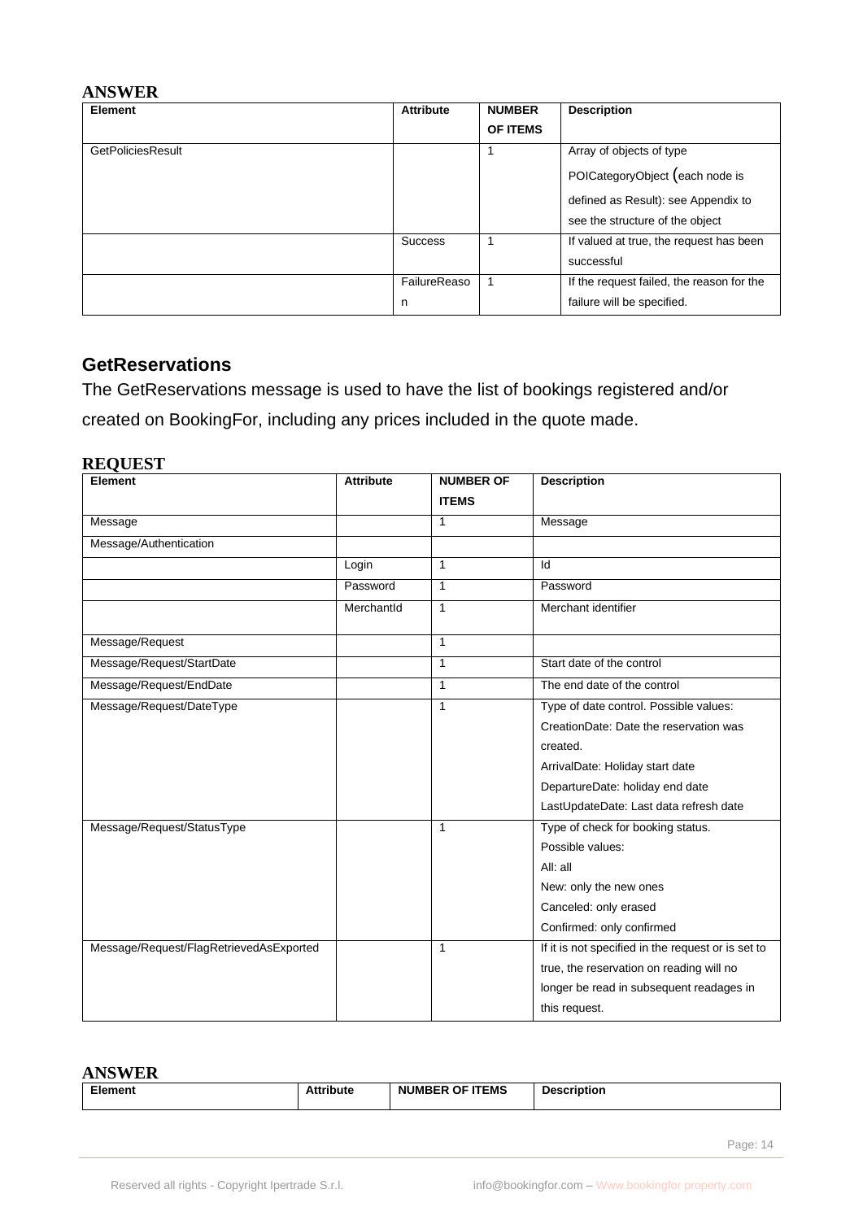### ANSWER

| Element | Attribute | NUMBER OF ITEMS | Description |
|---|---|---|---|
| GetPoliciesResult | | 1 | Array of objects of type POICategoryObject (each node is defined as Result): see Appendix to see the structure of the object |
| | Success | 1 | If valued at true, the request has been successful |
| | FailureReason | 1 | If the request failed, the reason for the failure will be specified. |

## GetReservations

The GetReservations message is used to have the list of bookings registered and/or created on BookingFor, including any prices included in the quote made.

### REQUEST

| Element | Attribute | NUMBER OF ITEMS | Description |
|---|---|---|---|
| Message | | 1 | Message |
| Message/Authentication | | | |
| | Login | 1 | Id |
| | Password | 1 | Password |
| | MerchantId | 1 | Merchant identifier |
| Message/Request | | 1 | |
| Message/Request/StartDate | | 1 | Start date of the control |
| Message/Request/EndDate | | 1 | The end date of the control |
| Message/Request/DateType | | 1 | Type of date control. Possible values:<br>CreationDate: Date the reservation was created.<br>ArrivalDate: Holiday start date<br>DepartureDate: holiday end date<br>LastUpdateDate: Last data refresh date |
| Message/Request/StatusType | | 1 | Type of check for booking status.<br>Possible values:<br>All: all<br>New: only the new ones<br>Canceled: only erased<br>Confirmed: only confirmed |
| Message/Request/FlagRetrievedAsExported | | 1 | If it is not specified in the request or is set to true, the reservation on reading will no longer be read in subsequent readages in this request. |

### ANSWER

| Element | Attribute | NUMBER OF ITEMS | Description |
|---|---|---|---|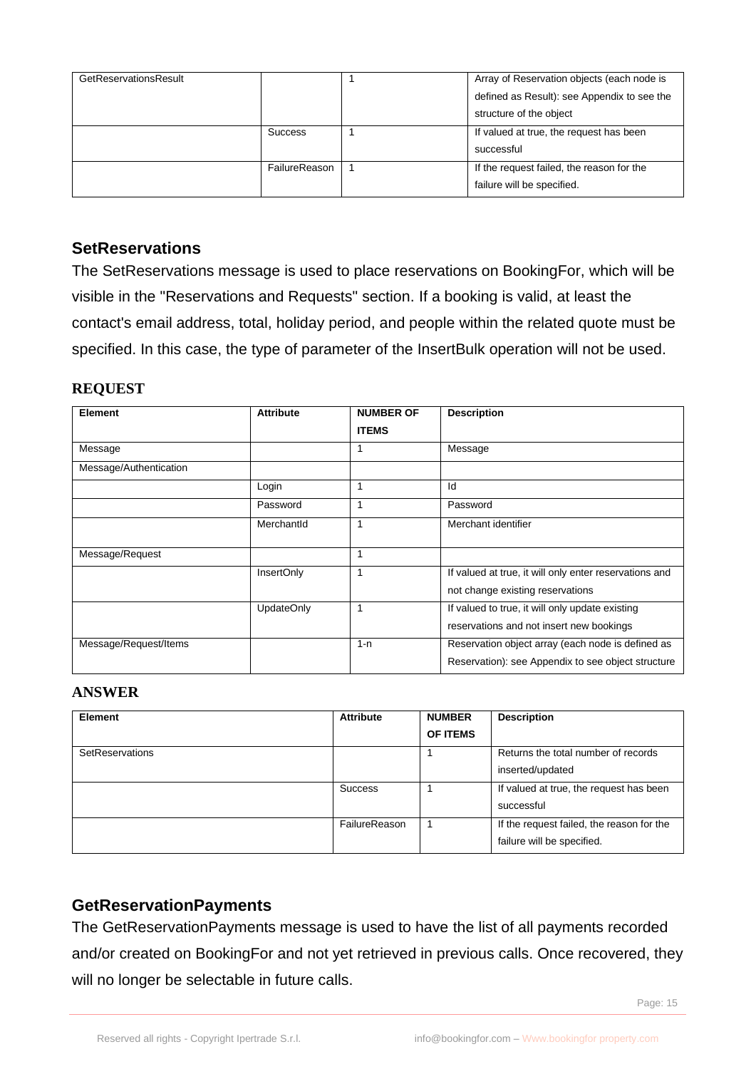| GetReservationsResult | | 1 | Array of Reservation objects (each node is defined as Result): see Appendix to see the structure of the object |
|---|---|---|---|
| | Success | 1 | If valued at true, the request has been successful |
| | FailureReason | 1 | If the request failed, the reason for the failure will be specified. |

## SetReservations

The SetReservations message is used to place reservations on BookingFor, which will be visible in the "Reservations and Requests" section. If a booking is valid, at least the contact's email address, total, holiday period, and people within the related quote must be specified. In this case, the type of parameter of the InsertBulk operation will not be used.

### REQUEST

| Element | Attribute | NUMBER OF ITEMS | Description |
|---|---|---|---|
| Message | | 1 | Message |
| Message/Authentication | | | |
| | Login | 1 | Id |
| | Password | 1 | Password |
| | MerchantId | 1 | Merchant identifier |
| Message/Request | | 1 | |
| | InsertOnly | 1 | If valued at true, it will only enter reservations and not change existing reservations |
| | UpdateOnly | 1 | If valued to true, it will only update existing reservations and not insert new bookings |
| Message/Request/Items | | 1-n | Reservation object array (each node is defined as Reservation): see Appendix to see object structure |

### ANSWER

| Element | Attribute | NUMBER OF ITEMS | Description |
|---|---|---|---|
| SetReservations | | 1 | Returns the total number of records inserted/updated |
| | Success | 1 | If valued at true, the request has been successful |
| | FailureReason | 1 | If the request failed, the reason for the failure will be specified. |

## GetReservationPayments

The GetReservationPayments message is used to have the list of all payments recorded and/or created on BookingFor and not yet retrieved in previous calls. Once recovered, they will no longer be selectable in future calls.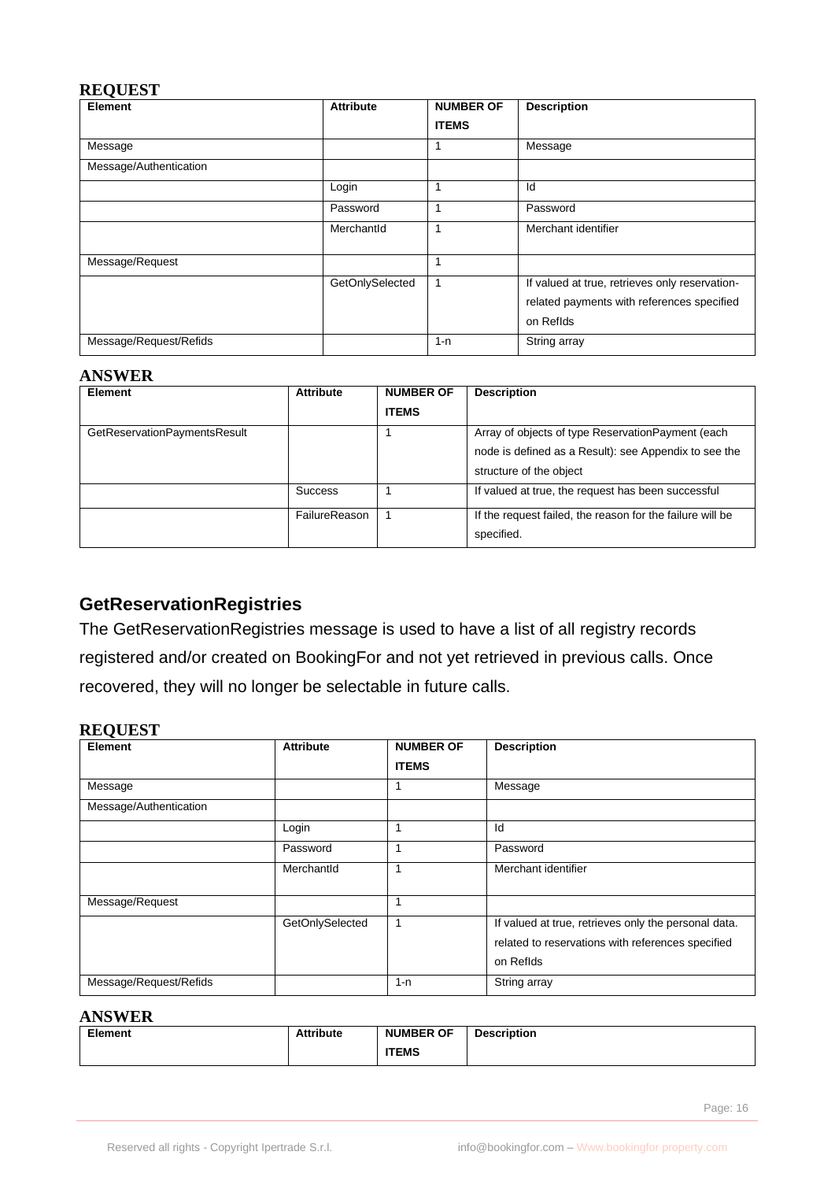**REQUEST**

| Element | Attribute | NUMBER OF ITEMS | Description |
|---|---|---|---|
| Message | | 1 | Message |
| Message/Authentication | | | |
| | Login | 1 | Id |
| | Password | 1 | Password |
| | MerchantId | 1 | Merchant identifier |
| Message/Request | | 1 | |
| | GetOnlySelected | 1 | If valued at true, retrieves only reservation-related payments with references specified on RefIds |
| Message/Request/Refids | | 1-n | String array |

**ANSWER**

| Element | Attribute | NUMBER OF ITEMS | Description |
|---|---|---|---|
| GetReservationPaymentsResult | | 1 | Array of objects of type ReservationPayment (each node is defined as a Result): see Appendix to see the structure of the object |
| | Success | 1 | If valued at true, the request has been successful |
| | FailureReason | 1 | If the request failed, the reason for the failure will be specified. |

## GetReservationRegistries

The GetReservationRegistries message is used to have a list of all registry records registered and/or created on BookingFor and not yet retrieved in previous calls. Once recovered, they will no longer be selectable in future calls.

**REQUEST**

| Element | Attribute | NUMBER OF ITEMS | Description |
|---|---|---|---|
| Message | | 1 | Message |
| Message/Authentication | | | |
| | Login | 1 | Id |
| | Password | 1 | Password |
| | MerchantId | 1 | Merchant identifier |
| Message/Request | | 1 | |
| | GetOnlySelected | 1 | If valued at true, retrieves only the personal data. related to reservations with references specified on RefIds |
| Message/Request/Refids | | 1-n | String array |

**ANSWER**

| Element | Attribute | NUMBER OF ITEMS | Description |
|---|---|---|---|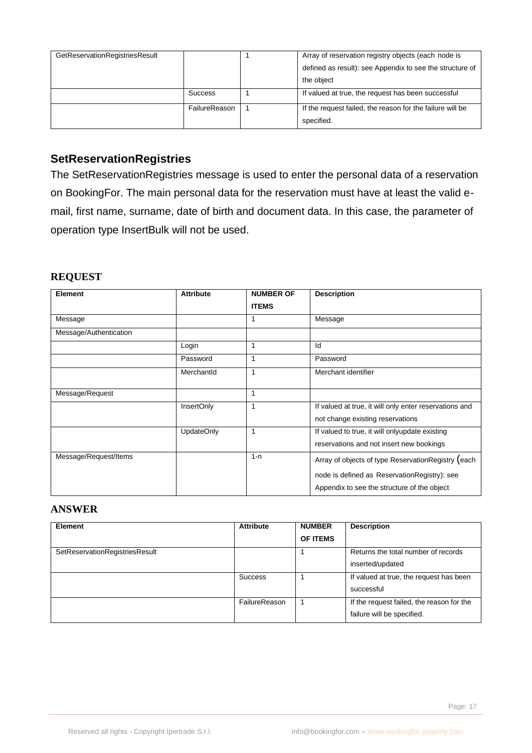| GetReservationRegistriesResult | | 1 | Array of reservation registry objects (each node is defined as result): see Appendix to see the structure of the object |
| --- | --- | --- | --- |
| | Success | 1 | If valued at true, the request has been successful |
| | FailureReason | 1 | If the request failed, the reason for the failure will be specified. |

## SetReservationRegistries

The SetReservationRegistries message is used to enter the personal data of a reservation on BookingFor. The main personal data for the reservation must have at least the valid e-mail, first name, surname, date of birth and document data. In this case, the parameter of operation type InsertBulk will not be used.

### REQUEST

| Element | Attribute | NUMBER OF ITEMS | Description |
| --- | --- | --- | --- |
| Message | | 1 | Message |
| Message/Authentication | | | |
| | Login | 1 | Id |
| | Password | 1 | Password |
| | MerchantId | 1 | Merchant identifier |
| Message/Request | | 1 | |
| | InsertOnly | 1 | If valued at true, it will only enter reservations and not change existing reservations |
| | UpdateOnly | 1 | If valued to true, it will onlyupdate existing reservations and not insert new bookings |
| Message/Request/Items | | 1-n | Array of objects of type ReservationRegistry (each node is defined as ReservationRegistry): see Appendix to see the structure of the object |

### ANSWER

| Element | Attribute | NUMBER OF ITEMS | Description |
| --- | --- | --- | --- |
| SetReservationRegistriesResult | | 1 | Returns the total number of records inserted/updated |
| | Success | 1 | If valued at true, the request has been successful |
| | FailureReason | 1 | If the request failed, the reason for the failure will be specified. |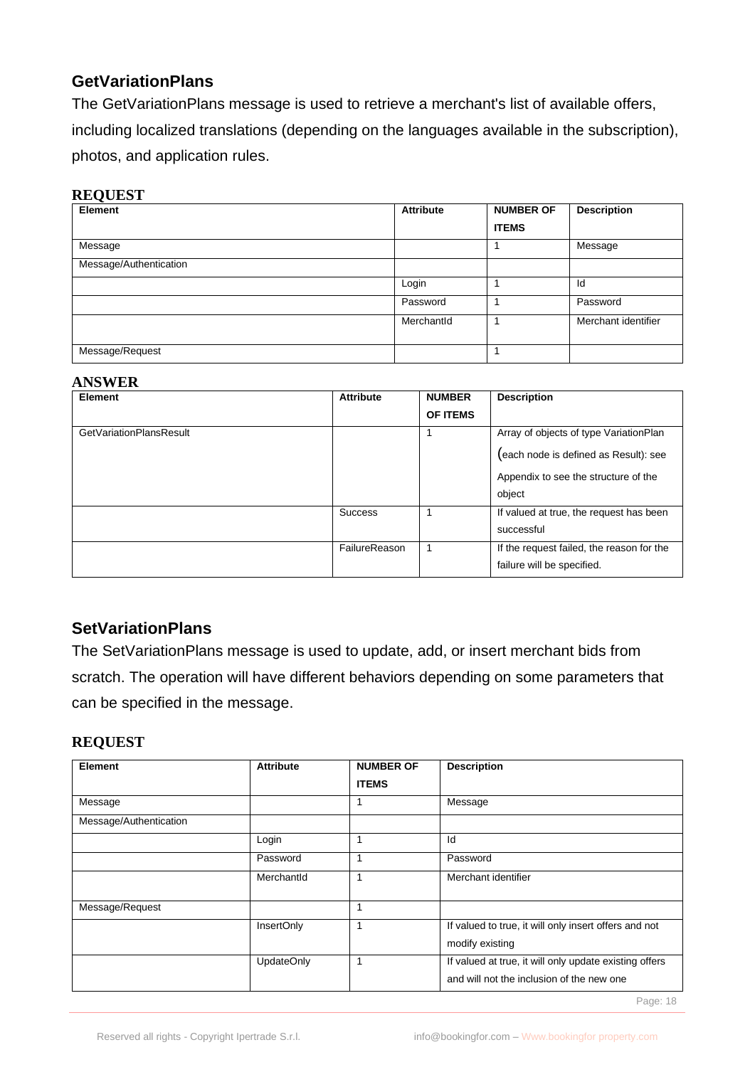## GetVariationPlans

The GetVariationPlans message is used to retrieve a merchant's list of available offers, including localized translations (depending on the languages available in the subscription), photos, and application rules.

### REQUEST

| Element | Attribute | NUMBER OF ITEMS | Description |
|---|---|---|---|
| Message | | 1 | Message |
| Message/Authentication | | | |
| | Login | 1 | Id |
| | Password | 1 | Password |
| | MerchantId | 1 | Merchant identifier |
| Message/Request | | 1 | |

### ANSWER

| Element | Attribute | NUMBER OF ITEMS | Description |
|---|---|---|---|
| GetVariationPlansResult | | 1 | Array of objects of type VariationPlan (each node is defined as Result): see Appendix to see the structure of the object |
| | Success | 1 | If valued at true, the request has been successful |
| | FailureReason | 1 | If the request failed, the reason for the failure will be specified. |

## SetVariationPlans

The SetVariationPlans message is used to update, add, or insert merchant bids from scratch. The operation will have different behaviors depending on some parameters that can be specified in the message.

### REQUEST

| Element | Attribute | NUMBER OF ITEMS | Description |
|---|---|---|---|
| Message | | 1 | Message |
| Message/Authentication | | | |
| | Login | 1 | Id |
| | Password | 1 | Password |
| | MerchantId | 1 | Merchant identifier |
| Message/Request | | 1 | |
| | InsertOnly | 1 | If valued to true, it will only insert offers and not modify existing |
| | UpdateOnly | 1 | If valued at true, it will only update existing offers and will not the inclusion of the new one |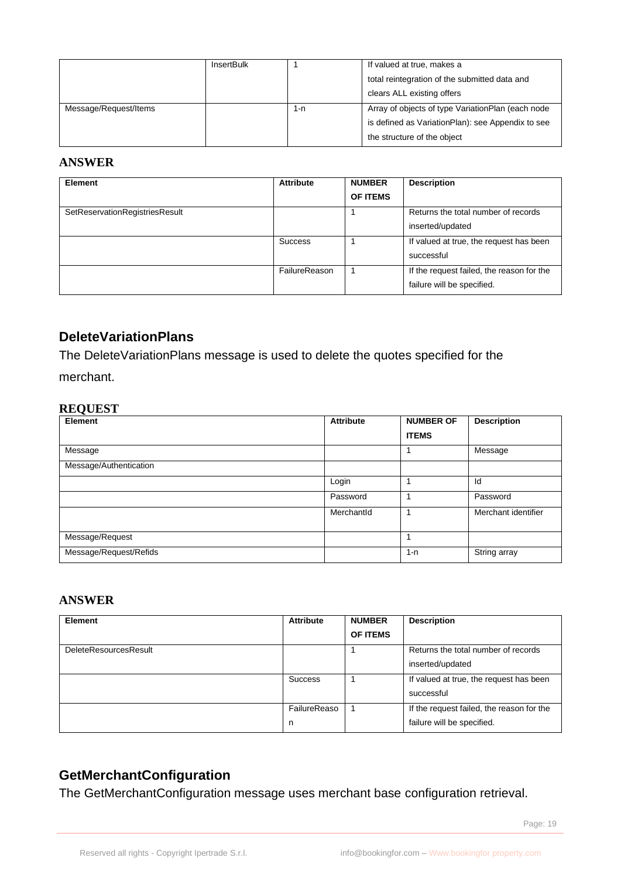| | InsertBulk | 1 | If valued at true, makes a total reintegration of the submitted data and clears ALL existing offers |
|---|---|---|---|
| Message/Request/Items | | 1-n | Array of objects of type VariationPlan (each node is defined as VariationPlan): see Appendix to see the structure of the object |

### ANSWER

| Element | Attribute | NUMBER OF ITEMS | Description |
|---|---|---|---|
| SetReservationRegistriesResult | | 1 | Returns the total number of records inserted/updated |
| | Success | 1 | If valued at true, the request has been successful |
| | FailureReason | 1 | If the request failed, the reason for the failure will be specified. |

## DeleteVariationPlans

The DeleteVariationPlans message is used to delete the quotes specified for the merchant.

### REQUEST

| Element | Attribute | NUMBER OF ITEMS | Description |
|---|---|---|---|
| Message | | 1 | Message |
| Message/Authentication | | | |
| | Login | 1 | Id |
| | Password | 1 | Password |
| | MerchantId | 1 | Merchant identifier |
| Message/Request | | 1 | |
| Message/Request/Refids | | 1-n | String array |

### ANSWER

| Element | Attribute | NUMBER OF ITEMS | Description |
|---|---|---|---|
| DeleteResourcesResult | | 1 | Returns the total number of records inserted/updated |
| | Success | 1 | If valued at true, the request has been successful |
| | FailureReason | 1 | If the request failed, the reason for the failure will be specified. |

## GetMerchantConfiguration

The GetMerchantConfiguration message uses merchant base configuration retrieval.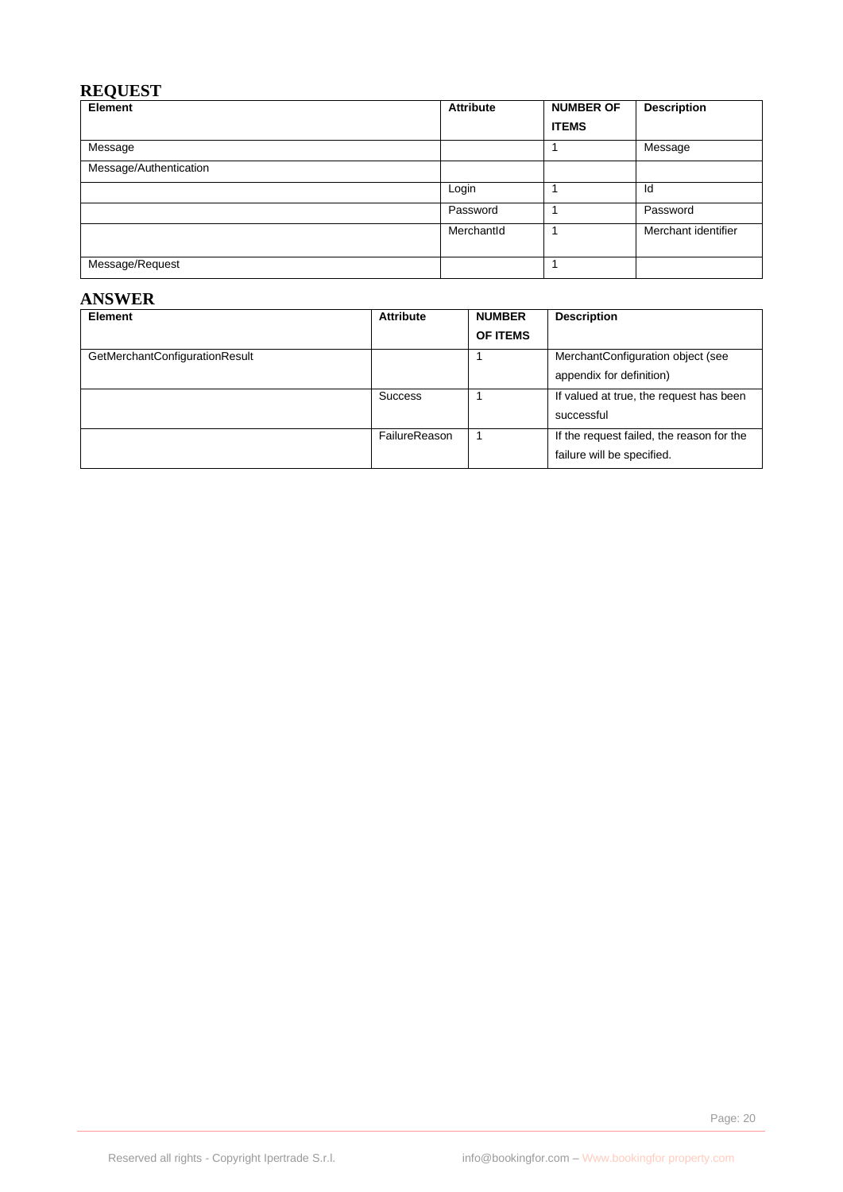## REQUEST

| Element | Attribute | NUMBER OF ITEMS | Description |
|---|---|---|---|
| Message | | 1 | Message |
| Message/Authentication | | | |
| | Login | 1 | Id |
| | Password | 1 | Password |
| | MerchantId | 1 | Merchant identifier |
| Message/Request | | 1 | |

## ANSWER

| Element | Attribute | NUMBER OF ITEMS | Description |
|---|---|---|---|
| GetMerchantConfigurationResult | | 1 | MerchantConfiguration object (see appendix for definition) |
| | Success | 1 | If valued at true, the request has been successful |
| | FailureReason | 1 | If the request failed, the reason for the failure will be specified. |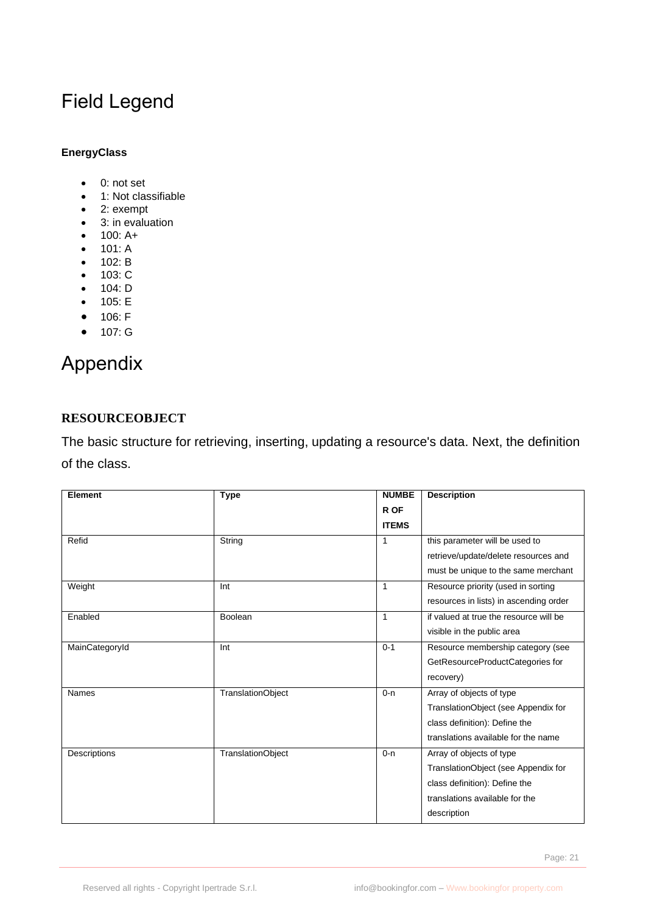# Field Legend

**EnergyClass**

- 0: not set
- 1: Not classifiable
- 2: exempt
- 3: in evaluation
- 100: A+
- 101: A
- 102: B
- 103: C
- 104: D
- 105: E
- 106: F
- 107: G

# Appendix

### RESOURCEOBJECT

The basic structure for retrieving, inserting, updating a resource's data. Next, the definition of the class.

| Element | Type | NUMBER OF ITEMS | Description |
|---|---|---|---|
| Refid | String | 1 | this parameter will be used to retrieve/update/delete resources and must be unique to the same merchant |
| Weight | Int | 1 | Resource priority (used in sorting resources in lists) in ascending order |
| Enabled | Boolean | 1 | if valued at true the resource will be visible in the public area |
| MainCategoryId | Int | 0-1 | Resource membership category (see GetResourceProductCategories for recovery) |
| Names | TranslationObject | 0-n | Array of objects of type TranslationObject (see Appendix for class definition): Define the translations available for the name |
| Descriptions | TranslationObject | 0-n | Array of objects of type TranslationObject (see Appendix for class definition): Define the translations available for the description |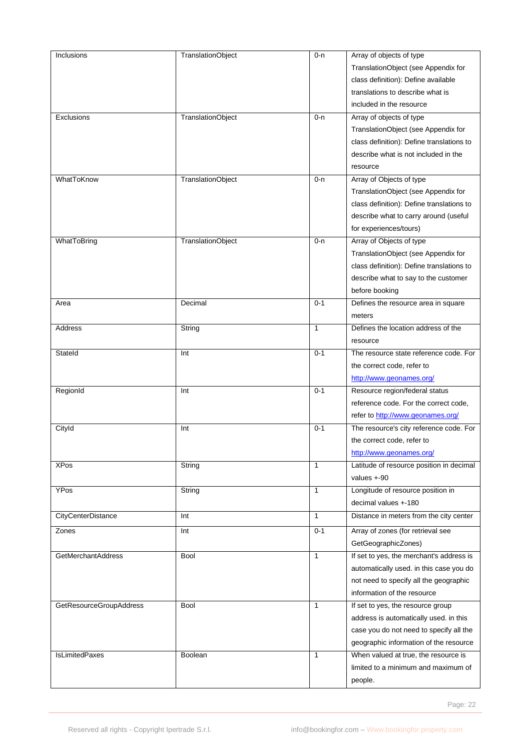| Inclusions | TranslationObject | 0-n | Array of objects of type TranslationObject (see Appendix for class definition): Define available translations to describe what is included in the resource |
|---|---|---|---|
| Exclusions | TranslationObject | 0-n | Array of objects of type TranslationObject (see Appendix for class definition): Define translations to describe what is not included in the resource |
| WhatToKnow | TranslationObject | 0-n | Array of Objects of type TranslationObject (see Appendix for class definition): Define translations to describe what to carry around (useful for experiences/tours) |
| WhatToBring | TranslationObject | 0-n | Array of Objects of type TranslationObject (see Appendix for class definition): Define translations to describe what to say to the customer before booking |
| Area | Decimal | 0-1 | Defines the resource area in square meters |
| Address | String | 1 | Defines the location address of the resource |
| StateId | Int | 0-1 | The resource state reference code. For the correct code, refer to http://www.geonames.org/ |
| RegionId | Int | 0-1 | Resource region/federal status reference code. For the correct code, refer to http://www.geonames.org/ |
| CityId | Int | 0-1 | The resource's city reference code. For the correct code, refer to http://www.geonames.org/ |
| XPos | String | 1 | Latitude of resource position in decimal values +-90 |
| YPos | String | 1 | Longitude of resource position in decimal values +-180 |
| CityCenterDistance | Int | 1 | Distance in meters from the city center |
| Zones | Int | 0-1 | Array of zones (for retrieval see GetGeographicZones) |
| GetMerchantAddress | Bool | 1 | If set to yes, the merchant's address is automatically used. in this case you do not need to specify all the geographic information of the resource |
| GetResourceGroupAddress | Bool | 1 | If set to yes, the resource group address is automatically used. in this case you do not need to specify all the geographic information of the resource |
| IsLimitedPaxes | Boolean | 1 | When valued at true, the resource is limited to a minimum and maximum of people. |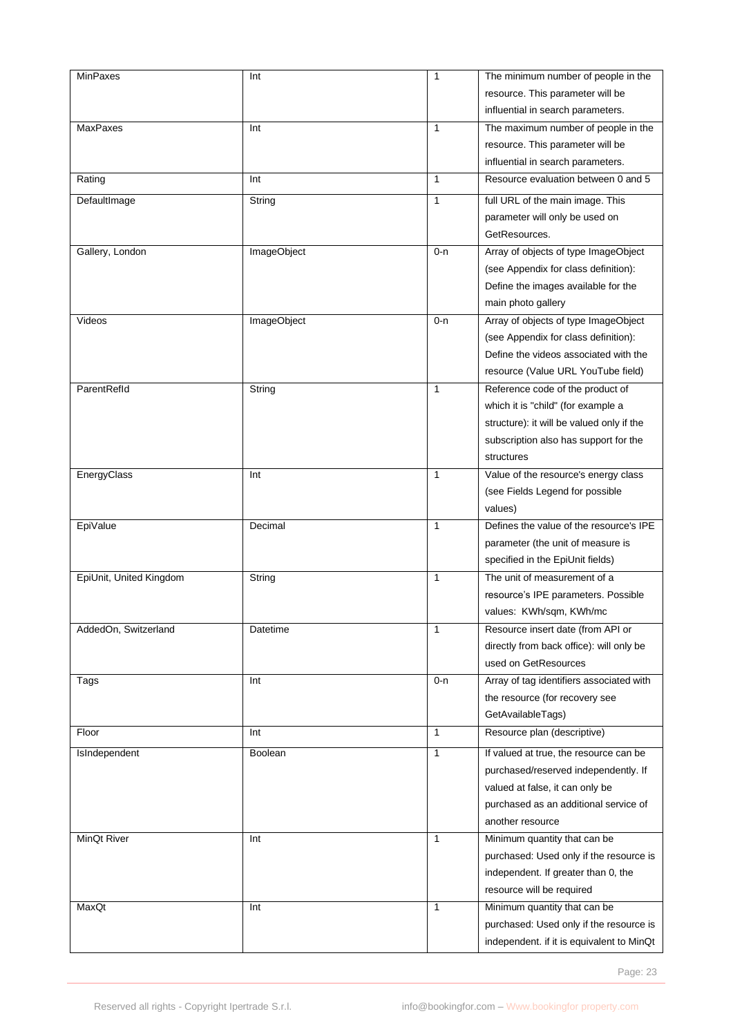| MinPaxes | Int | 1 | The minimum number of people in the resource. This parameter will be influential in search parameters. |
|---|---|---|---|
| MaxPaxes | Int | 1 | The maximum number of people in the resource. This parameter will be influential in search parameters. |
| Rating | Int | 1 | Resource evaluation between 0 and 5 |
| DefaultImage | String | 1 | full URL of the main image. This parameter will only be used on GetResources. |
| Gallery, London | ImageObject | 0-n | Array of objects of type ImageObject (see Appendix for class definition): Define the images available for the main photo gallery |
| Videos | ImageObject | 0-n | Array of objects of type ImageObject (see Appendix for class definition): Define the videos associated with the resource (Value URL YouTube field) |
| ParentRefId | String | 1 | Reference code of the product of which it is "child" (for example a structure): it will be valued only if the subscription also has support for the structures |
| EnergyClass | Int | 1 | Value of the resource's energy class (see Fields Legend for possible values) |
| EpiValue | Decimal | 1 | Defines the value of the resource's IPE parameter (the unit of measure is specified in the EpiUnit fields) |
| EpiUnit, United Kingdom | String | 1 | The unit of measurement of a resource's IPE parameters. Possible values: KWh/sqm, KWh/mc |
| AddedOn, Switzerland | Datetime | 1 | Resource insert date (from API or directly from back office): will only be used on GetResources |
| Tags | Int | 0-n | Array of tag identifiers associated with the resource (for recovery see GetAvailableTags) |
| Floor | Int | 1 | Resource plan (descriptive) |
| IsIndependent | Boolean | 1 | If valued at true, the resource can be purchased/reserved independently. If valued at false, it can only be purchased as an additional service of another resource |
| MinQt River | Int | 1 | Minimum quantity that can be purchased: Used only if the resource is independent. If greater than 0, the resource will be required |
| MaxQt | Int | 1 | Minimum quantity that can be purchased: Used only if the resource is independent. if it is equivalent to MinQt |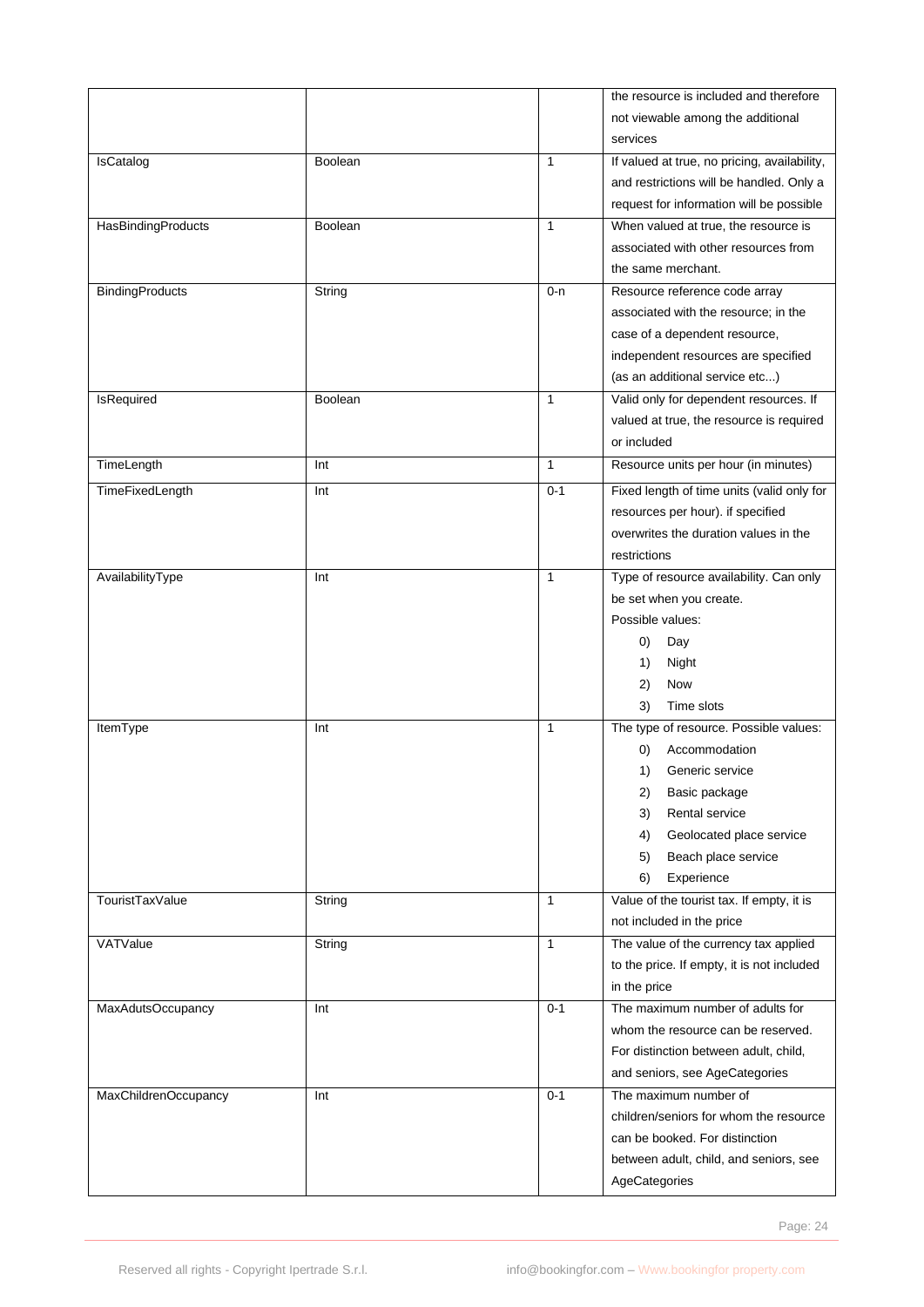| | | | |
|---|---|---|---|
| | | | the resource is included and therefore not viewable among the additional services |
| IsCatalog | Boolean | 1 | If valued at true, no pricing, availability, and restrictions will be handled. Only a request for information will be possible |
| HasBindingProducts | Boolean | 1 | When valued at true, the resource is associated with other resources from the same merchant. |
| BindingProducts | String | 0-n | Resource reference code array associated with the resource; in the case of a dependent resource, independent resources are specified (as an additional service etc...) |
| IsRequired | Boolean | 1 | Valid only for dependent resources. If valued at true, the resource is required or included |
| TimeLength | Int | 1 | Resource units per hour (in minutes) |
| TimeFixedLength | Int | 0-1 | Fixed length of time units (valid only for resources per hour). if specified overwrites the duration values in the restrictions |
| AvailabilityType | Int | 1 | Type of resource availability. Can only be set when you create.<br>Possible values:<br>0) Day<br>1) Night<br>2) Now<br>3) Time slots |
| ItemType | Int | 1 | The type of resource. Possible values:<br>0) Accommodation<br>1) Generic service<br>2) Basic package<br>3) Rental service<br>4) Geolocated place service<br>5) Beach place service<br>6) Experience |
| TouristTaxValue | String | 1 | Value of the tourist tax. If empty, it is not included in the price |
| VATValue | String | 1 | The value of the currency tax applied to the price. If empty, it is not included in the price |
| MaxAdutsOccupancy | Int | 0-1 | The maximum number of adults for whom the resource can be reserved. For distinction between adult, child, and seniors, see AgeCategories |
| MaxChildrenOccupancy | Int | 0-1 | The maximum number of children/seniors for whom the resource can be booked. For distinction between adult, child, and seniors, see AgeCategories |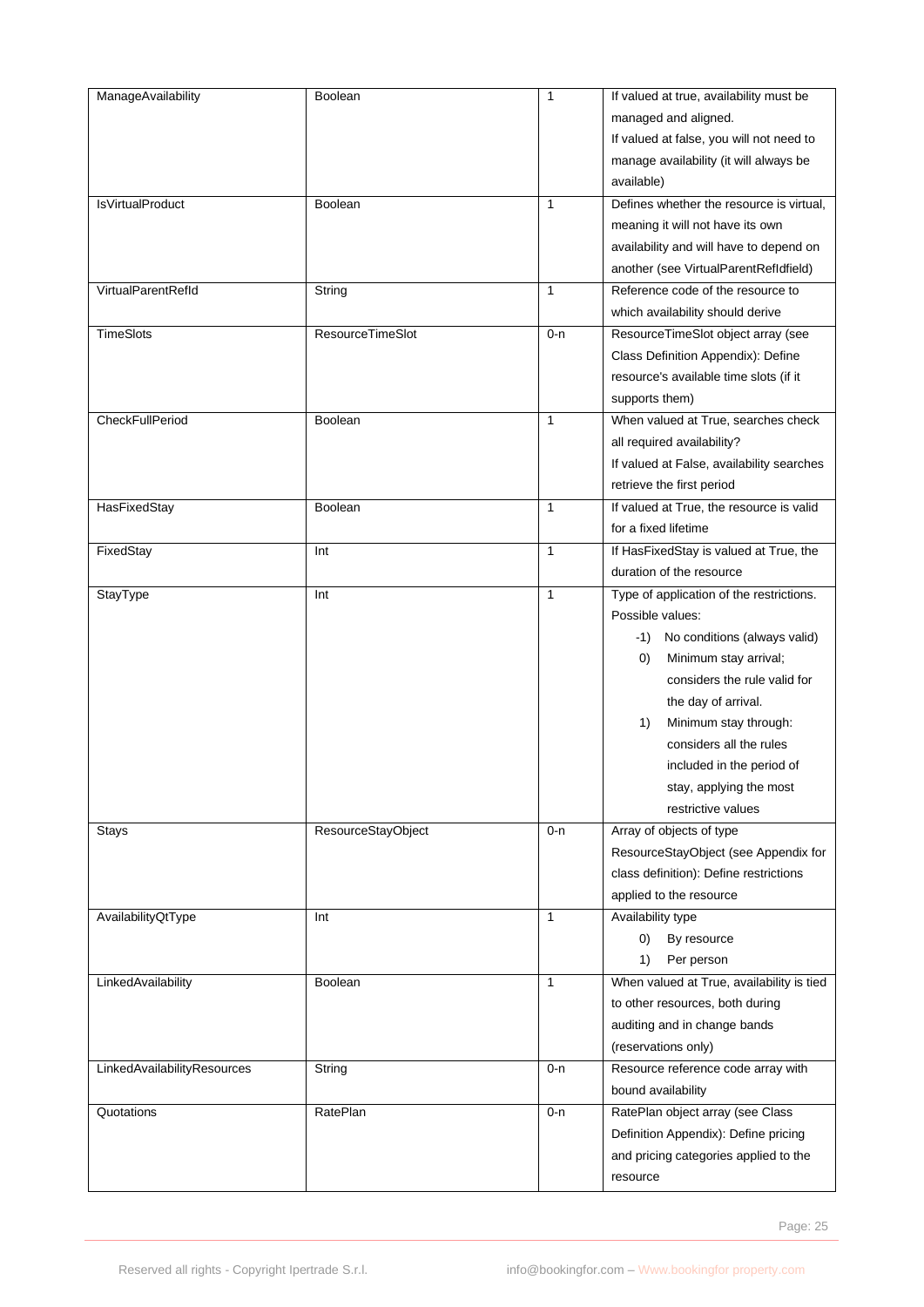| ManageAvailability | Boolean | 1 | If valued at true, availability must be managed and aligned.<br>If valued at false, you will not need to manage availability (it will always be available) |
|---|---|---|---|
| IsVirtualProduct | Boolean | 1 | Defines whether the resource is virtual, meaning it will not have its own availability and will have to depend on another (see VirtualParentRefIdfield) |
| VirtualParentRefId | String | 1 | Reference code of the resource to which availability should derive |
| TimeSlots | ResourceTimeSlot | 0-n | ResourceTimeSlot object array (see Class Definition Appendix): Define resource's available time slots (if it supports them) |
| CheckFullPeriod | Boolean | 1 | When valued at True, searches check all required availability?<br>If valued at False, availability searches retrieve the first period |
| HasFixedStay | Boolean | 1 | If valued at True, the resource is valid for a fixed lifetime |
| FixedStay | Int | 1 | If HasFixedStay is valued at True, the duration of the resource |
| StayType | Int | 1 | Type of application of the restrictions. Possible values:<br>-1) No conditions (always valid)<br>0) Minimum stay arrival; considers the rule valid for the day of arrival.<br>1) Minimum stay through: considers all the rules included in the period of stay, applying the most restrictive values |
| Stays | ResourceStayObject | 0-n | Array of objects of type ResourceStayObject (see Appendix for class definition): Define restrictions applied to the resource |
| AvailabilityQtType | Int | 1 | Availability type<br>0) By resource<br>1) Per person |
| LinkedAvailability | Boolean | 1 | When valued at True, availability is tied to other resources, both during auditing and in change bands (reservations only) |
| LinkedAvailabilityResources | String | 0-n | Resource reference code array with bound availability |
| Quotations | RatePlan | 0-n | RatePlan object array (see Class Definition Appendix): Define pricing and pricing categories applied to the resource |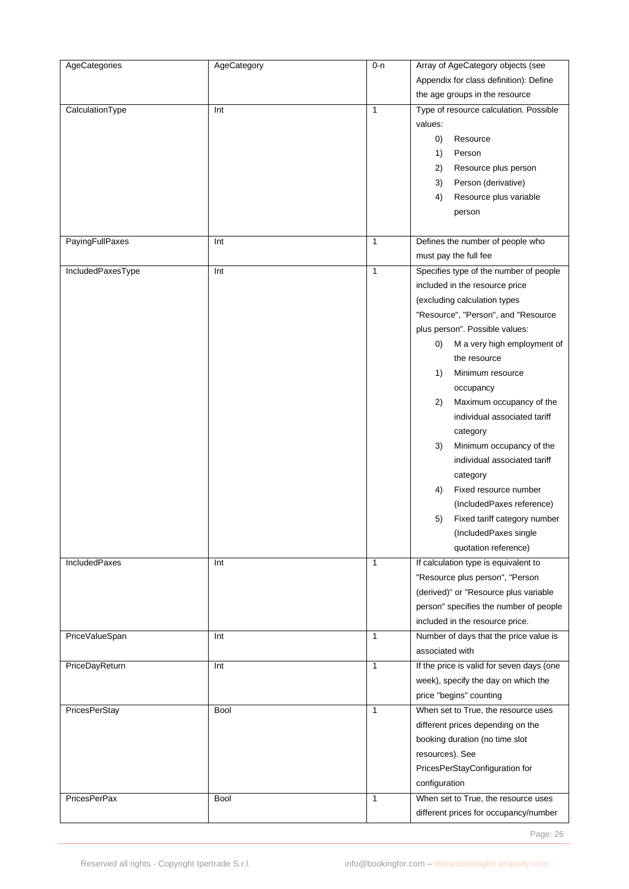| AgeCategories | AgeCategory | 0-n | Array of AgeCategory objects (see Appendix for class definition): Define the age groups in the resource |
|---|---|---|---|
| CalculationType | Int | 1 | Type of resource calculation. Possible values:<br>0) Resource<br>1) Person<br>2) Resource plus person<br>3) Person (derivative)<br>4) Resource plus variable person |
| PayingFullPaxes | Int | 1 | Defines the number of people who must pay the full fee |
| IncludedPaxesType | Int | 1 | Specifies type of the number of people included in the resource price (excluding calculation types "Resource", "Person", and "Resource plus person". Possible values:<br>0) M a very high employment of the resource<br>1) Minimum resource occupancy<br>2) Maximum occupancy of the individual associated tariff category<br>3) Minimum occupancy of the individual associated tariff category<br>4) Fixed resource number (IncludedPaxes reference)<br>5) Fixed tariff category number (IncludedPaxes single quotation reference) |
| IncludedPaxes | Int | 1 | If calculation type is equivalent to "Resource plus person", "Person (derived)" or "Resource plus variable person" specifies the number of people included in the resource price. |
| PriceValueSpan | Int | 1 | Number of days that the price value is associated with |
| PriceDayReturn | Int | 1 | If the price is valid for seven days (one week), specify the day on which the price "begins" counting |
| PricesPerStay | Bool | 1 | When set to True, the resource uses different prices depending on the booking duration (no time slot resources). See PricesPerStayConfiguration for configuration |
| PricesPerPax | Bool | 1 | When set to True, the resource uses different prices for occupancy/number |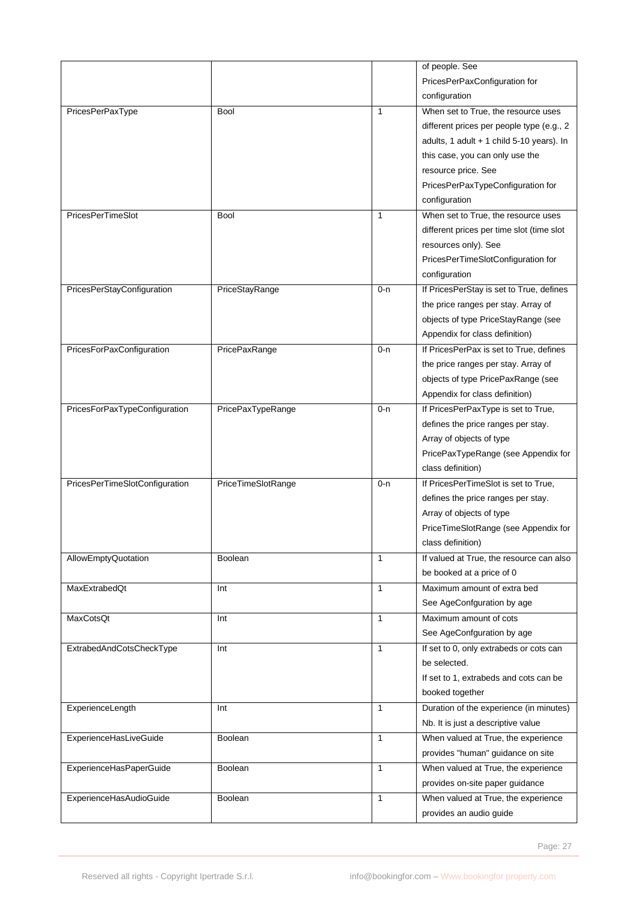| | | | |
|---|---|---|---|
| | | | of people. See PricesPerPaxConfiguration for configuration |
| PricesPerPaxType | Bool | 1 | When set to True, the resource uses different prices per people type (e.g., 2 adults, 1 adult + 1 child 5-10 years). In this case, you can only use the resource price. See PricesPerPaxTypeConfiguration for configuration |
| PricesPerTimeSlot | Bool | 1 | When set to True, the resource uses different prices per time slot (time slot resources only). See PricesPerTimeSlotConfiguration for configuration |
| PricesPerStayConfiguration | PriceStayRange | 0-n | If PricesPerStay is set to True, defines the price ranges per stay. Array of objects of type PriceStayRange (see Appendix for class definition) |
| PricesForPaxConfiguration | PricePaxRange | 0-n | If PricesPerPax is set to True, defines the price ranges per stay. Array of objects of type PricePaxRange (see Appendix for class definition) |
| PricesForPaxTypeConfiguration | PricePaxTypeRange | 0-n | If PricesPerPaxType is set to True, defines the price ranges per stay. Array of objects of type PricePaxTypeRange (see Appendix for class definition) |
| PricesPerTimeSlotConfiguration | PriceTimeSlotRange | 0-n | If PricesPerTimeSlot is set to True, defines the price ranges per stay. Array of objects of type PriceTimeSlotRange (see Appendix for class definition) |
| AllowEmptyQuotation | Boolean | 1 | If valued at True, the resource can also be booked at a price of 0 |
| MaxExtrabedQt | Int | 1 | Maximum amount of extra bed<br>See AgeConfguration by age |
| MaxCotsQt | Int | 1 | Maximum amount of cots<br>See AgeConfguration by age |
| ExtrabedAndCotsCheckType | Int | 1 | If set to 0, only extrabeds or cots can be selected.<br>If set to 1, extrabeds and cots can be booked together |
| ExperienceLength | Int | 1 | Duration of the experience (in minutes)<br>Nb. It is just a descriptive value |
| ExperienceHasLiveGuide | Boolean | 1 | When valued at True, the experience provides "human" guidance on site |
| ExperienceHasPaperGuide | Boolean | 1 | When valued at True, the experience provides on-site paper guidance |
| ExperienceHasAudioGuide | Boolean | 1 | When valued at True, the experience provides an audio guide |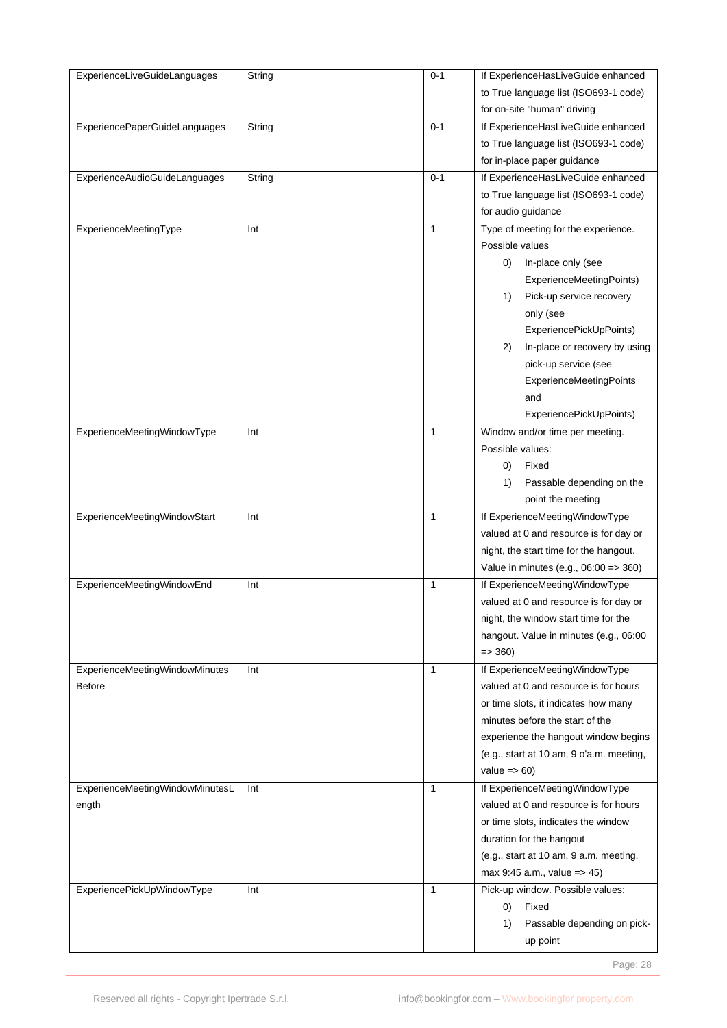| ExperienceLiveGuideLanguages | String | 0-1 | If ExperienceHasLiveGuide enhanced to True language list (ISO693-1 code) for on-site "human" driving |
|---|---|---|---|
| ExperiencePaperGuideLanguages | String | 0-1 | If ExperienceHasLiveGuide enhanced to True language list (ISO693-1 code) for in-place paper guidance |
| ExperienceAudioGuideLanguages | String | 0-1 | If ExperienceHasLiveGuide enhanced to True language list (ISO693-1 code) for audio guidance |
| ExperienceMeetingType | Int | 1 | Type of meeting for the experience. Possible values<br>0) In-place only (see ExperienceMeetingPoints)<br>1) Pick-up service recovery only (see ExperiencePickUpPoints)<br>2) In-place or recovery by using pick-up service (see ExperienceMeetingPoints and ExperiencePickUpPoints) |
| ExperienceMeetingWindowType | Int | 1 | Window and/or time per meeting. Possible values:<br>0) Fixed<br>1) Passable depending on the point the meeting |
| ExperienceMeetingWindowStart | Int | 1 | If ExperienceMeetingWindowType valued at 0 and resource is for day or night, the start time for the hangout. Value in minutes (e.g., 06:00 => 360) |
| ExperienceMeetingWindowEnd | Int | 1 | If ExperienceMeetingWindowType valued at 0 and resource is for day or night, the window start time for the hangout. Value in minutes (e.g., 06:00 => 360) |
| ExperienceMeetingWindowMinutes Before | Int | 1 | If ExperienceMeetingWindowType valued at 0 and resource is for hours or time slots, it indicates how many minutes before the start of the experience the hangout window begins (e.g., start at 10 am, 9 o'a.m. meeting, value => 60) |
| ExperienceMeetingWindowMinutesL ength | Int | 1 | If ExperienceMeetingWindowType valued at 0 and resource is for hours or time slots, indicates the window duration for the hangout<br>(e.g., start at 10 am, 9 a.m. meeting, max 9:45 a.m., value => 45) |
| ExperiencePickUpWindowType | Int | 1 | Pick-up window. Possible values:<br>0) Fixed<br>1) Passable depending on pick-up point |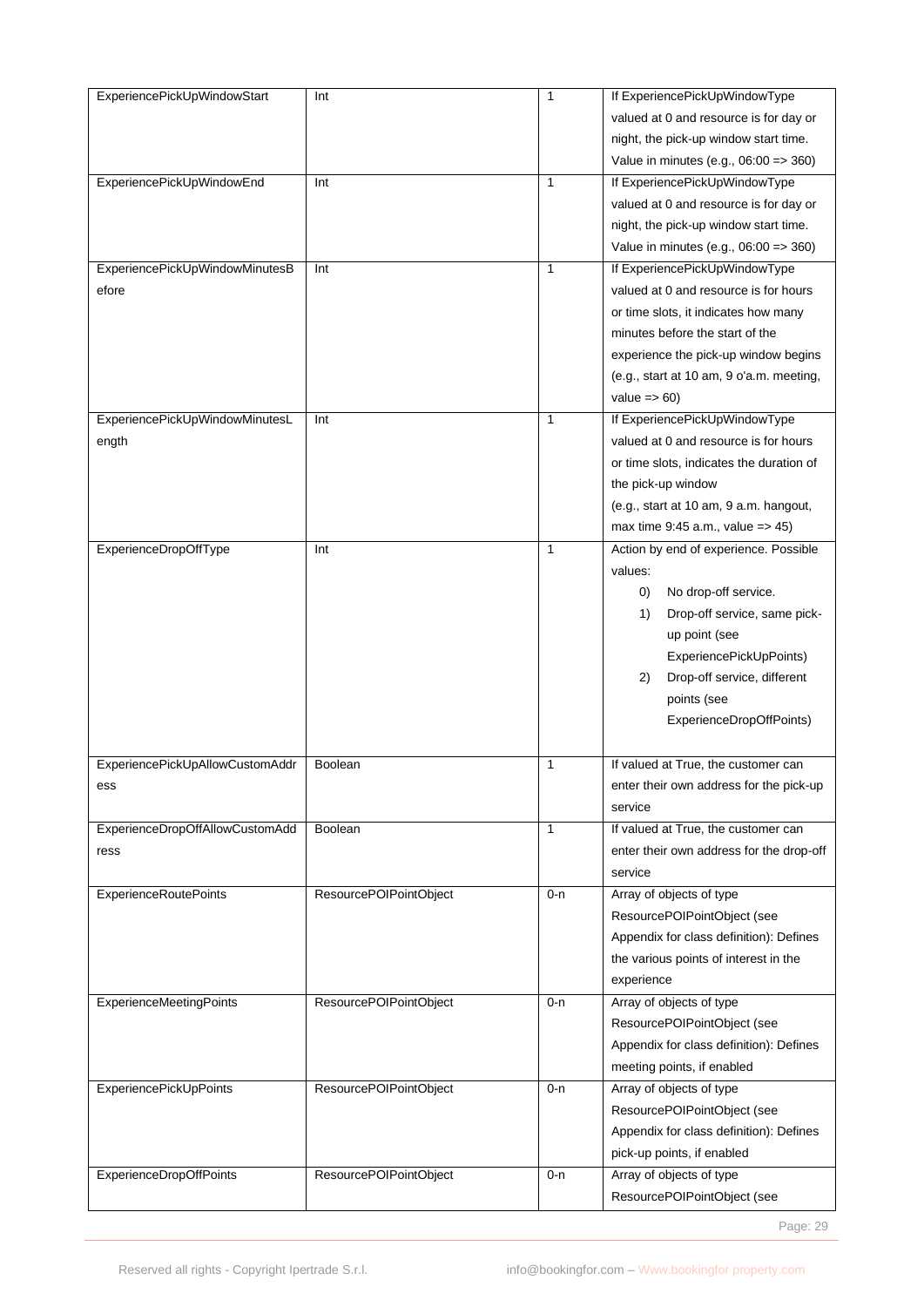| ExperiencePickUpWindowStart | Int | 1 | If ExperiencePickUpWindowType valued at 0 and resource is for day or night, the pick-up window start time. Value in minutes (e.g., 06:00 => 360) |
|---|---|---|---|
| ExperiencePickUpWindowEnd | Int | 1 | If ExperiencePickUpWindowType valued at 0 and resource is for day or night, the pick-up window start time. Value in minutes (e.g., 06:00 => 360) |
| ExperiencePickUpWindowMinutesBefore | Int | 1 | If ExperiencePickUpWindowType valued at 0 and resource is for hours or time slots, it indicates how many minutes before the start of the experience the pick-up window begins (e.g., start at 10 am, 9 o'a.m. meeting, value => 60) |
| ExperiencePickUpWindowMinutesLength | Int | 1 | If ExperiencePickUpWindowType valued at 0 and resource is for hours or time slots, indicates the duration of the pick-up window (e.g., start at 10 am, 9 a.m. hangout, max time 9:45 a.m., value => 45) |
| ExperienceDropOffType | Int | 1 | Action by end of experience. Possible values: 0) No drop-off service. 1) Drop-off service, same pick-up point (see ExperiencePickUpPoints) 2) Drop-off service, different points (see ExperienceDropOffPoints) |
| ExperiencePickUpAllowCustomAddress | Boolean | 1 | If valued at True, the customer can enter their own address for the pick-up service |
| ExperienceDropOffAllowCustomAddress | Boolean | 1 | If valued at True, the customer can enter their own address for the drop-off service |
| ExperienceRoutePoints | ResourcePOIPointObject | 0-n | Array of objects of type ResourcePOIPointObject (see Appendix for class definition): Defines the various points of interest in the experience |
| ExperienceMeetingPoints | ResourcePOIPointObject | 0-n | Array of objects of type ResourcePOIPointObject (see Appendix for class definition): Defines meeting points, if enabled |
| ExperiencePickUpPoints | ResourcePOIPointObject | 0-n | Array of objects of type ResourcePOIPointObject (see Appendix for class definition): Defines pick-up points, if enabled |
| ExperienceDropOffPoints | ResourcePOIPointObject | 0-n | Array of objects of type ResourcePOIPointObject (see |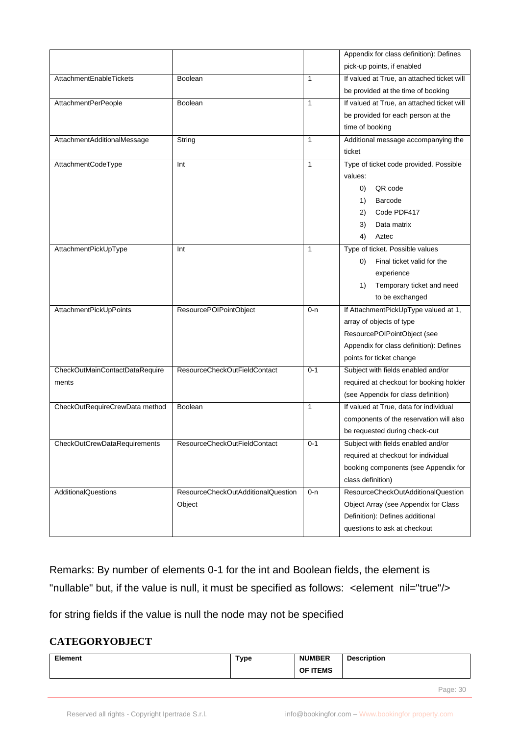|  |  |  | Appendix for class definition): Defines pick-up points, if enabled |
|---|---|---|---|
| AttachmentEnableTickets | Boolean | 1 | If valued at True, an attached ticket will be provided at the time of booking |
| AttachmentPerPeople | Boolean | 1 | If valued at True, an attached ticket will be provided for each person at the time of booking |
| AttachmentAdditionalMessage | String | 1 | Additional message accompanying the ticket |
| AttachmentCodeType | Int | 1 | Type of ticket code provided. Possible values: 0) QR code 1) Barcode 2) Code PDF417 3) Data matrix 4) Aztec |
| AttachmentPickUpType | Int | 1 | Type of ticket. Possible values 0) Final ticket valid for the experience 1) Temporary ticket and need to be exchanged |
| AttachmentPickUpPoints | ResourcePOIPointObject | 0-n | If AttachmentPickUpType valued at 1, array of objects of type ResourcePOIPointObject (see Appendix for class definition): Defines points for ticket change |
| CheckOutMainContactDataRequirements | ResourceCheckOutFieldContact | 0-1 | Subject with fields enabled and/or required at checkout for booking holder (see Appendix for class definition) |
| CheckOutRequireCrewData method | Boolean | 1 | If valued at True, data for individual components of the reservation will also be requested during check-out |
| CheckOutCrewDataRequirements | ResourceCheckOutFieldContact | 0-1 | Subject with fields enabled and/or required at checkout for individual booking components (see Appendix for class definition) |
| AdditionalQuestions | ResourceCheckOutAdditionalQuestionObject | 0-n | ResourceCheckOutAdditionalQuestion Object Array (see Appendix for Class Definition): Defines additional questions to ask at checkout |

Remarks: By number of elements 0-1 for the int and Boolean fields, the element is "nullable" but, if the value is null, it must be specified as follows: <element nil="true"/>

for string fields if the value is null the node may not be specified

### CATEGORYOBJECT

| Element | Type | NUMBER OF ITEMS | Description |
|---|---|---|---|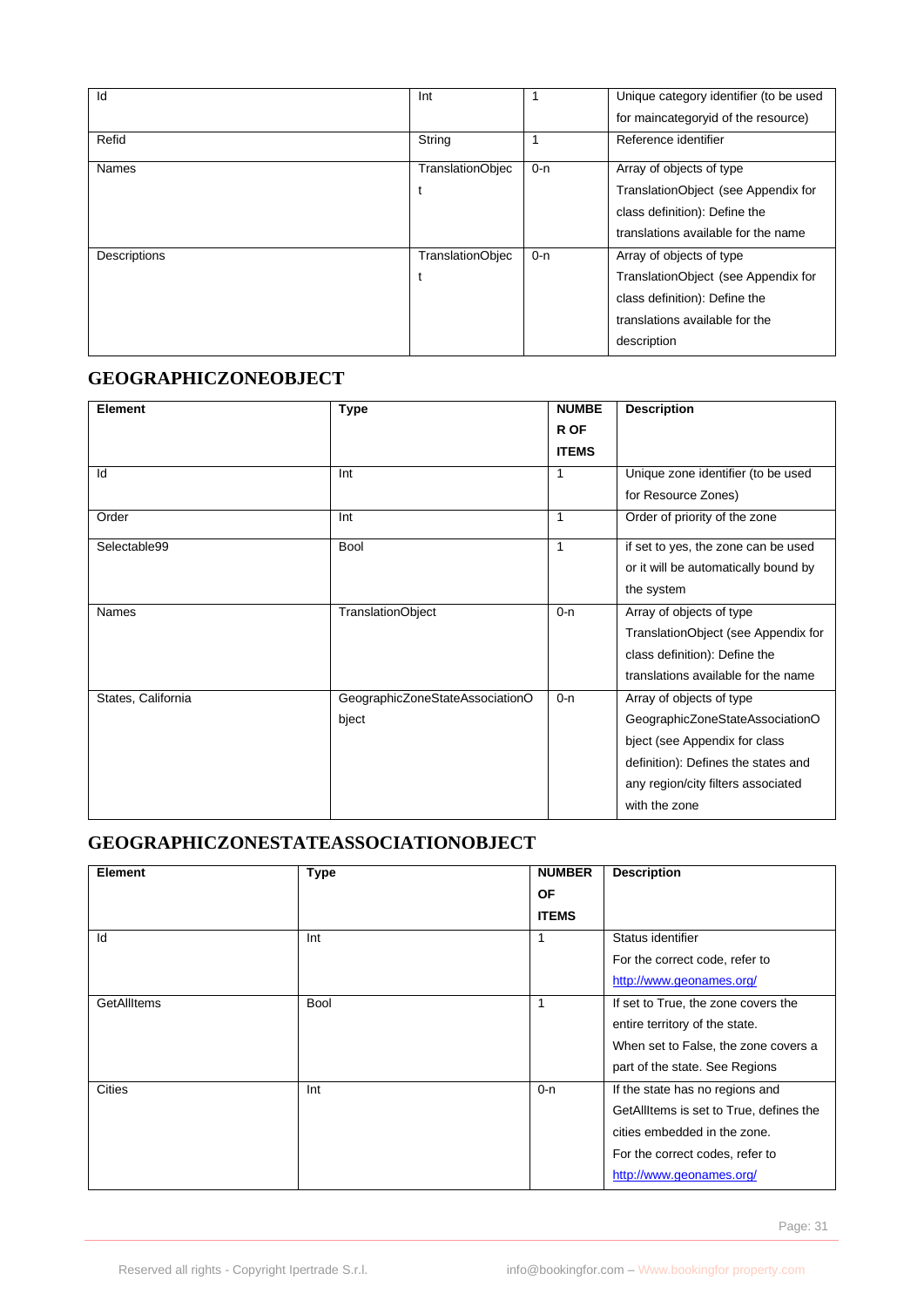| Id | Int | 1 | Unique category identifier (to be used for maincategoryid of the resource) |
|---|---|---|---|
| Refid | String | 1 | Reference identifier |
| Names | TranslationObject | 0-n | Array of objects of type TranslationObject (see Appendix for class definition): Define the translations available for the name |
| Descriptions | TranslationObject | 0-n | Array of objects of type TranslationObject (see Appendix for class definition): Define the translations available for the description |

## GEOGRAPHICZONEOBJECT

| Element | Type | NUMBER OF ITEMS | Description |
|---|---|---|---|
| Id | Int | 1 | Unique zone identifier (to be used for Resource Zones) |
| Order | Int | 1 | Order of priority of the zone |
| Selectable99 | Bool | 1 | if set to yes, the zone can be used or it will be automatically bound by the system |
| Names | TranslationObject | 0-n | Array of objects of type TranslationObject (see Appendix for class definition): Define the translations available for the name |
| States, California | GeographicZoneStateAssociationObject | 0-n | Array of objects of type GeographicZoneStateAssociationObject (see Appendix for class definition): Defines the states and any region/city filters associated with the zone |

## GEOGRAPHICZONESTATEASSOCIATIONOBJECT

| Element | Type | NUMBER OF ITEMS | Description |
|---|---|---|---|
| Id | Int | 1 | Status identifier<br>For the correct code, refer to http://www.geonames.org/ |
| GetAllItems | Bool | 1 | If set to True, the zone covers the entire territory of the state.<br>When set to False, the zone covers a part of the state. See Regions |
| Cities | Int | 0-n | If the state has no regions and GetAllItems is set to True, defines the cities embedded in the zone.<br>For the correct codes, refer to http://www.geonames.org/ |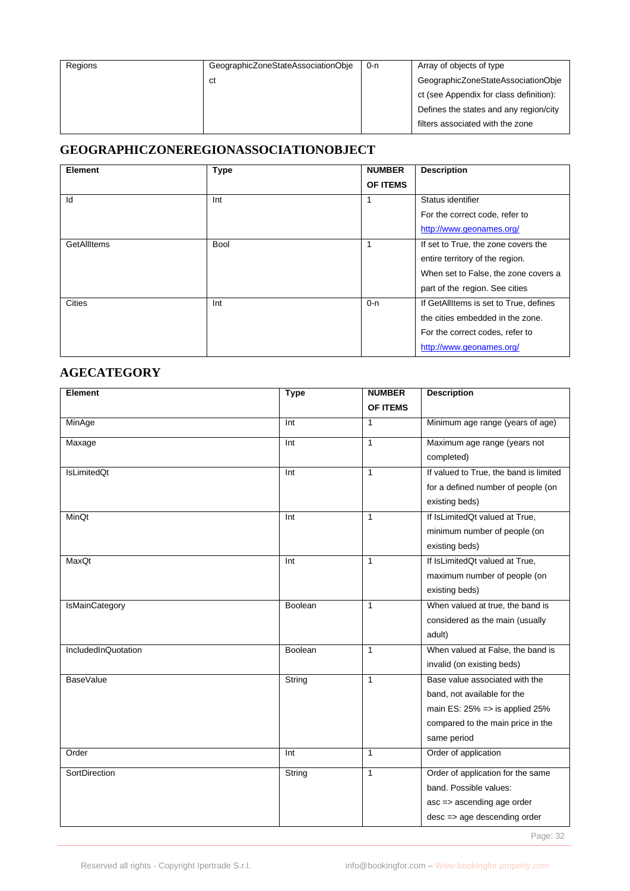| Regions | GeographicZoneStateAssociationObject | 0-n | Array of objects of type GeographicZoneStateAssociationObject (see Appendix for class definition): Defines the states and any region/city filters associated with the zone |
|---|---|---|---|

## GEOGRAPHICZONEREGIONASSOCIATIONOBJECT

| Element | Type | NUMBER OF ITEMS | Description |
|---|---|---|---|
| Id | Int | 1 | Status identifier<br>For the correct code, refer to http://www.geonames.org/ |
| GetAllItems | Bool | 1 | If set to True, the zone covers the entire territory of the region.<br>When set to False, the zone covers a part of the region. See cities |
| Cities | Int | 0-n | If GetAllItems is set to True, defines the cities embedded in the zone.<br>For the correct codes, refer to http://www.geonames.org/ |

## AGECATEGORY

| Element | Type | NUMBER OF ITEMS | Description |
|---|---|---|---|
| MinAge | Int | 1 | Minimum age range (years of age) |
| Maxage | Int | 1 | Maximum age range (years not completed) |
| IsLimitedQt | Int | 1 | If valued to True, the band is limited for a defined number of people (on existing beds) |
| MinQt | Int | 1 | If IsLimitedQt valued at True, minimum number of people (on existing beds) |
| MaxQt | Int | 1 | If IsLimitedQt valued at True, maximum number of people (on existing beds) |
| IsMainCategory | Boolean | 1 | When valued at true, the band is considered as the main (usually adult) |
| IncludedInQuotation | Boolean | 1 | When valued at False, the band is invalid (on existing beds) |
| BaseValue | String | 1 | Base value associated with the band, not available for the main ES: 25% => is applied 25% compared to the main price in the same period |
| Order | Int | 1 | Order of application |
| SortDirection | String | 1 | Order of application for the same band. Possible values:<br>asc => ascending age order<br>desc => age descending order |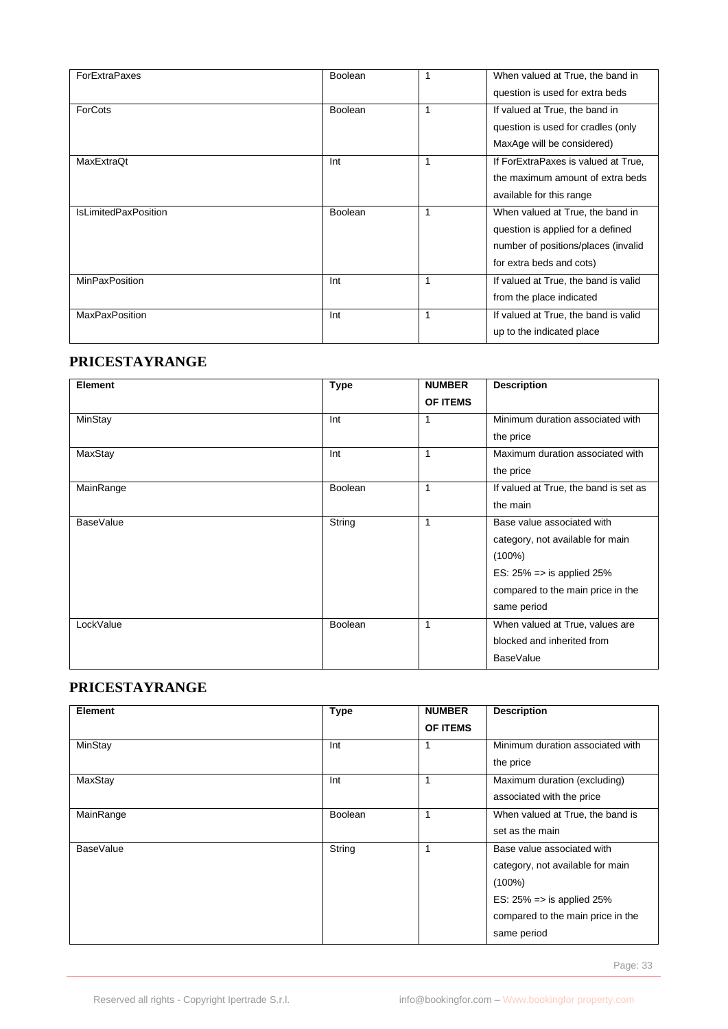| ForExtraPaxes | Boolean | 1 | When valued at True, the band in question is used for extra beds |
|---|---|---|---|
| ForCots | Boolean | 1 | If valued at True, the band in question is used for cradles (only MaxAge will be considered) |
| MaxExtraQt | Int | 1 | If ForExtraPaxes is valued at True, the maximum amount of extra beds available for this range |
| IsLimitedPaxPosition | Boolean | 1 | When valued at True, the band in question is applied for a defined number of positions/places (invalid for extra beds and cots) |
| MinPaxPosition | Int | 1 | If valued at True, the band is valid from the place indicated |
| MaxPaxPosition | Int | 1 | If valued at True, the band is valid up to the indicated place |

## PRICESTAYRANGE

| Element | Type | NUMBER OF ITEMS | Description |
|---|---|---|---|
| MinStay | Int | 1 | Minimum duration associated with the price |
| MaxStay | Int | 1 | Maximum duration associated with the price |
| MainRange | Boolean | 1 | If valued at True, the band is set as the main |
| BaseValue | String | 1 | Base value associated with category, not available for main (100%)<br>ES: 25% => is applied 25% compared to the main price in the same period |
| LockValue | Boolean | 1 | When valued at True, values are blocked and inherited from BaseValue |

## PRICESTAYRANGE

| Element | Type | NUMBER OF ITEMS | Description |
|---|---|---|---|
| MinStay | Int | 1 | Minimum duration associated with the price |
| MaxStay | Int | 1 | Maximum duration (excluding) associated with the price |
| MainRange | Boolean | 1 | When valued at True, the band is set as the main |
| BaseValue | String | 1 | Base value associated with category, not available for main (100%)<br>ES: 25% => is applied 25% compared to the main price in the same period |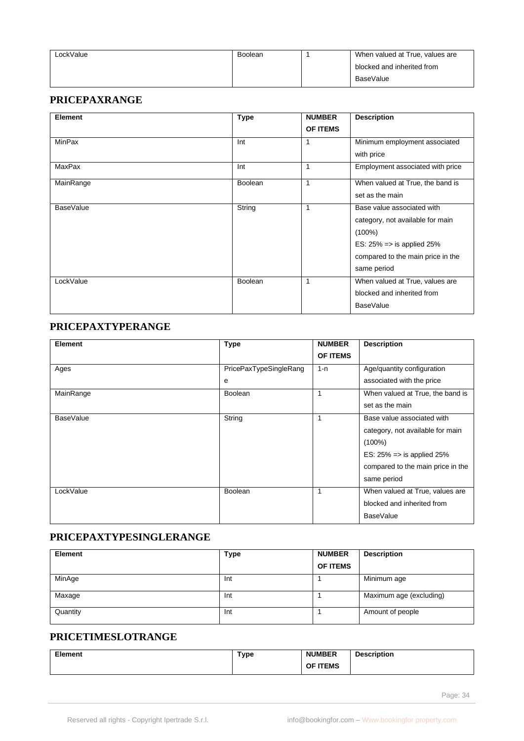| LockValue | Boolean | 1 | When valued at True, values are blocked and inherited from BaseValue |
|---|---|---|---|

## PRICEPAXRANGE

| Element | Type | NUMBER OF ITEMS | Description |
|---|---|---|---|
| MinPax | Int | 1 | Minimum employment associated with price |
| MaxPax | Int | 1 | Employment associated with price |
| MainRange | Boolean | 1 | When valued at True, the band is set as the main |
| BaseValue | String | 1 | Base value associated with category, not available for main (100%)<br>ES: 25% => is applied 25% compared to the main price in the same period |
| LockValue | Boolean | 1 | When valued at True, values are blocked and inherited from BaseValue |

## PRICEPAXTYPERANGE

| Element | Type | NUMBER OF ITEMS | Description |
|---|---|---|---|
| Ages | PricePaxTypeSingleRange | 1-n | Age/quantity configuration associated with the price |
| MainRange | Boolean | 1 | When valued at True, the band is set as the main |
| BaseValue | String | 1 | Base value associated with category, not available for main (100%)<br>ES: 25% => is applied 25% compared to the main price in the same period |
| LockValue | Boolean | 1 | When valued at True, values are blocked and inherited from BaseValue |

## PRICEPAXTYPESINGLERANGE

| Element | Type | NUMBER OF ITEMS | Description |
|---|---|---|---|
| MinAge | Int | 1 | Minimum age |
| Maxage | Int | 1 | Maximum age (excluding) |
| Quantity | Int | 1 | Amount of people |

## PRICETIMESLOTRANGE

| Element | Type | NUMBER OF ITEMS | Description |
|---|---|---|---|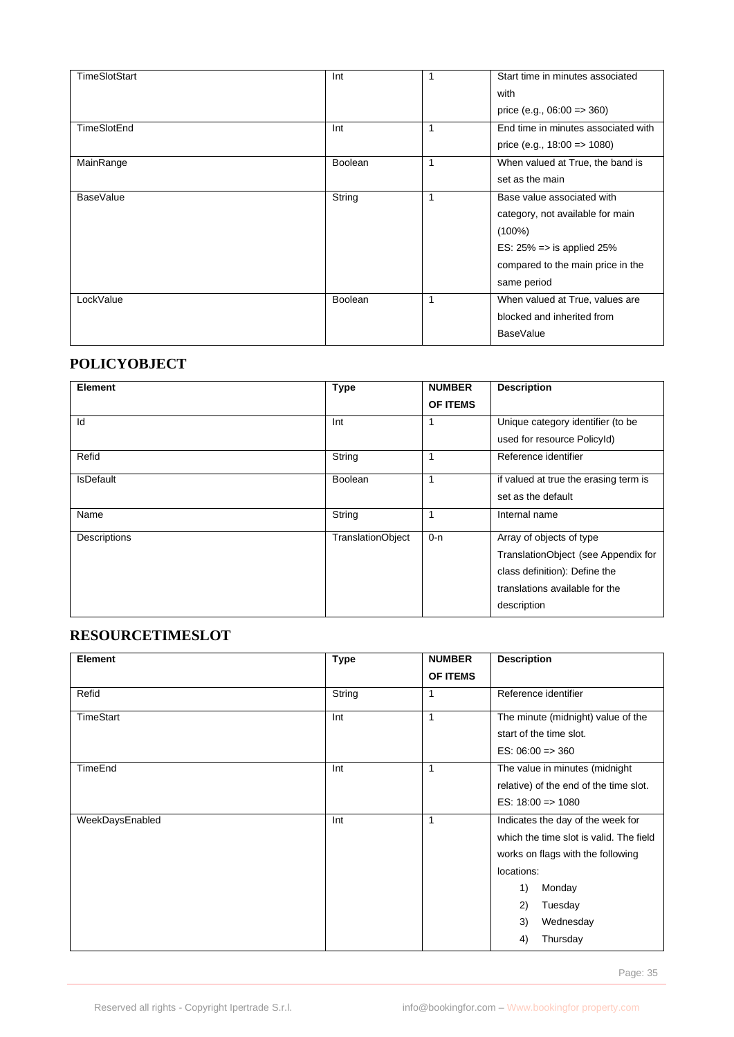| TimeSlotStart | Int | 1 | Start time in minutes associated with price (e.g., 06:00 => 360) |
|---|---|---|---|
| TimeSlotEnd | Int | 1 | End time in minutes associated with price (e.g., 18:00 => 1080) |
| MainRange | Boolean | 1 | When valued at True, the band is set as the main |
| BaseValue | String | 1 | Base value associated with category, not available for main (100%)<br>ES: 25% => is applied 25% compared to the main price in the same period |
| LockValue | Boolean | 1 | When valued at True, values are blocked and inherited from BaseValue |

## POLICYOBJECT

| Element | Type | NUMBER OF ITEMS | Description |
|---|---|---|---|
| Id | Int | 1 | Unique category identifier (to be used for resource PolicyId) |
| Refid | String | 1 | Reference identifier |
| IsDefault | Boolean | 1 | if valued at true the erasing term is set as the default |
| Name | String | 1 | Internal name |
| Descriptions | TranslationObject | 0-n | Array of objects of type TranslationObject (see Appendix for class definition): Define the translations available for the description |

## RESOURCETIMESLOT

| Element | Type | NUMBER OF ITEMS | Description |
|---|---|---|---|
| Refid | String | 1 | Reference identifier |
| TimeStart | Int | 1 | The minute (midnight) value of the start of the time slot.<br>ES: 06:00 => 360 |
| TimeEnd | Int | 1 | The value in minutes (midnight relative) of the end of the time slot.<br>ES: 18:00 => 1080 |
| WeekDaysEnabled | Int | 1 | Indicates the day of the week for which the time slot is valid. The field works on flags with the following locations:<br>1) Monday<br>2) Tuesday<br>3) Wednesday<br>4) Thursday |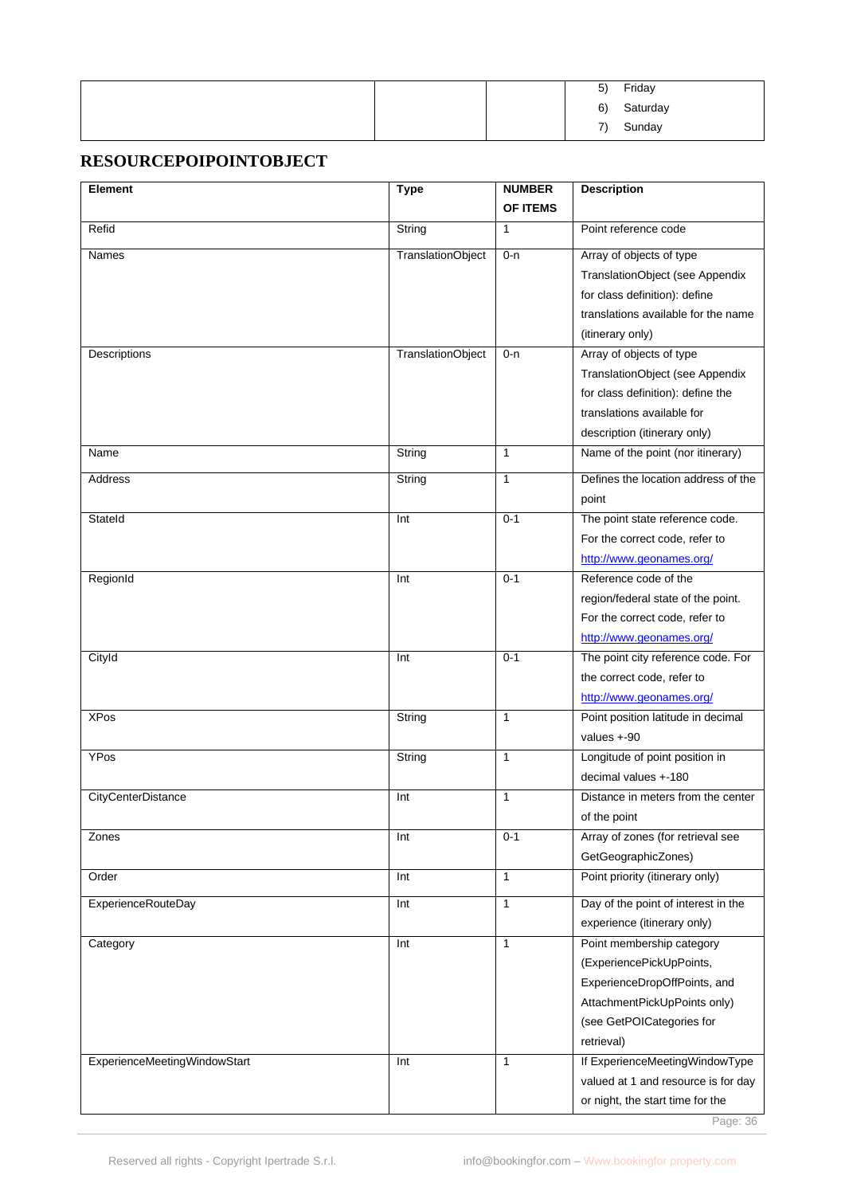| | | | 5) Friday<br>6) Saturday<br>7) Sunday |
|---|---|---|---|

## RESOURCEPOIPOINTOBJECT

| Element | Type | NUMBER OF ITEMS | Description |
|---|---|---|---|
| Refid | String | 1 | Point reference code |
| Names | TranslationObject | 0-n | Array of objects of type TranslationObject (see Appendix for class definition): define translations available for the name (itinerary only) |
| Descriptions | TranslationObject | 0-n | Array of objects of type TranslationObject (see Appendix for class definition): define the translations available for description (itinerary only) |
| Name | String | 1 | Name of the point (nor itinerary) |
| Address | String | 1 | Defines the location address of the point |
| StateId | Int | 0-1 | The point state reference code. For the correct code, refer to http://www.geonames.org/ |
| RegionId | Int | 0-1 | Reference code of the region/federal state of the point. For the correct code, refer to http://www.geonames.org/ |
| CityId | Int | 0-1 | The point city reference code. For the correct code, refer to http://www.geonames.org/ |
| XPos | String | 1 | Point position latitude in decimal values +-90 |
| YPos | String | 1 | Longitude of point position in decimal values +-180 |
| CityCenterDistance | Int | 1 | Distance in meters from the center of the point |
| Zones | Int | 0-1 | Array of zones (for retrieval see GetGeographicZones) |
| Order | Int | 1 | Point priority (itinerary only) |
| ExperienceRouteDay | Int | 1 | Day of the point of interest in the experience (itinerary only) |
| Category | Int | 1 | Point membership category (ExperiencePickUpPoints, ExperienceDropOffPoints, and AttachmentPickUpPoints only) (see GetPOICategories for retrieval) |
| ExperienceMeetingWindowStart | Int | 1 | If ExperienceMeetingWindowType valued at 1 and resource is for day or night, the start time for the |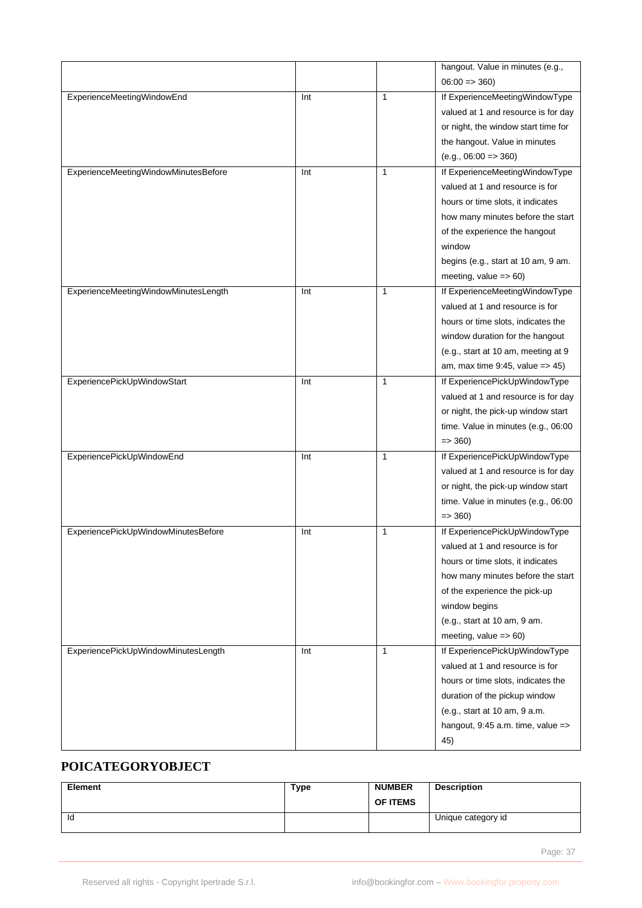| | | | |
|---|---|---|---|
| | | | hangout. Value in minutes (e.g., 06:00 => 360) |
| ExperienceMeetingWindowEnd | Int | 1 | If ExperienceMeetingWindowType valued at 1 and resource is for day or night, the window start time for the hangout. Value in minutes (e.g., 06:00 => 360) |
| ExperienceMeetingWindowMinutesBefore | Int | 1 | If ExperienceMeetingWindowType valued at 1 and resource is for hours or time slots, it indicates how many minutes before the start of the experience the hangout window begins (e.g., start at 10 am, 9 am. meeting, value => 60) |
| ExperienceMeetingWindowMinutesLength | Int | 1 | If ExperienceMeetingWindowType valued at 1 and resource is for hours or time slots, indicates the window duration for the hangout (e.g., start at 10 am, meeting at 9 am, max time 9:45, value => 45) |
| ExperiencePickUpWindowStart | Int | 1 | If ExperiencePickUpWindowType valued at 1 and resource is for day or night, the pick-up window start time. Value in minutes (e.g., 06:00 => 360) |
| ExperiencePickUpWindowEnd | Int | 1 | If ExperiencePickUpWindowType valued at 1 and resource is for day or night, the pick-up window start time. Value in minutes (e.g., 06:00 => 360) |
| ExperiencePickUpWindowMinutesBefore | Int | 1 | If ExperiencePickUpWindowType valued at 1 and resource is for hours or time slots, it indicates how many minutes before the start of the experience the pick-up window begins (e.g., start at 10 am, 9 am. meeting, value => 60) |
| ExperiencePickUpWindowMinutesLength | Int | 1 | If ExperiencePickUpWindowType valued at 1 and resource is for hours or time slots, indicates the duration of the pickup window (e.g., start at 10 am, 9 a.m. hangout, 9:45 a.m. time, value => 45) |

## POICATEGORYOBJECT

| Element | Type | NUMBER OF ITEMS | Description |
|---|---|---|---|
| Id | | | Unique category id |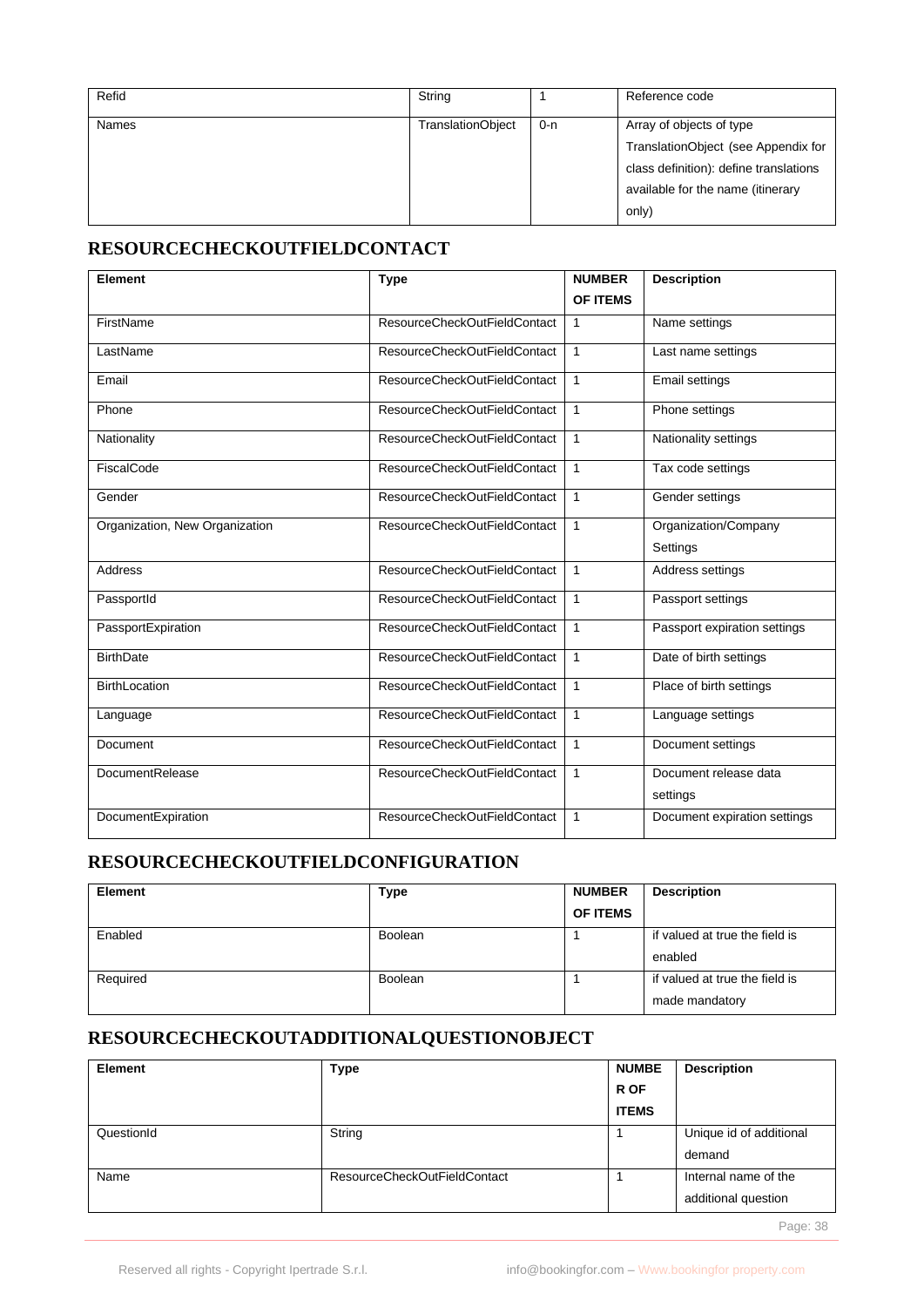| Refid | String | 1 | Reference code |
|---|---|---|---|
| Names | TranslationObject | 0-n | Array of objects of type TranslationObject (see Appendix for class definition): define translations available for the name (itinerary only) |

## RESOURCECHECKOUTFIELDCONTACT

| Element | Type | NUMBER OF ITEMS | Description |
|---|---|---|---|
| FirstName | ResourceCheckOutFieldContact | 1 | Name settings |
| LastName | ResourceCheckOutFieldContact | 1 | Last name settings |
| Email | ResourceCheckOutFieldContact | 1 | Email settings |
| Phone | ResourceCheckOutFieldContact | 1 | Phone settings |
| Nationality | ResourceCheckOutFieldContact | 1 | Nationality settings |
| FiscalCode | ResourceCheckOutFieldContact | 1 | Tax code settings |
| Gender | ResourceCheckOutFieldContact | 1 | Gender settings |
| Organization, New Organization | ResourceCheckOutFieldContact | 1 | Organization/Company Settings |
| Address | ResourceCheckOutFieldContact | 1 | Address settings |
| PassportId | ResourceCheckOutFieldContact | 1 | Passport settings |
| PassportExpiration | ResourceCheckOutFieldContact | 1 | Passport expiration settings |
| BirthDate | ResourceCheckOutFieldContact | 1 | Date of birth settings |
| BirthLocation | ResourceCheckOutFieldContact | 1 | Place of birth settings |
| Language | ResourceCheckOutFieldContact | 1 | Language settings |
| Document | ResourceCheckOutFieldContact | 1 | Document settings |
| DocumentRelease | ResourceCheckOutFieldContact | 1 | Document release data settings |
| DocumentExpiration | ResourceCheckOutFieldContact | 1 | Document expiration settings |

## RESOURCECHECKOUTFIELDCONFIGURATION

| Element | Type | NUMBER OF ITEMS | Description |
|---|---|---|---|
| Enabled | Boolean | 1 | if valued at true the field is enabled |
| Required | Boolean | 1 | if valued at true the field is made mandatory |

## RESOURCECHECKOUTADDITIONALQUESTIONOBJECT

| Element | Type | NUMBER OF ITEMS | Description |
|---|---|---|---|
| QuestionId | String | 1 | Unique id of additional demand |
| Name | ResourceCheckOutFieldContact | 1 | Internal name of the additional question |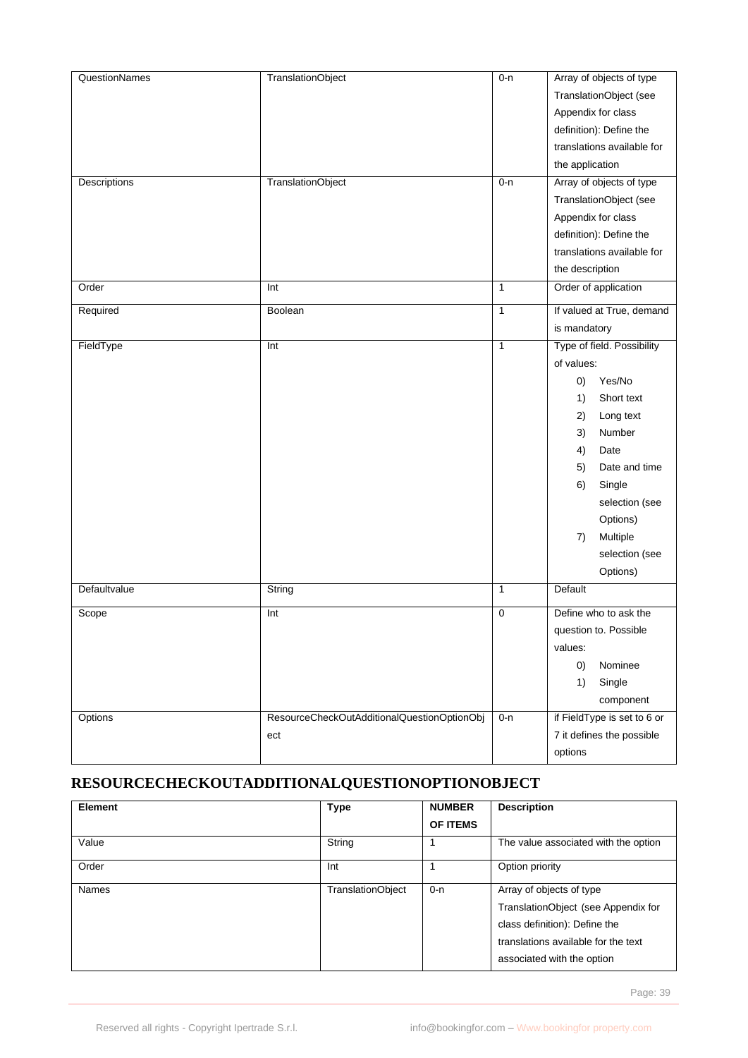| QuestionNames | TranslationObject | 0-n | Array of objects of type TranslationObject (see Appendix for class definition): Define the translations available for the application |
|---|---|---|---|
| Descriptions | TranslationObject | 0-n | Array of objects of type TranslationObject (see Appendix for class definition): Define the translations available for the description |
| Order | Int | 1 | Order of application |
| Required | Boolean | 1 | If valued at True, demand is mandatory |
| FieldType | Int | 1 | Type of field. Possibility of values: 0) Yes/No 1) Short text 2) Long text 3) Number 4) Date 5) Date and time 6) Single selection (see Options) 7) Multiple selection (see Options) |
| Defaultvalue | String | 1 | Default |
| Scope | Int | 0 | Define who to ask the question to. Possible values: 0) Nominee 1) Single component |
| Options | ResourceCheckOutAdditionalQuestionOptionObject | 0-n | if FieldType is set to 6 or 7 it defines the possible options |

## RESOURCECHECKOUTADDITIONALQUESTIONOPTIONOBJECT

| Element | Type | NUMBER OF ITEMS | Description |
|---|---|---|---|
| Value | String | 1 | The value associated with the option |
| Order | Int | 1 | Option priority |
| Names | TranslationObject | 0-n | Array of objects of type TranslationObject (see Appendix for class definition): Define the translations available for the text associated with the option |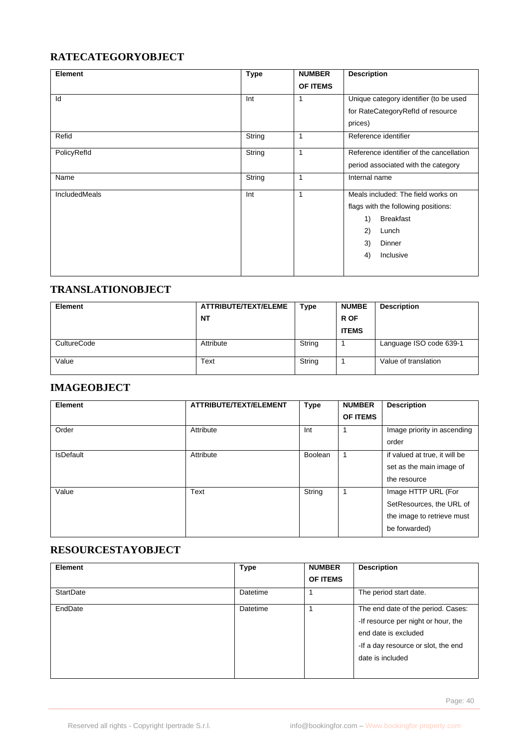## RATECATEGORYOBJECT

| Element | Type | NUMBER OF ITEMS | Description |
|---|---|---|---|
| Id | Int | 1 | Unique category identifier (to be used for RateCategoryRefId of resource prices) |
| Refid | String | 1 | Reference identifier |
| PolicyRefId | String | 1 | Reference identifier of the cancellation period associated with the category |
| Name | String | 1 | Internal name |
| IncludedMeals | Int | 1 | Meals included: The field works on flags with the following positions:<br>1) Breakfast<br>2) Lunch<br>3) Dinner<br>4) Inclusive |

## TRANSLATIONOBJECT

| Element | ATTRIBUTE/TEXT/ELEMENT | Type | NUMBER OF ITEMS | Description |
|---|---|---|---|---|
| CultureCode | Attribute | String | 1 | Language ISO code 639-1 |
| Value | Text | String | 1 | Value of translation |

## IMAGEOBJECT

| Element | ATTRIBUTE/TEXT/ELEMENT | Type | NUMBER OF ITEMS | Description |
|---|---|---|---|---|
| Order | Attribute | Int | 1 | Image priority in ascending order |
| IsDefault | Attribute | Boolean | 1 | if valued at true, it will be set as the main image of the resource |
| Value | Text | String | 1 | Image HTTP URL (For SetResources, the URL of the image to retrieve must be forwarded) |

## RESOURCESTAYOBJECT

| Element | Type | NUMBER OF ITEMS | Description |
|---|---|---|---|
| StartDate | Datetime | 1 | The period start date. |
| EndDate | Datetime | 1 | The end date of the period. Cases:<br>-If resource per night or hour, the end date is excluded<br>-If a day resource or slot, the end date is included |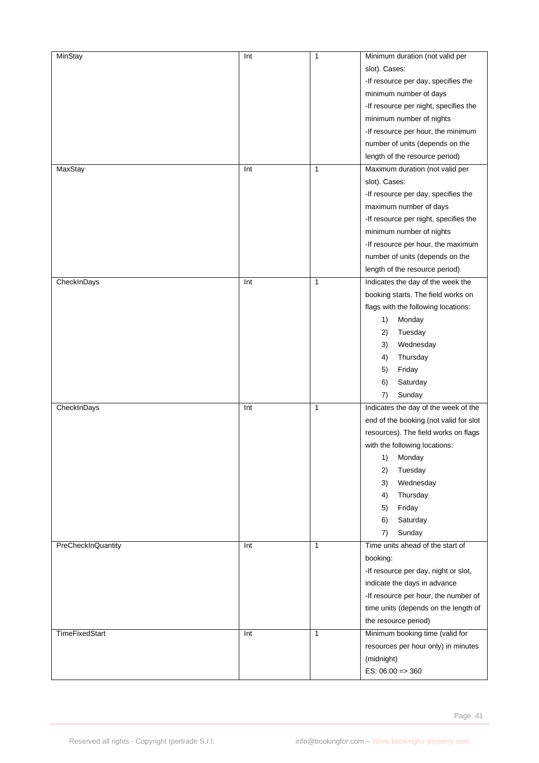| MinStay | Int | 1 | Minimum duration (not valid per slot). Cases:<br>-If resource per day, specifies the minimum number of days<br>-If resource per night, specifies the minimum number of nights<br>-If resource per hour, the minimum number of units (depends on the length of the resource period) |
|---|---|---|---|
| MaxStay | Int | 1 | Maximum duration (not valid per slot). Cases:<br>-If resource per day, specifies the maximum number of days<br>-If resource per night, specifies the minimum number of nights<br>-If resource per hour, the maximum number of units (depends on the length of the resource period) |
| CheckInDays | Int | 1 | Indicates the day of the week the booking starts. The field works on flags with the following locations:<br>1) Monday<br>2) Tuesday<br>3) Wednesday<br>4) Thursday<br>5) Friday<br>6) Saturday<br>7) Sunday |
| CheckInDays | Int | 1 | Indicates the day of the week of the end of the booking (not valid for slot resources). The field works on flags with the following locations:<br>1) Monday<br>2) Tuesday<br>3) Wednesday<br>4) Thursday<br>5) Friday<br>6) Saturday<br>7) Sunday |
| PreCheckInQuantity | Int | 1 | Time units ahead of the start of booking:<br>-If resource per day, night or slot, indicate the days in advance<br>-If resource per hour, the number of time units (depends on the length of the resource period) |
| TimeFixedStart | Int | 1 | Minimum booking time (valid for resources per hour only) in minutes (midnight)<br>ES: 06:00 => 360 |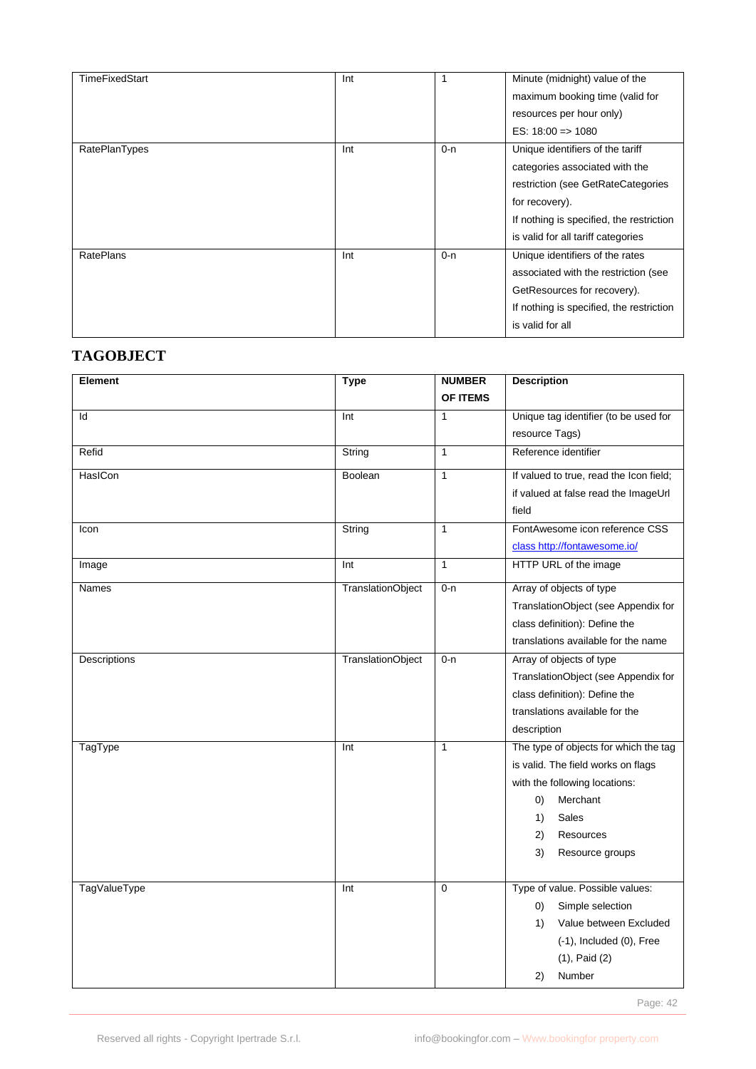| TimeFixedStart | Int | 1 | Minute (midnight) value of the maximum booking time (valid for resources per hour only) ES: 18:00 => 1080 |
|---|---|---|---|
| RatePlanTypes | Int | 0-n | Unique identifiers of the tariff categories associated with the restriction (see GetRateCategories for recovery). If nothing is specified, the restriction is valid for all tariff categories |
| RatePlans | Int | 0-n | Unique identifiers of the rates associated with the restriction (see GetResources for recovery). If nothing is specified, the restriction is valid for all |

## TAGOBJECT

| Element | Type | NUMBER OF ITEMS | Description |
|---|---|---|---|
| Id | Int | 1 | Unique tag identifier (to be used for resource Tags) |
| Refid | String | 1 | Reference identifier |
| HasICon | Boolean | 1 | If valued to true, read the Icon field; if valued at false read the ImageUrl field |
| Icon | String | 1 | FontAwesome icon reference CSS class http://fontawesome.io/ |
| Image | Int | 1 | HTTP URL of the image |
| Names | TranslationObject | 0-n | Array of objects of type TranslationObject (see Appendix for class definition): Define the translations available for the name |
| Descriptions | TranslationObject | 0-n | Array of objects of type TranslationObject (see Appendix for class definition): Define the translations available for the description |
| TagType | Int | 1 | The type of objects for which the tag is valid. The field works on flags with the following locations: 0) Merchant 1) Sales 2) Resources 3) Resource groups |
| TagValueType | Int | 0 | Type of value. Possible values: 0) Simple selection 1) Value between Excluded (-1), Included (0), Free (1), Paid (2) 2) Number |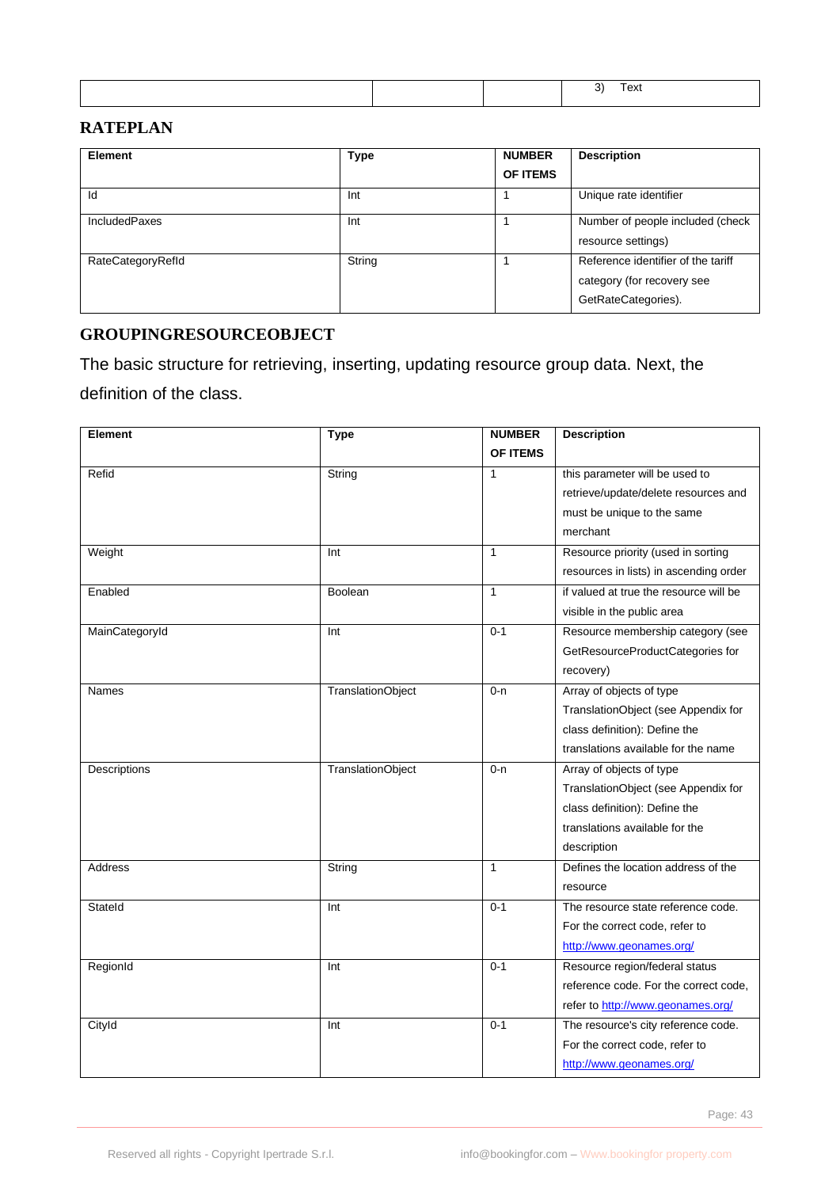|  |  |  | 3) Text |
|---|---|---|---|

## RATEPLAN

| Element | Type | NUMBER OF ITEMS | Description |
|---|---|---|---|
| Id | Int | 1 | Unique rate identifier |
| IncludedPaxes | Int | 1 | Number of people included (check resource settings) |
| RateCategoryRefId | String | 1 | Reference identifier of the tariff category (for recovery see GetRateCategories). |

## GROUPINGRESOURCEOBJECT

The basic structure for retrieving, inserting, updating resource group data. Next, the definition of the class.

| Element | Type | NUMBER OF ITEMS | Description |
|---|---|---|---|
| Refid | String | 1 | this parameter will be used to retrieve/update/delete resources and must be unique to the same merchant |
| Weight | Int | 1 | Resource priority (used in sorting resources in lists) in ascending order |
| Enabled | Boolean | 1 | if valued at true the resource will be visible in the public area |
| MainCategoryId | Int | 0-1 | Resource membership category (see GetResourceProductCategories for recovery) |
| Names | TranslationObject | 0-n | Array of objects of type TranslationObject (see Appendix for class definition): Define the translations available for the name |
| Descriptions | TranslationObject | 0-n | Array of objects of type TranslationObject (see Appendix for class definition): Define the translations available for the description |
| Address | String | 1 | Defines the location address of the resource |
| StateId | Int | 0-1 | The resource state reference code. For the correct code, refer to http://www.geonames.org/ |
| RegionId | Int | 0-1 | Resource region/federal status reference code. For the correct code, refer to http://www.geonames.org/ |
| CityId | Int | 0-1 | The resource's city reference code. For the correct code, refer to http://www.geonames.org/ |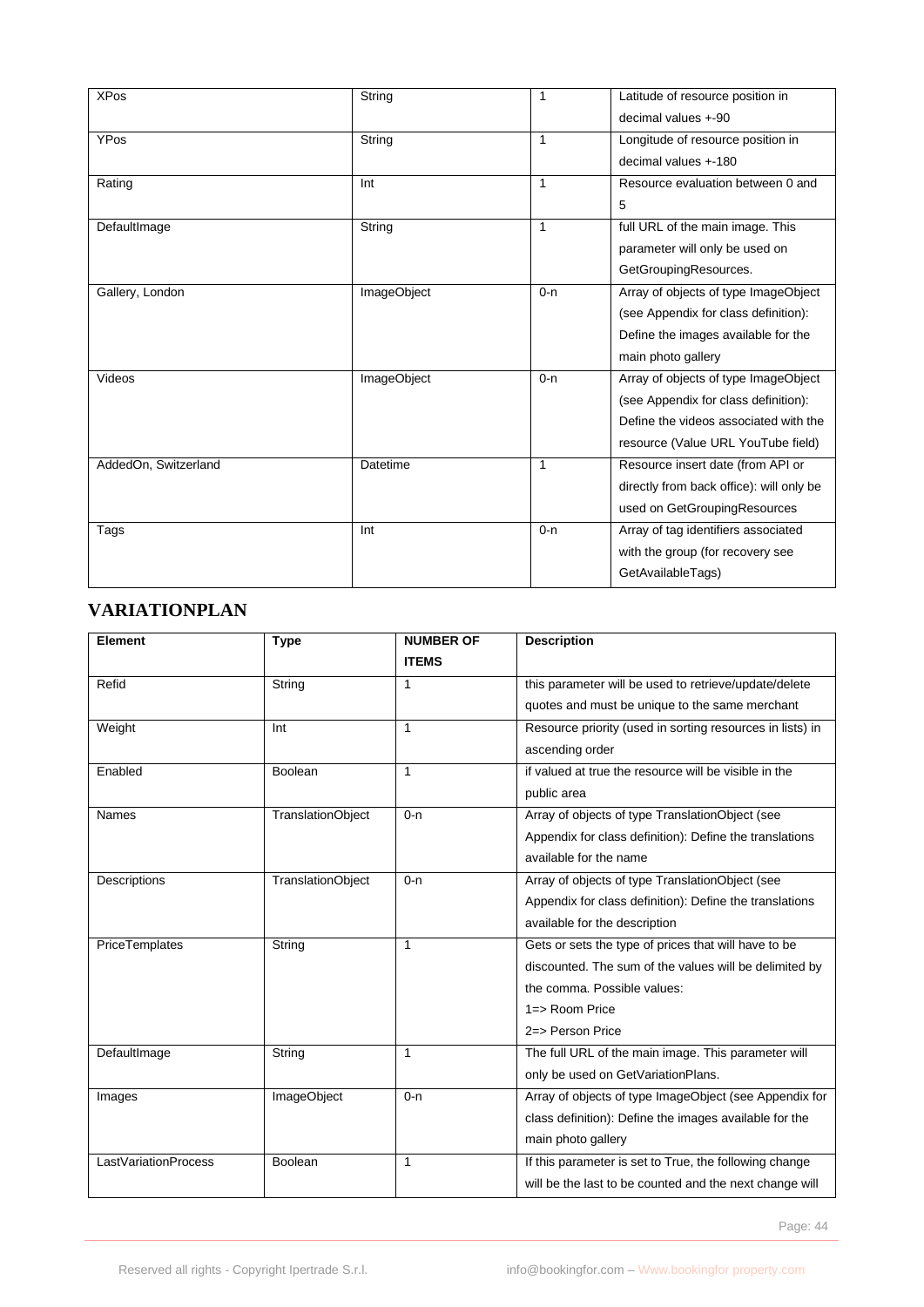| XPos | String | 1 | Latitude of resource position in decimal values +-90 |
|---|---|---|---|
| YPos | String | 1 | Longitude of resource position in decimal values +-180 |
| Rating | Int | 1 | Resource evaluation between 0 and 5 |
| DefaultImage | String | 1 | full URL of the main image. This parameter will only be used on GetGroupingResources. |
| Gallery, London | ImageObject | 0-n | Array of objects of type ImageObject (see Appendix for class definition): Define the images available for the main photo gallery |
| Videos | ImageObject | 0-n | Array of objects of type ImageObject (see Appendix for class definition): Define the videos associated with the resource (Value URL YouTube field) |
| AddedOn, Switzerland | Datetime | 1 | Resource insert date (from API or directly from back office): will only be used on GetGroupingResources |
| Tags | Int | 0-n | Array of tag identifiers associated with the group (for recovery see GetAvailableTags) |

## VARIATIONPLAN

| Element | Type | NUMBER OF ITEMS | Description |
|---|---|---|---|
| Refid | String | 1 | this parameter will be used to retrieve/update/delete quotes and must be unique to the same merchant |
| Weight | Int | 1 | Resource priority (used in sorting resources in lists) in ascending order |
| Enabled | Boolean | 1 | if valued at true the resource will be visible in the public area |
| Names | TranslationObject | 0-n | Array of objects of type TranslationObject (see Appendix for class definition): Define the translations available for the name |
| Descriptions | TranslationObject | 0-n | Array of objects of type TranslationObject (see Appendix for class definition): Define the translations available for the description |
| PriceTemplates | String | 1 | Gets or sets the type of prices that will have to be discounted. The sum of the values will be delimited by the comma. Possible values:<br>1=> Room Price<br>2=> Person Price |
| DefaultImage | String | 1 | The full URL of the main image. This parameter will only be used on GetVariationPlans. |
| Images | ImageObject | 0-n | Array of objects of type ImageObject (see Appendix for class definition): Define the images available for the main photo gallery |
| LastVariationProcess | Boolean | 1 | If this parameter is set to True, the following change will be the last to be counted and the next change will |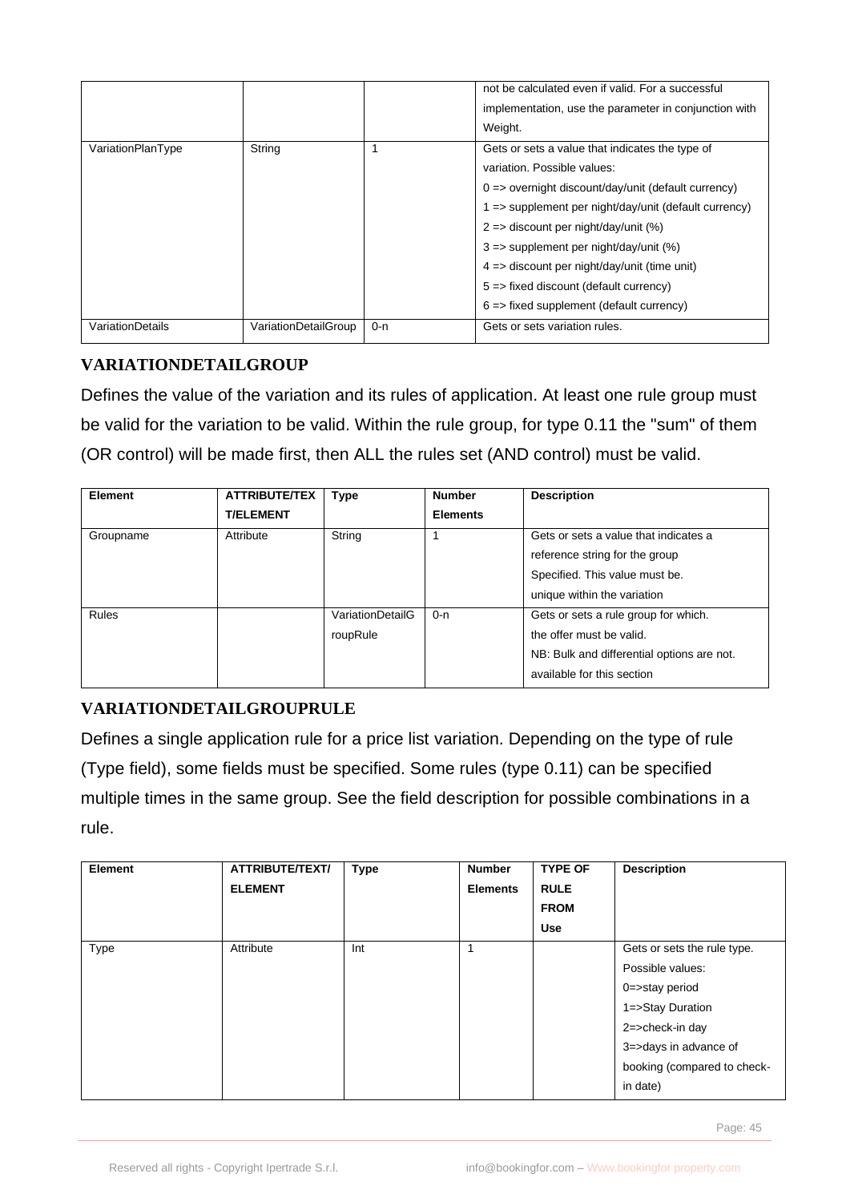| | | | not be calculated even if valid. For a successful implementation, use the parameter in conjunction with Weight. |
|---|---|---|---|
| VariationPlanType | String | 1 | Gets or sets a value that indicates the type of variation. Possible values:<br>0 => overnight discount/day/unit (default currency)<br>1 => supplement per night/day/unit (default currency)<br>2 => discount per night/day/unit (%)<br>3 => supplement per night/day/unit (%)<br>4 => discount per night/day/unit (time unit)<br>5 => fixed discount (default currency)<br>6 => fixed supplement (default currency) |
| VariationDetails | VariationDetailGroup | 0-n | Gets or sets variation rules. |

### VARIATIONDETAILGROUP

Defines the value of the variation and its rules of application. At least one rule group must be valid for the variation to be valid. Within the rule group, for type 0.11 the "sum" of them (OR control) will be made first, then ALL the rules set (AND control) must be valid.

| Element | ATTRIBUTE/TEXT/ELEMENT | Type | Number Elements | Description |
|---|---|---|---|---|
| Groupname | Attribute | String | 1 | Gets or sets a value that indicates a reference string for the group Specified. This value must be. unique within the variation |
| Rules | | VariationDetailGroupRule | 0-n | Gets or sets a rule group for which. the offer must be valid.<br>NB: Bulk and differential options are not. available for this section |

### VARIATIONDETAILGROUPRULE

Defines a single application rule for a price list variation. Depending on the type of rule (Type field), some fields must be specified. Some rules (type 0.11) can be specified multiple times in the same group. See the field description for possible combinations in a rule.

| Element | ATTRIBUTE/TEXT/ELEMENT | Type | Number Elements | TYPE OF RULE FROM Use | Description |
|---|---|---|---|---|---|
| Type | Attribute | Int | 1 | | Gets or sets the rule type. Possible values:<br>0=>stay period<br>1=>Stay Duration<br>2=>check-in day<br>3=>days in advance of booking (compared to check-in date) |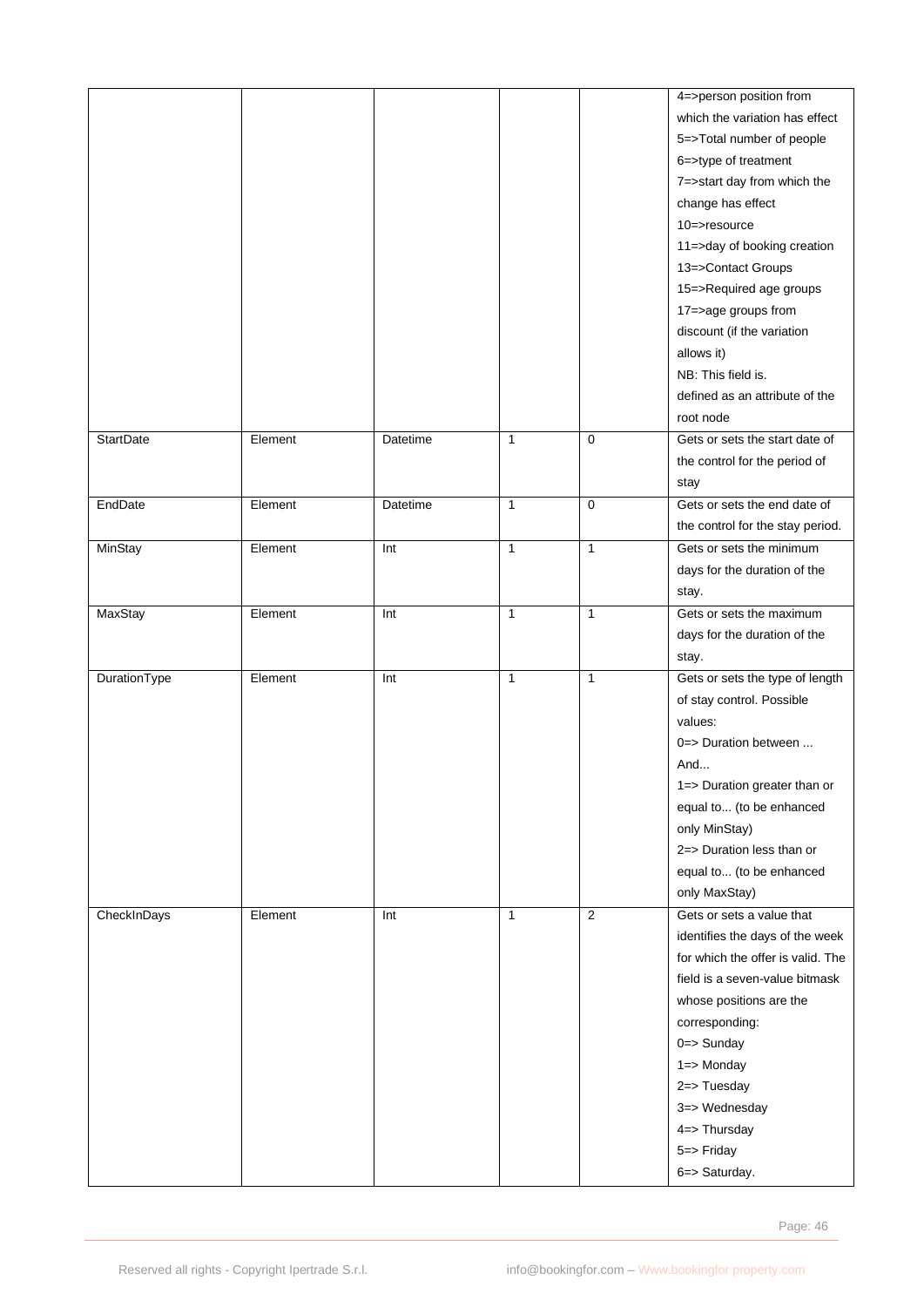| | | | | | |
|---|---|---|---|---|---|
| | | | | | 4=>person position from which the variation has effect<br>5=>Total number of people<br>6=>type of treatment<br>7=>start day from which the change has effect<br>10=>resource<br>11=>day of booking creation<br>13=>Contact Groups<br>15=>Required age groups<br>17=>age groups from discount (if the variation allows it)<br>NB: This field is.<br>defined as an attribute of the root node |
| StartDate | Element | Datetime | 1 | 0 | Gets or sets the start date of the control for the period of stay |
| EndDate | Element | Datetime | 1 | 0 | Gets or sets the end date of the control for the stay period. |
| MinStay | Element | Int | 1 | 1 | Gets or sets the minimum days for the duration of the stay. |
| MaxStay | Element | Int | 1 | 1 | Gets or sets the maximum days for the duration of the stay. |
| DurationType | Element | Int | 1 | 1 | Gets or sets the type of length of stay control. Possible values:<br>0=> Duration between ... And...<br>1=> Duration greater than or equal to... (to be enhanced only MinStay)<br>2=> Duration less than or equal to... (to be enhanced only MaxStay) |
| CheckInDays | Element | Int | 1 | 2 | Gets or sets a value that identifies the days of the week for which the offer is valid. The field is a seven-value bitmask whose positions are the corresponding:<br>0=> Sunday<br>1=> Monday<br>2=> Tuesday<br>3=> Wednesday<br>4=> Thursday<br>5=> Friday<br>6=> Saturday. |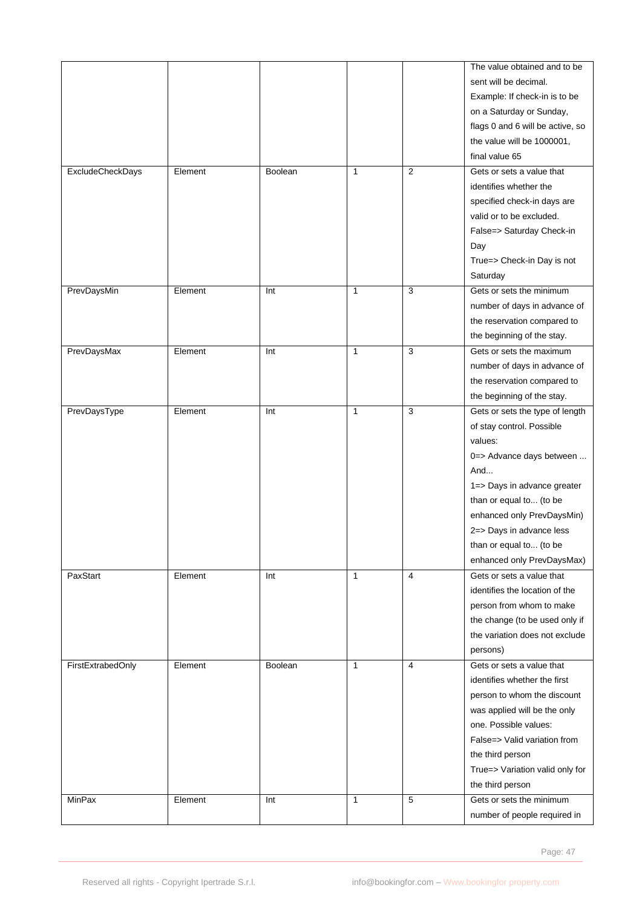| | | | | | |
|---|---|---|---|---|---|
| | | | | | The value obtained and to be sent will be decimal. Example: If check-in is to be on a Saturday or Sunday, flags 0 and 6 will be active, so the value will be 1000001, final value 65 |
| ExcludeCheckDays | Element | Boolean | 1 | 2 | Gets or sets a value that identifies whether the specified check-in days are valid or to be excluded. False=> Saturday Check-in Day True=> Check-in Day is not Saturday |
| PrevDaysMin | Element | Int | 1 | 3 | Gets or sets the minimum number of days in advance of the reservation compared to the beginning of the stay. |
| PrevDaysMax | Element | Int | 1 | 3 | Gets or sets the maximum number of days in advance of the reservation compared to the beginning of the stay. |
| PrevDaysType | Element | Int | 1 | 3 | Gets or sets the type of length of stay control. Possible values: 0=> Advance days between ... And... 1=> Days in advance greater than or equal to... (to be enhanced only PrevDaysMin) 2=> Days in advance less than or equal to... (to be enhanced only PrevDaysMax) |
| PaxStart | Element | Int | 1 | 4 | Gets or sets a value that identifies the location of the person from whom to make the change (to be used only if the variation does not exclude persons) |
| FirstExtrabedOnly | Element | Boolean | 1 | 4 | Gets or sets a value that identifies whether the first person to whom the discount was applied will be the only one. Possible values: False=> Valid variation from the third person True=> Variation valid only for the third person |
| MinPax | Element | Int | 1 | 5 | Gets or sets the minimum number of people required in |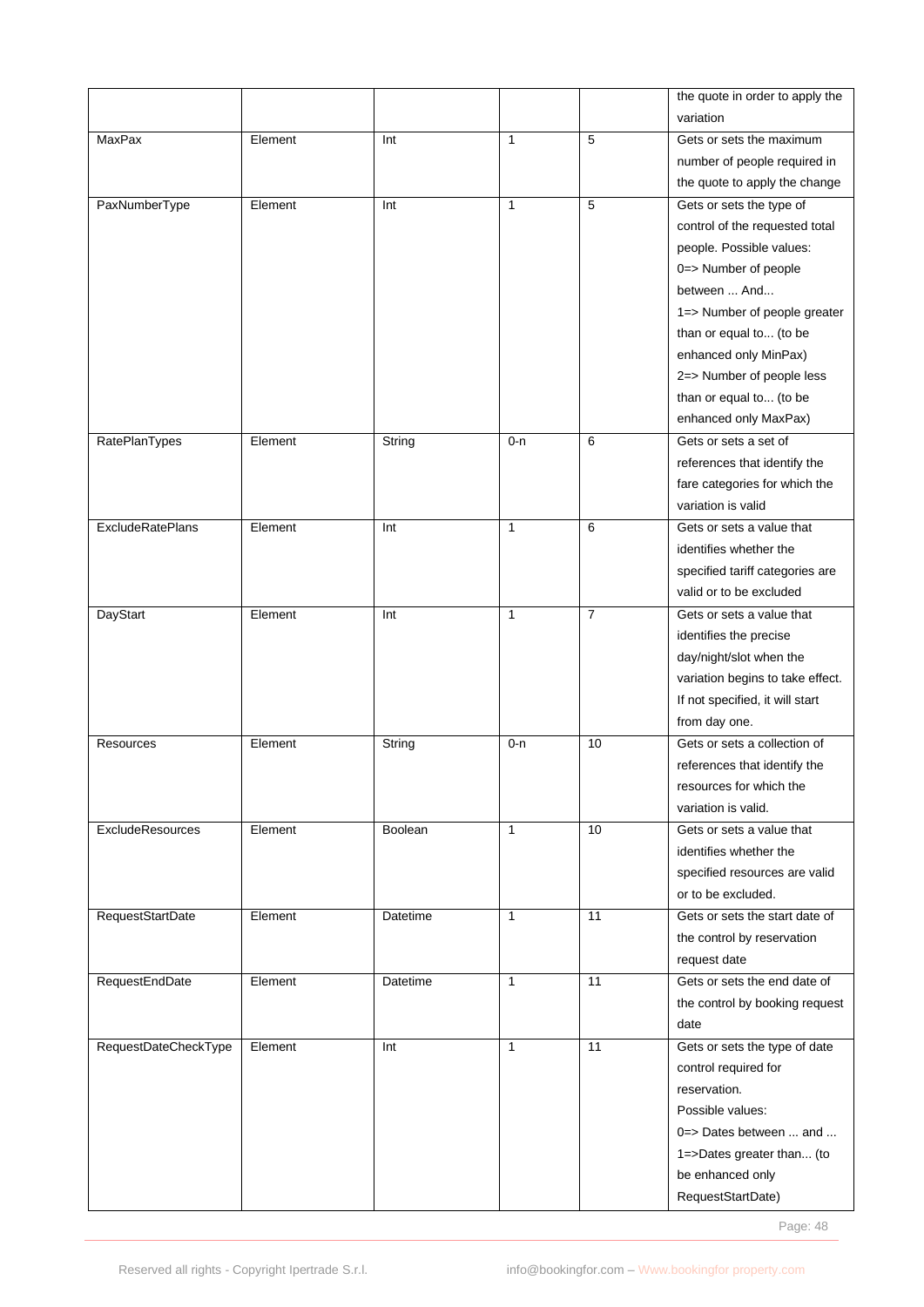| | | | | | the quote in order to apply the variation |
|---|---|---|---|---|---|
| MaxPax | Element | Int | 1 | 5 | Gets or sets the maximum number of people required in the quote to apply the change |
| PaxNumberType | Element | Int | 1 | 5 | Gets or sets the type of control of the requested total people. Possible values:<br>0=> Number of people between ... And...<br>1=> Number of people greater than or equal to... (to be enhanced only MinPax)<br>2=> Number of people less than or equal to... (to be enhanced only MaxPax) |
| RatePlanTypes | Element | String | 0-n | 6 | Gets or sets a set of references that identify the fare categories for which the variation is valid |
| ExcludeRatePlans | Element | Int | 1 | 6 | Gets or sets a value that identifies whether the specified tariff categories are valid or to be excluded |
| DayStart | Element | Int | 1 | 7 | Gets or sets a value that identifies the precise day/night/slot when the variation begins to take effect. If not specified, it will start from day one. |
| Resources | Element | String | 0-n | 10 | Gets or sets a collection of references that identify the resources for which the variation is valid. |
| ExcludeResources | Element | Boolean | 1 | 10 | Gets or sets a value that identifies whether the specified resources are valid or to be excluded. |
| RequestStartDate | Element | Datetime | 1 | 11 | Gets or sets the start date of the control by reservation request date |
| RequestEndDate | Element | Datetime | 1 | 11 | Gets or sets the end date of the control by booking request date |
| RequestDateCheckType | Element | Int | 1 | 11 | Gets or sets the type of date control required for reservation.<br>Possible values:<br>0=> Dates between ... and ...<br>1=>Dates greater than... (to be enhanced only RequestStartDate) |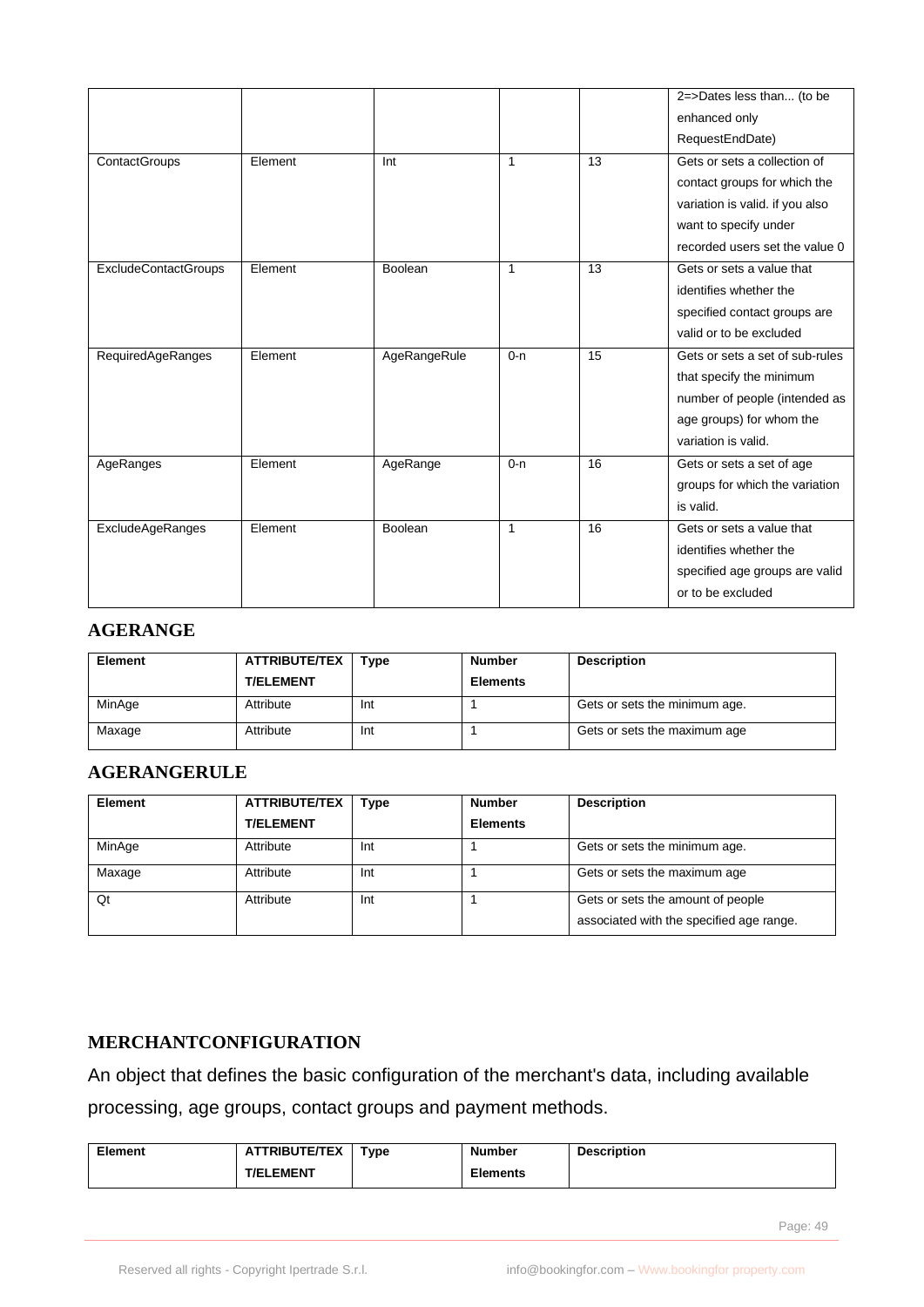| | | | | | |
|---|---|---|---|---|---|
| | | | | | 2=>Dates less than... (to be enhanced only RequestEndDate) |
| ContactGroups | Element | Int | 1 | 13 | Gets or sets a collection of contact groups for which the variation is valid. if you also want to specify under recorded users set the value 0 |
| ExcludeContactGroups | Element | Boolean | 1 | 13 | Gets or sets a value that identifies whether the specified contact groups are valid or to be excluded |
| RequiredAgeRanges | Element | AgeRangeRule | 0-n | 15 | Gets or sets a set of sub-rules that specify the minimum number of people (intended as age groups) for whom the variation is valid. |
| AgeRanges | Element | AgeRange | 0-n | 16 | Gets or sets a set of age groups for which the variation is valid. |
| ExcludeAgeRanges | Element | Boolean | 1 | 16 | Gets or sets a value that identifies whether the specified age groups are valid or to be excluded |

## AGERANGE

| Element | ATTRIBUTE/TEXT/ELEMENT | Type | Number Elements | Description |
|---|---|---|---|---|
| MinAge | Attribute | Int | 1 | Gets or sets the minimum age. |
| Maxage | Attribute | Int | 1 | Gets or sets the maximum age |

## AGERANGERULE

| Element | ATTRIBUTE/TEXT/ELEMENT | Type | Number Elements | Description |
|---|---|---|---|---|
| MinAge | Attribute | Int | 1 | Gets or sets the minimum age. |
| Maxage | Attribute | Int | 1 | Gets or sets the maximum age |
| Qt | Attribute | Int | 1 | Gets or sets the amount of people associated with the specified age range. |

## MERCHANTCONFIGURATION

An object that defines the basic configuration of the merchant's data, including available processing, age groups, contact groups and payment methods.

| Element | ATTRIBUTE/TEXT/ELEMENT | Type | Number Elements | Description |
|---|---|---|---|---|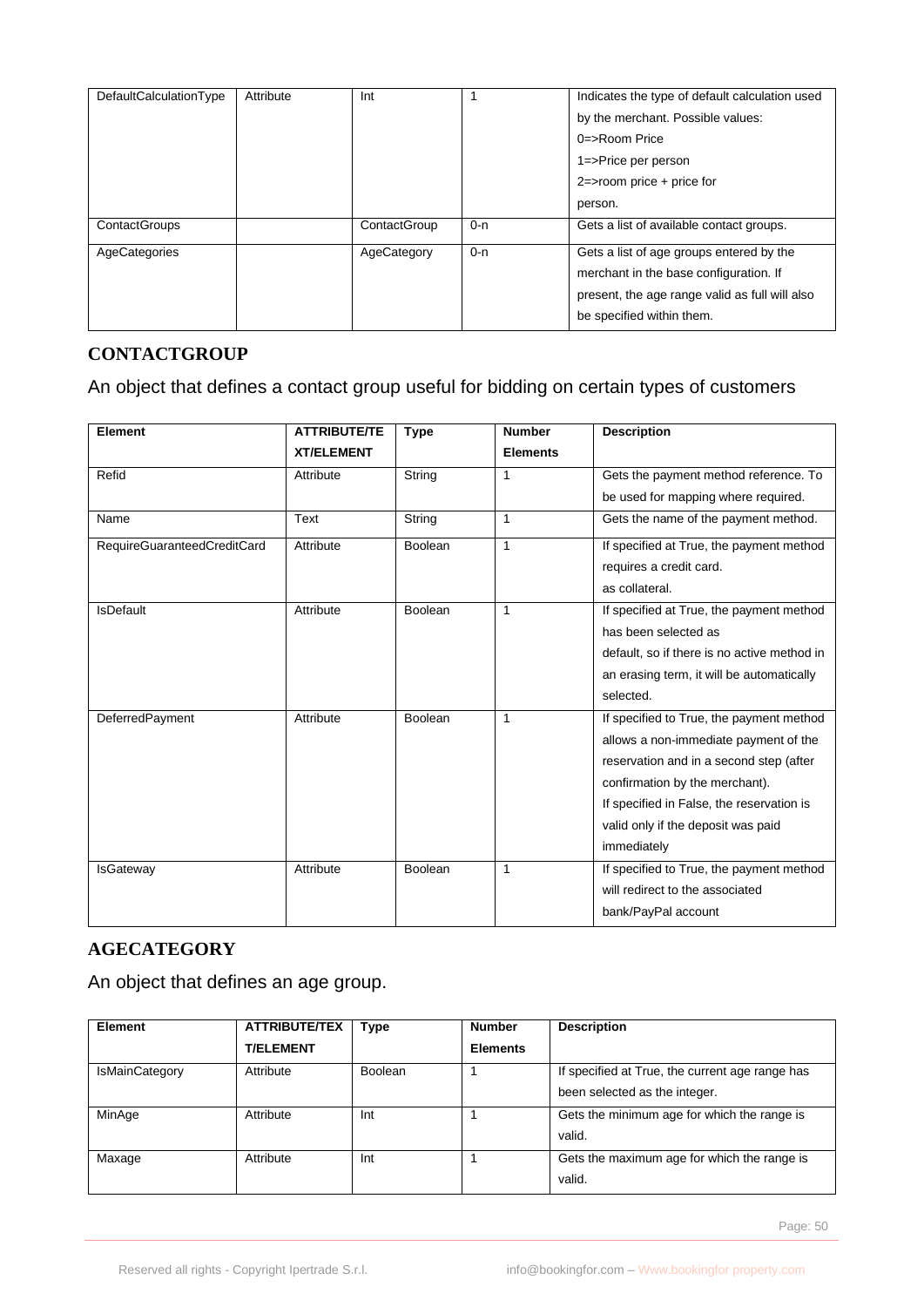| DefaultCalculationType | Attribute | Int | 1 | Indicates the type of default calculation used by the merchant. Possible values:<br>0=>Room Price<br>1=>Price per person<br>2=>room price + price for person. |
|---|---|---|---|---|
| ContactGroups | | ContactGroup | 0-n | Gets a list of available contact groups. |
| AgeCategories | | AgeCategory | 0-n | Gets a list of age groups entered by the merchant in the base configuration. If present, the age range valid as full will also be specified within them. |

## CONTACTGROUP

An object that defines a contact group useful for bidding on certain types of customers

| Element | ATTRIBUTE/TEXT/ELEMENT | Type | Number Elements | Description |
|---|---|---|---|---|
| Refid | Attribute | String | 1 | Gets the payment method reference. To be used for mapping where required. |
| Name | Text | String | 1 | Gets the name of the payment method. |
| RequireGuaranteedCreditCard | Attribute | Boolean | 1 | If specified at True, the payment method requires a credit card.<br>as collateral. |
| IsDefault | Attribute | Boolean | 1 | If specified at True, the payment method has been selected as<br>default, so if there is no active method in an erasing term, it will be automatically selected. |
| DeferredPayment | Attribute | Boolean | 1 | If specified to True, the payment method allows a non-immediate payment of the reservation and in a second step (after confirmation by the merchant).<br>If specified in False, the reservation is valid only if the deposit was paid immediately |
| IsGateway | Attribute | Boolean | 1 | If specified to True, the payment method will redirect to the associated bank/PayPal account |

## AGECATEGORY

An object that defines an age group.

| Element | ATTRIBUTE/TEXT/ELEMENT | Type | Number Elements | Description |
|---|---|---|---|---|
| IsMainCategory | Attribute | Boolean | 1 | If specified at True, the current age range has been selected as the integer. |
| MinAge | Attribute | Int | 1 | Gets the minimum age for which the range is valid. |
| Maxage | Attribute | Int | 1 | Gets the maximum age for which the range is valid. |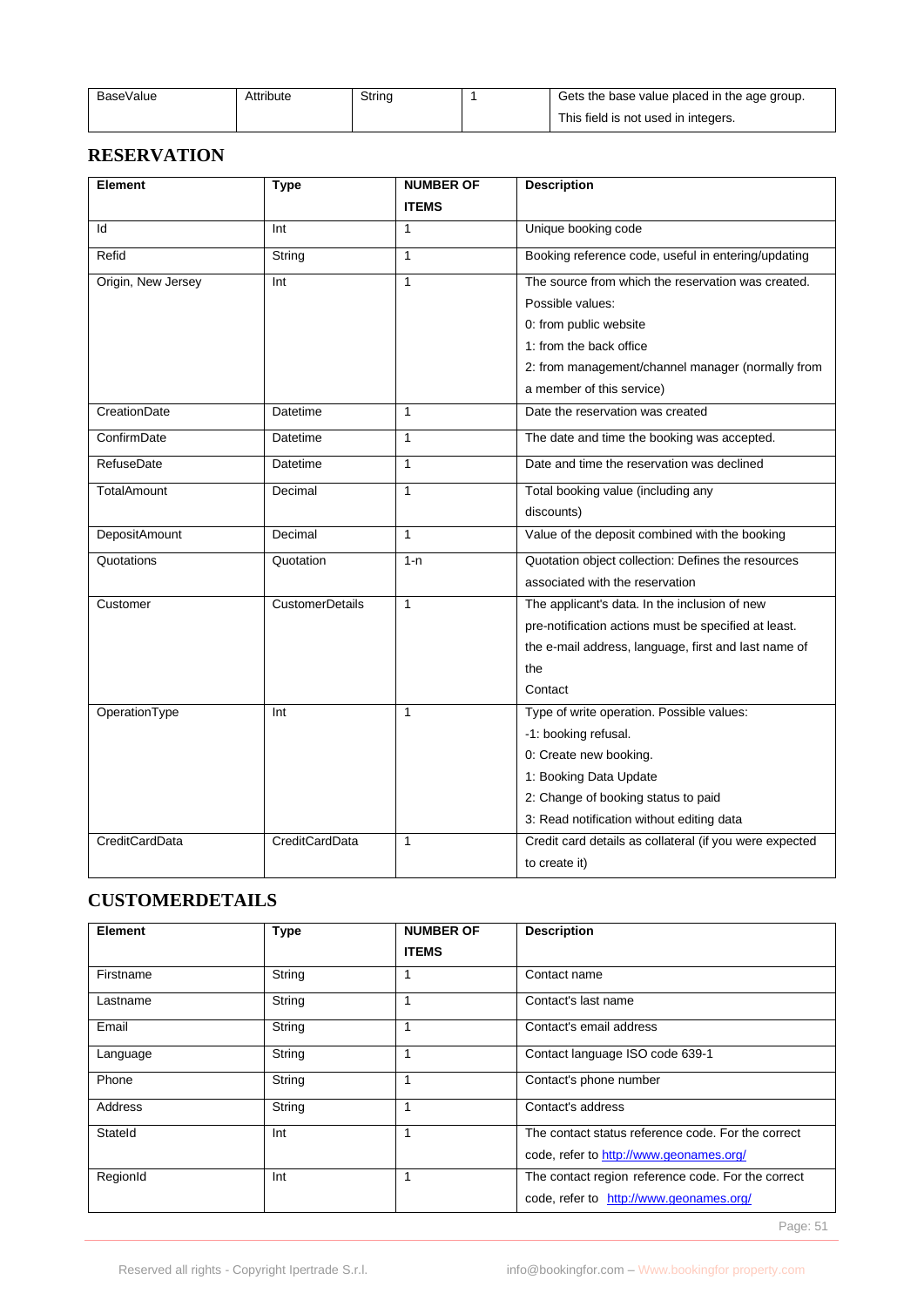| BaseValue | Attribute | String | 1 | Gets the base value placed in the age group. This field is not used in integers. |
|---|---|---|---|---|

## RESERVATION

| Element | Type | NUMBER OF ITEMS | Description |
|---|---|---|---|
| Id | Int | 1 | Unique booking code |
| Refid | String | 1 | Booking reference code, useful in entering/updating |
| Origin, New Jersey | Int | 1 | The source from which the reservation was created. Possible values:<br>0: from public website<br>1: from the back office<br>2: from management/channel manager (normally from a member of this service) |
| CreationDate | Datetime | 1 | Date the reservation was created |
| ConfirmDate | Datetime | 1 | The date and time the booking was accepted. |
| RefuseDate | Datetime | 1 | Date and time the reservation was declined |
| TotalAmount | Decimal | 1 | Total booking value (including any discounts) |
| DepositAmount | Decimal | 1 | Value of the deposit combined with the booking |
| Quotations | Quotation | 1-n | Quotation object collection: Defines the resources associated with the reservation |
| Customer | CustomerDetails | 1 | The applicant's data. In the inclusion of new pre-notification actions must be specified at least. the e-mail address, language, first and last name of the Contact |
| OperationType | Int | 1 | Type of write operation. Possible values:<br>-1: booking refusal.<br>0: Create new booking.<br>1: Booking Data Update<br>2: Change of booking status to paid<br>3: Read notification without editing data |
| CreditCardData | CreditCardData | 1 | Credit card details as collateral (if you were expected to create it) |

## CUSTOMERDETAILS

| Element | Type | NUMBER OF ITEMS | Description |
|---|---|---|---|
| Firstname | String | 1 | Contact name |
| Lastname | String | 1 | Contact's last name |
| Email | String | 1 | Contact's email address |
| Language | String | 1 | Contact language ISO code 639-1 |
| Phone | String | 1 | Contact's phone number |
| Address | String | 1 | Contact's address |
| StateId | Int | 1 | The contact status reference code. For the correct code, refer to http://www.geonames.org/ |
| RegionId | Int | 1 | The contact region reference code. For the correct code, refer to http://www.geonames.org/ |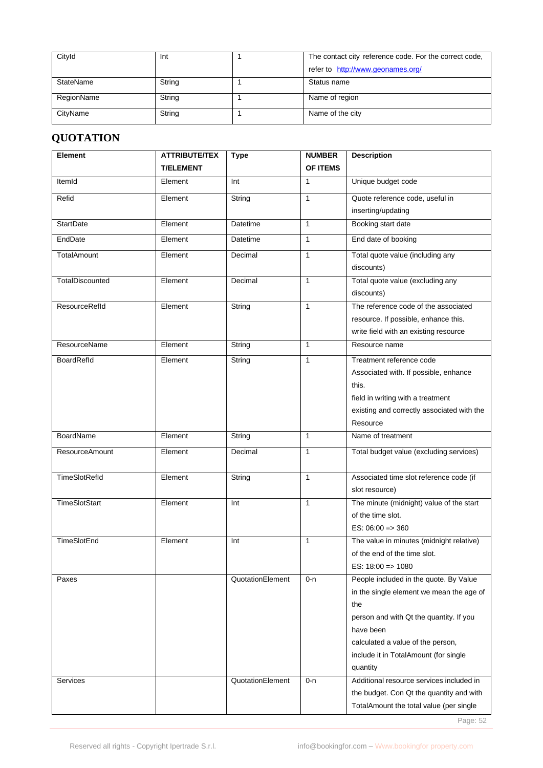| CityId | Int | 1 | The contact city reference code. For the correct code, refer to http://www.geonames.org/ |
|---|---|---|---|
| StateName | String | 1 | Status name |
| RegionName | String | 1 | Name of region |
| CityName | String | 1 | Name of the city |

## QUOTATION

| Element | ATTRIBUTE/TEXT/ELEMENT | Type | NUMBER OF ITEMS | Description |
|---|---|---|---|---|
| ItemId | Element | Int | 1 | Unique budget code |
| Refid | Element | String | 1 | Quote reference code, useful in inserting/updating |
| StartDate | Element | Datetime | 1 | Booking start date |
| EndDate | Element | Datetime | 1 | End date of booking |
| TotalAmount | Element | Decimal | 1 | Total quote value (including any discounts) |
| TotalDiscounted | Element | Decimal | 1 | Total quote value (excluding any discounts) |
| ResourceRefId | Element | String | 1 | The reference code of the associated resource. If possible, enhance this. write field with an existing resource |
| ResourceName | Element | String | 1 | Resource name |
| BoardRefId | Element | String | 1 | Treatment reference code Associated with. If possible, enhance this. field in writing with a treatment existing and correctly associated with the Resource |
| BoardName | Element | String | 1 | Name of treatment |
| ResourceAmount | Element | Decimal | 1 | Total budget value (excluding services) |
| TimeSlotRefId | Element | String | 1 | Associated time slot reference code (if slot resource) |
| TimeSlotStart | Element | Int | 1 | The minute (midnight) value of the start of the time slot. ES: 06:00 => 360 |
| TimeSlotEnd | Element | Int | 1 | The value in minutes (midnight relative) of the end of the time slot. ES: 18:00 => 1080 |
| Paxes | | QuotationElement | 0-n | People included in the quote. By Value in the single element we mean the age of the person and with Qt the quantity. If you have been calculated a value of the person, include it in TotalAmount (for single quantity |
| Services | | QuotationElement | 0-n | Additional resource services included in the budget. Con Qt the quantity and with TotalAmount the total value (per single |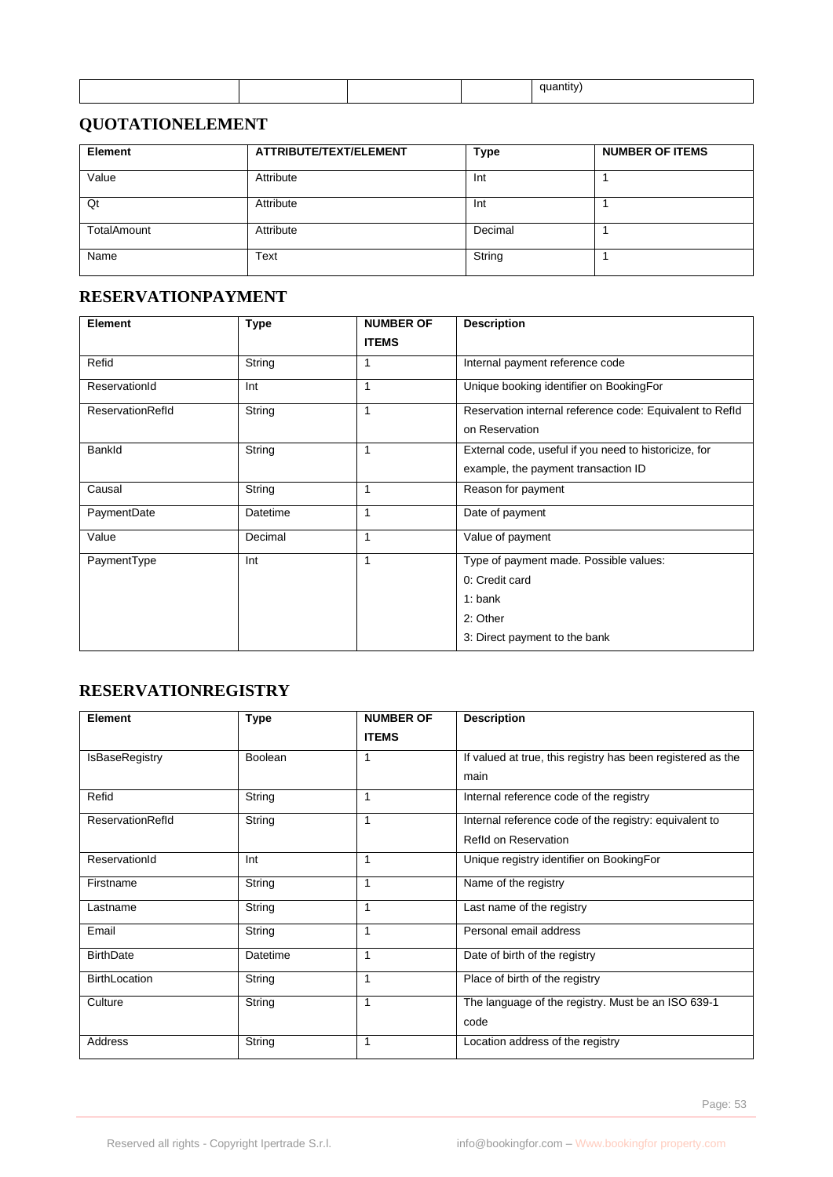| | | | | quantity) |
|---|---|---|---|---|

## QUOTATIONELEMENT

| Element | ATTRIBUTE/TEXT/ELEMENT | Type | NUMBER OF ITEMS |
|---|---|---|---|
| Value | Attribute | Int | 1 |
| Qt | Attribute | Int | 1 |
| TotalAmount | Attribute | Decimal | 1 |
| Name | Text | String | 1 |

## RESERVATIONPAYMENT

| Element | Type | NUMBER OF ITEMS | Description |
|---|---|---|---|
| Refid | String | 1 | Internal payment reference code |
| ReservationId | Int | 1 | Unique booking identifier on BookingFor |
| ReservationRefId | String | 1 | Reservation internal reference code: Equivalent to RefId on Reservation |
| BankId | String | 1 | External code, useful if you need to historicize, for example, the payment transaction ID |
| Causal | String | 1 | Reason for payment |
| PaymentDate | Datetime | 1 | Date of payment |
| Value | Decimal | 1 | Value of payment |
| PaymentType | Int | 1 | Type of payment made. Possible values:<br>0: Credit card<br>1: bank<br>2: Other<br>3: Direct payment to the bank |

## RESERVATIONREGISTRY

| Element | Type | NUMBER OF ITEMS | Description |
|---|---|---|---|
| IsBaseRegistry | Boolean | 1 | If valued at true, this registry has been registered as the main |
| Refid | String | 1 | Internal reference code of the registry |
| ReservationRefId | String | 1 | Internal reference code of the registry: equivalent to RefId on Reservation |
| ReservationId | Int | 1 | Unique registry identifier on BookingFor |
| Firstname | String | 1 | Name of the registry |
| Lastname | String | 1 | Last name of the registry |
| Email | String | 1 | Personal email address |
| BirthDate | Datetime | 1 | Date of birth of the registry |
| BirthLocation | String | 1 | Place of birth of the registry |
| Culture | String | 1 | The language of the registry. Must be an ISO 639-1 code |
| Address | String | 1 | Location address of the registry |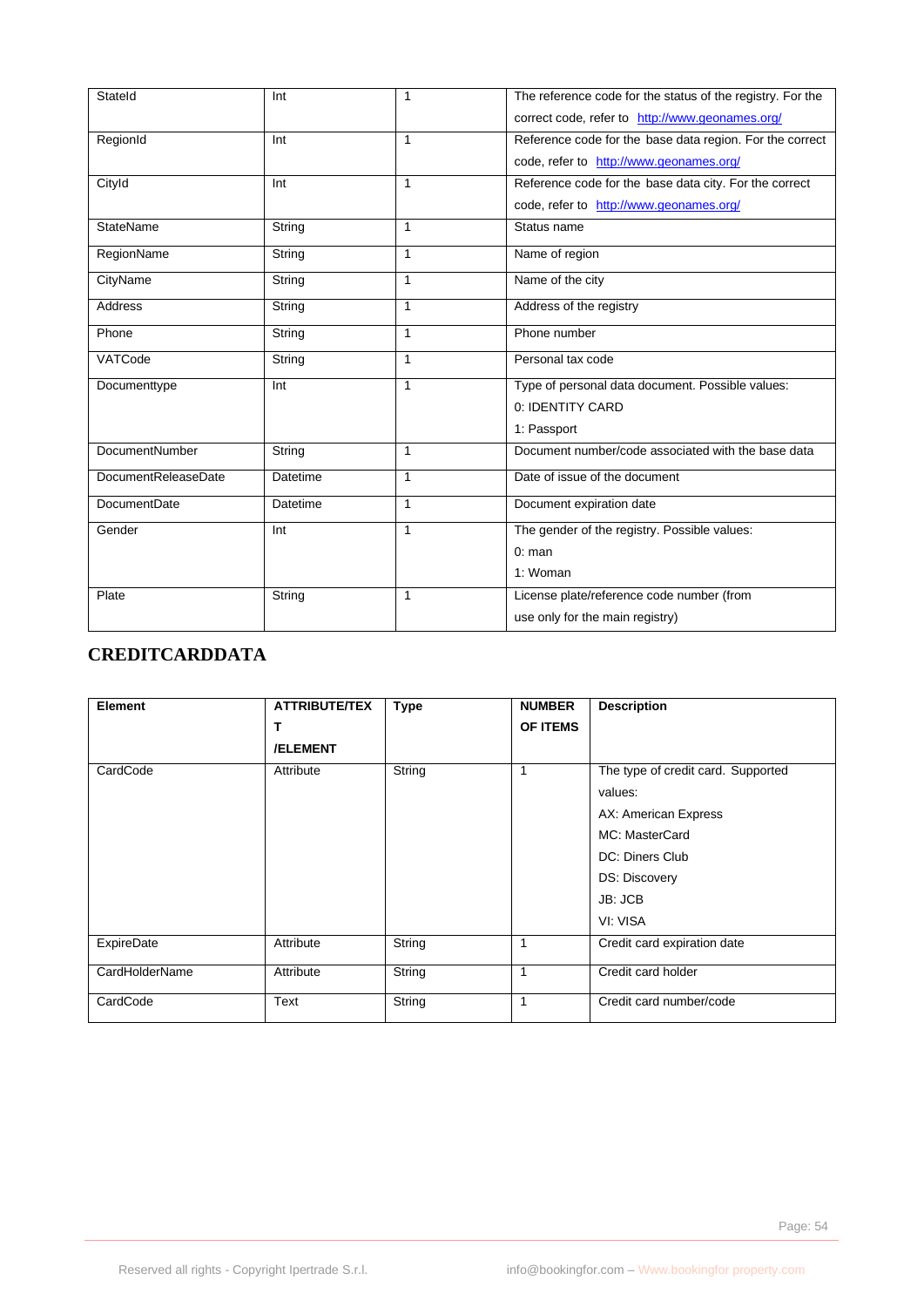| StateId | Int | 1 | The reference code for the status of the registry. For the correct code, refer to http://www.geonames.org/ |
|---|---|---|---|
| RegionId | Int | 1 | Reference code for the base data region. For the correct code, refer to http://www.geonames.org/ |
| CityId | Int | 1 | Reference code for the base data city. For the correct code, refer to http://www.geonames.org/ |
| StateName | String | 1 | Status name |
| RegionName | String | 1 | Name of region |
| CityName | String | 1 | Name of the city |
| Address | String | 1 | Address of the registry |
| Phone | String | 1 | Phone number |
| VATCode | String | 1 | Personal tax code |
| Documenttype | Int | 1 | Type of personal data document. Possible values:<br>0: IDENTITY CARD<br>1: Passport |
| DocumentNumber | String | 1 | Document number/code associated with the base data |
| DocumentReleaseDate | Datetime | 1 | Date of issue of the document |
| DocumentDate | Datetime | 1 | Document expiration date |
| Gender | Int | 1 | The gender of the registry. Possible values:<br>0: man<br>1: Woman |
| Plate | String | 1 | License plate/reference code number (from use only for the main registry) |

## CREDITCARDDATA

| Element | ATTRIBUTE/TEXT /ELEMENT | Type | NUMBER OF ITEMS | Description |
|---|---|---|---|---|
| CardCode | Attribute | String | 1 | The type of credit card. Supported values:<br>AX: American Express<br>MC: MasterCard<br>DC: Diners Club<br>DS: Discovery<br>JB: JCB<br>VI: VISA |
| ExpireDate | Attribute | String | 1 | Credit card expiration date |
| CardHolderName | Attribute | String | 1 | Credit card holder |
| CardCode | Text | String | 1 | Credit card number/code |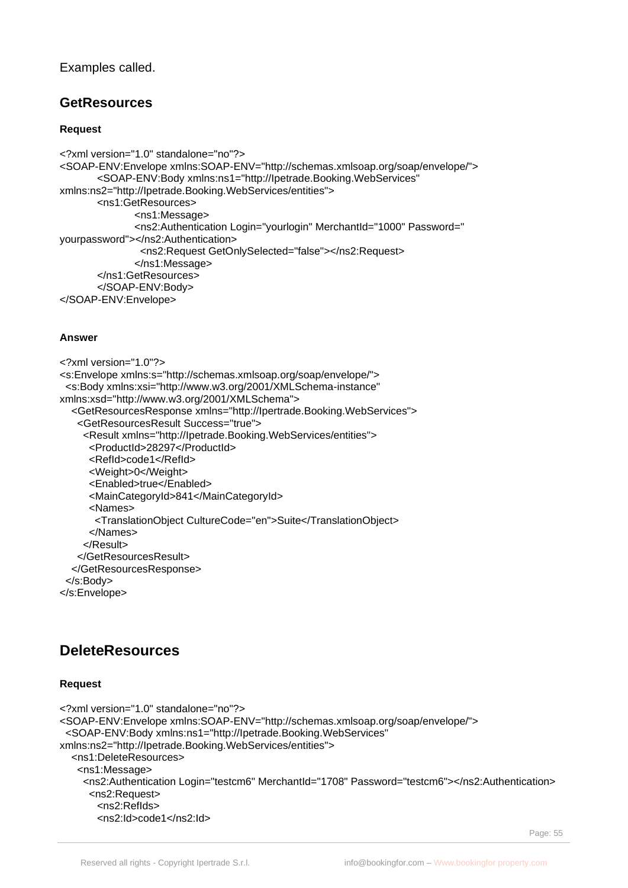Examples called.

## GetResources

**Request**

```
<?xml version="1.0" standalone="no"?>
<SOAP-ENV:Envelope xmlns:SOAP-ENV="http://schemas.xmlsoap.org/soap/envelope/">
        <SOAP-ENV:Body xmlns:ns1="http://Ipetrade.Booking.WebServices"
xmlns:ns2="http://Ipetrade.Booking.WebServices/entities">
        <ns1:GetResources>
                <ns1:Message>
                <ns2:Authentication Login="yourlogin" MerchantId="1000" Password="
yourpassword"></ns2:Authentication>
                  <ns2:Request GetOnlySelected="false"></ns2:Request>
                </ns1:Message>
        </ns1:GetResources>
        </SOAP-ENV:Body>
</SOAP-ENV:Envelope>
```

**Answer**

```
<?xml version="1.0"?>
<s:Envelope xmlns:s="http://schemas.xmlsoap.org/soap/envelope/">
  <s:Body xmlns:xsi="http://www.w3.org/2001/XMLSchema-instance"
xmlns:xsd="http://www.w3.org/2001/XMLSchema">
    <GetResourcesResponse xmlns="http://Ipertrade.Booking.WebServices">
      <GetResourcesResult Success="true">
        <Result xmlns="http://Ipetrade.Booking.WebServices/entities">
          <ProductId>28297</ProductId>
          <RefId>code1</RefId>
          <Weight>0</Weight>
          <Enabled>true</Enabled>
          <MainCategoryId>841</MainCategoryId>
          <Names>
            <TranslationObject CultureCode="en">Suite</TranslationObject>
          </Names>
        </Result>
      </GetResourcesResult>
    </GetResourcesResponse>
  </s:Body>
</s:Envelope>
```

## DeleteResources

**Request**

```
<?xml version="1.0" standalone="no"?>
<SOAP-ENV:Envelope xmlns:SOAP-ENV="http://schemas.xmlsoap.org/soap/envelope/">
  <SOAP-ENV:Body xmlns:ns1="http://Ipetrade.Booking.WebServices"
xmlns:ns2="http://Ipetrade.Booking.WebServices/entities">
    <ns1:DeleteResources>
      <ns1:Message>
        <ns2:Authentication Login="testcm6" MerchantId="1708" Password="testcm6"></ns2:Authentication>
          <ns2:Request>
            <ns2:RefIds>
            <ns2:Id>code1</ns2:Id>
```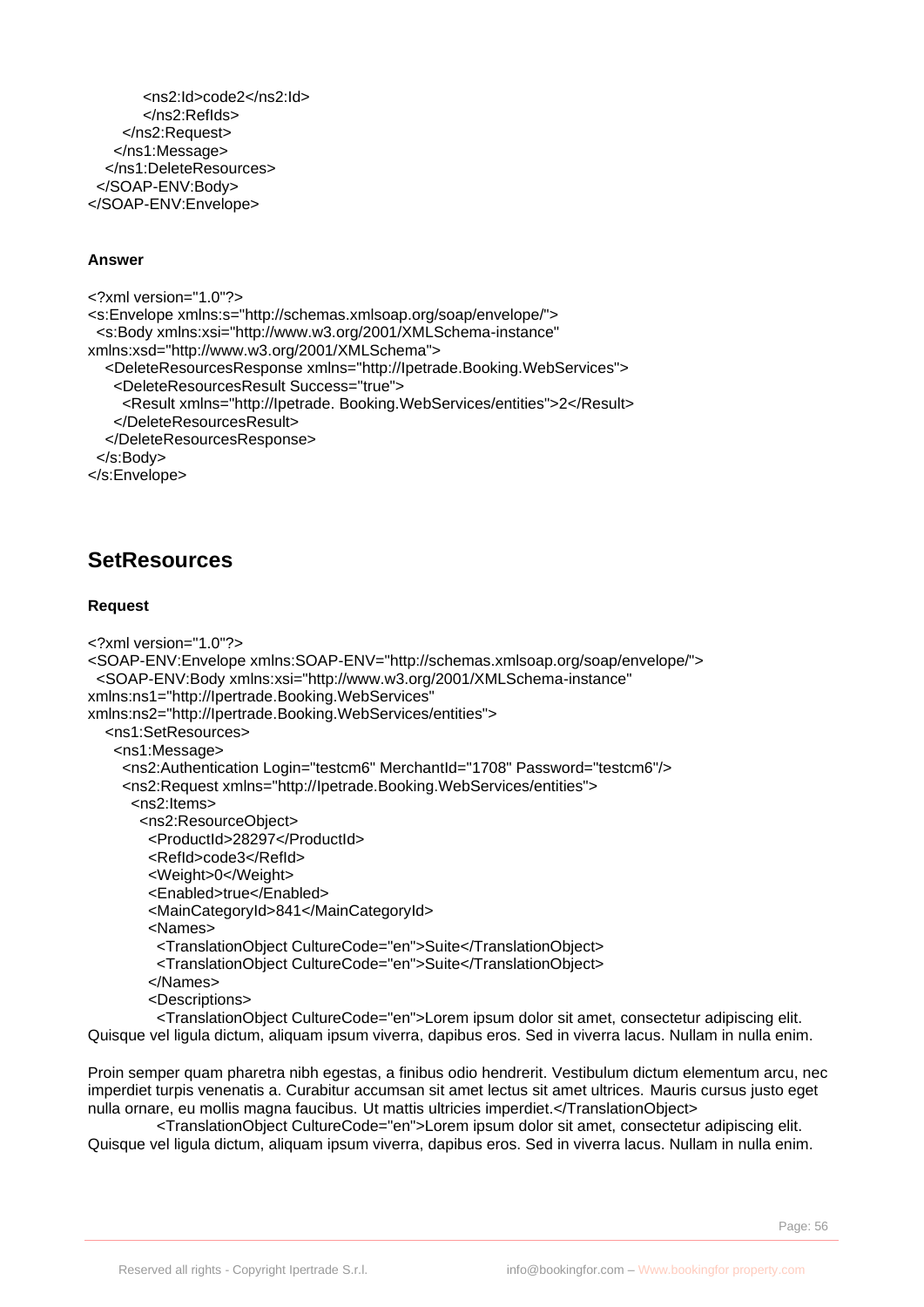```
            <ns2:Id>code2</ns2:Id>
          </ns2:RefIds>
        </ns2:Request>
      </ns1:Message>
    </ns1:DeleteResources>
  </SOAP-ENV:Body>
</SOAP-ENV:Envelope>
```

**Answer**

```
<?xml version="1.0"?>
<s:Envelope xmlns:s="http://schemas.xmlsoap.org/soap/envelope/">
  <s:Body xmlns:xsi="http://www.w3.org/2001/XMLSchema-instance"
xmlns:xsd="http://www.w3.org/2001/XMLSchema">
    <DeleteResourcesResponse xmlns="http://Ipetrade.Booking.WebServices">
      <DeleteResourcesResult Success="true">
        <Result xmlns="http://Ipetrade. Booking.WebServices/entities">2</Result>
      </DeleteResourcesResult>
    </DeleteResourcesResponse>
  </s:Body>
</s:Envelope>
```

## SetResources

**Request**

```
<?xml version="1.0"?>
<SOAP-ENV:Envelope xmlns:SOAP-ENV="http://schemas.xmlsoap.org/soap/envelope/">
  <SOAP-ENV:Body xmlns:xsi="http://www.w3.org/2001/XMLSchema-instance"
xmlns:ns1="http://Ipertrade.Booking.WebServices"
xmlns:ns2="http://Ipertrade.Booking.WebServices/entities">
    <ns1:SetResources>
      <ns1:Message>
        <ns2:Authentication Login="testcm6" MerchantId="1708" Password="testcm6"/>
        <ns2:Request xmlns="http://Ipetrade.Booking.WebServices/entities">
          <ns2:Items>
            <ns2:ResourceObject>
              <ProductId>28297</ProductId>
              <RefId>code3</RefId>
              <Weight>0</Weight>
              <Enabled>true</Enabled>
              <MainCategoryId>841</MainCategoryId>
              <Names>
                <TranslationObject CultureCode="en">Suite</TranslationObject>
                <TranslationObject CultureCode="en">Suite</TranslationObject>
              </Names>
              <Descriptions>
                <TranslationObject CultureCode="en">Lorem ipsum dolor sit amet, consectetur adipiscing elit.
Quisque vel ligula dictum, aliquam ipsum viverra, dapibus eros. Sed in viverra lacus. Nullam in nulla enim.

Proin semper quam pharetra nibh egestas, a finibus odio hendrerit. Vestibulum dictum elementum arcu, nec
imperdiet turpis venenatis a. Curabitur accumsan sit amet lectus sit amet ultrices. Mauris cursus justo eget
nulla ornare, eu mollis magna faucibus. Ut mattis ultricies imperdiet.</TranslationObject>
                <TranslationObject CultureCode="en">Lorem ipsum dolor sit amet, consectetur adipiscing elit.
Quisque vel ligula dictum, aliquam ipsum viverra, dapibus eros. Sed in viverra lacus. Nullam in nulla enim.
```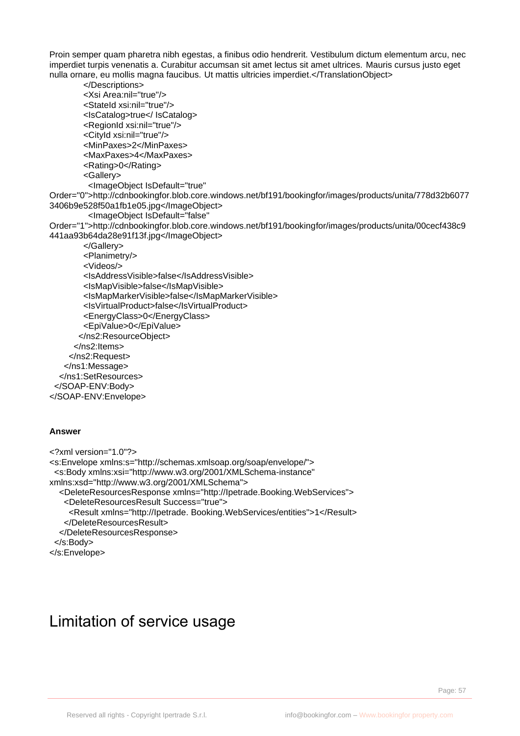```
Proin semper quam pharetra nibh egestas, a finibus odio hendrerit. Vestibulum dictum elementum arcu, nec imperdiet turpis venenatis a. Curabitur accumsan sit amet lectus sit amet ultrices. Mauris cursus justo eget nulla ornare, eu mollis magna faucibus. Ut mattis ultricies imperdiet.</TranslationObject>
          </Descriptions>
          <Xsi Area:nil="true"/>
          <StateId xsi:nil="true"/>
          <IsCatalog>true</ IsCatalog>
          <RegionId xsi:nil="true"/>
          <CityId xsi:nil="true"/>
          <MinPaxes>2</MinPaxes>
          <MaxPaxes>4</MaxPaxes>
          <Rating>0</Rating>
          <Gallery>
            <ImageObject IsDefault="true"
Order="0">http://cdnbookingfor.blob.core.windows.net/bf191/bookingfor/images/products/unita/778d32b6077
3406b9e528f50a1fb1e05.jpg</ImageObject>
            <ImageObject IsDefault="false"
Order="1">http://cdnbookingfor.blob.core.windows.net/bf191/bookingfor/images/products/unita/00cecf438c9
441aa93b64da28e91f13f.jpg</ImageObject>
          </Gallery>
          <Planimetry/>
          <Videos/>
          <IsAddressVisible>false</IsAddressVisible>
          <IsMapVisible>false</IsMapVisible>
          <IsMapMarkerVisible>false</IsMapMarkerVisible>
          <IsVirtualProduct>false</IsVirtualProduct>
          <EnergyClass>0</EnergyClass>
          <EpiValue>0</EpiValue>
        </ns2:ResourceObject>
      </ns2:Items>
    </ns2:Request>
  </ns1:Message>
 </ns1:SetResources>
 </SOAP-ENV:Body>
</SOAP-ENV:Envelope>
```

**Answer**

```
<?xml version="1.0"?>
<s:Envelope xmlns:s="http://schemas.xmlsoap.org/soap/envelope/">
  <s:Body xmlns:xsi="http://www.w3.org/2001/XMLSchema-instance"
xmlns:xsd="http://www.w3.org/2001/XMLSchema">
    <DeleteResourcesResponse xmlns="http://Ipetrade.Booking.WebServices">
      <DeleteResourcesResult Success="true">
        <Result xmlns="http://Ipetrade. Booking.WebServices/entities">1</Result>
      </DeleteResourcesResult>
    </DeleteResourcesResponse>
  </s:Body>
</s:Envelope>
```

# Limitation of service usage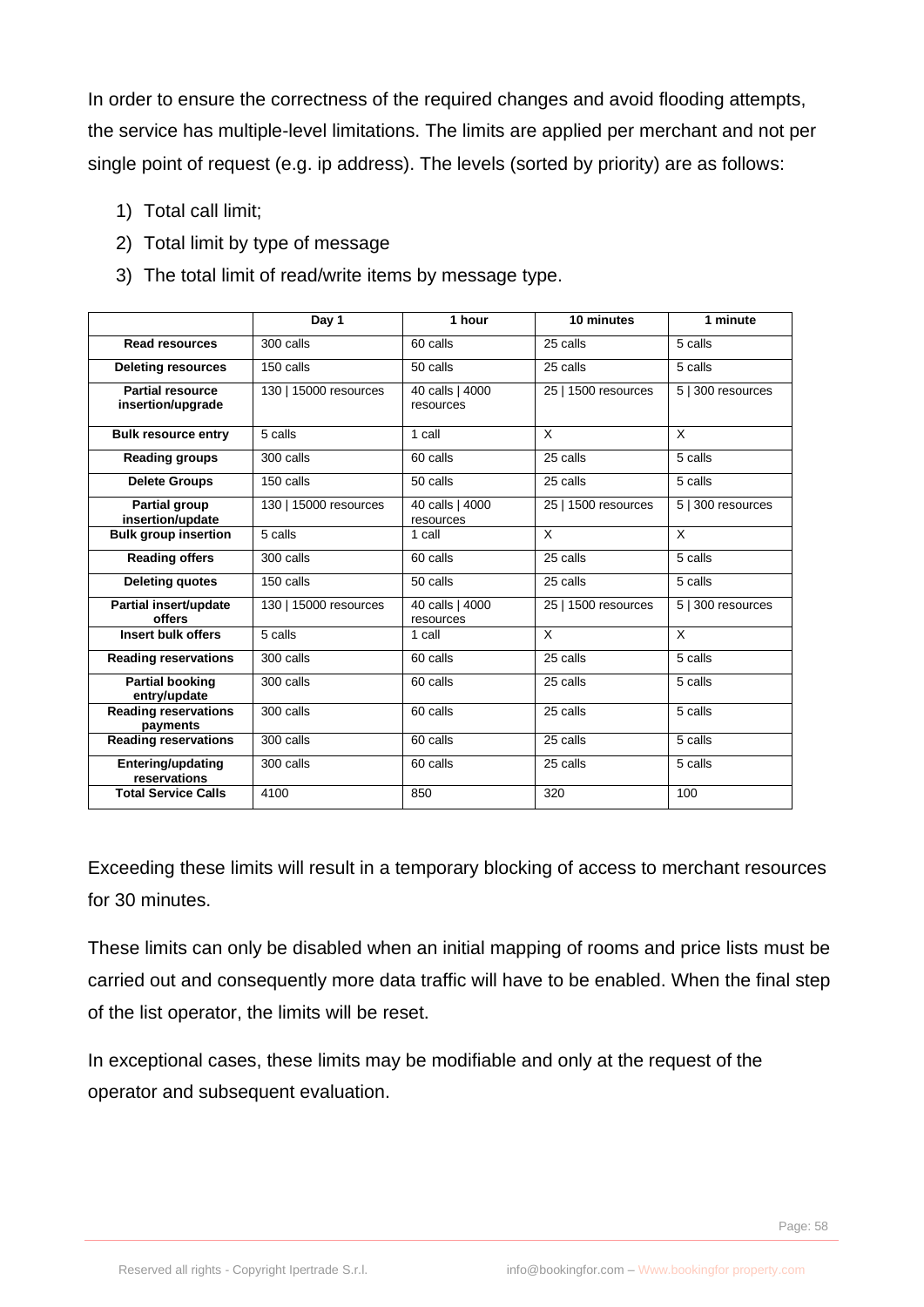In order to ensure the correctness of the required changes and avoid flooding attempts, the service has multiple-level limitations. The limits are applied per merchant and not per single point of request (e.g. ip address). The levels (sorted by priority) are as follows:

1) Total call limit;
2) Total limit by type of message
3) The total limit of read/write items by message type.

| | Day 1 | 1 hour | 10 minutes | 1 minute |
|---|---|---|---|---|
| **Read resources** | 300 calls | 60 calls | 25 calls | 5 calls |
| **Deleting resources** | 150 calls | 50 calls | 25 calls | 5 calls |
| **Partial resource insertion/upgrade** | 130 \| 15000 resources | 40 calls \| 4000 resources | 25 \| 1500 resources | 5 \| 300 resources |
| **Bulk resource entry** | 5 calls | 1 call | X | X |
| **Reading groups** | 300 calls | 60 calls | 25 calls | 5 calls |
| **Delete Groups** | 150 calls | 50 calls | 25 calls | 5 calls |
| **Partial group insertion/update** | 130 \| 15000 resources | 40 calls \| 4000 resources | 25 \| 1500 resources | 5 \| 300 resources |
| **Bulk group insertion** | 5 calls | 1 call | X | X |
| **Reading offers** | 300 calls | 60 calls | 25 calls | 5 calls |
| **Deleting quotes** | 150 calls | 50 calls | 25 calls | 5 calls |
| **Partial insert/update offers** | 130 \| 15000 resources | 40 calls \| 4000 resources | 25 \| 1500 resources | 5 \| 300 resources |
| **Insert bulk offers** | 5 calls | 1 call | X | X |
| **Reading reservations** | 300 calls | 60 calls | 25 calls | 5 calls |
| **Partial booking entry/update** | 300 calls | 60 calls | 25 calls | 5 calls |
| **Reading reservations payments** | 300 calls | 60 calls | 25 calls | 5 calls |
| **Reading reservations** | 300 calls | 60 calls | 25 calls | 5 calls |
| **Entering/updating reservations** | 300 calls | 60 calls | 25 calls | 5 calls |
| **Total Service Calls** | 4100 | 850 | 320 | 100 |

Exceeding these limits will result in a temporary blocking of access to merchant resources for 30 minutes.

These limits can only be disabled when an initial mapping of rooms and price lists must be carried out and consequently more data traffic will have to be enabled. When the final step of the list operator, the limits will be reset.

In exceptional cases, these limits may be modifiable and only at the request of the operator and subsequent evaluation.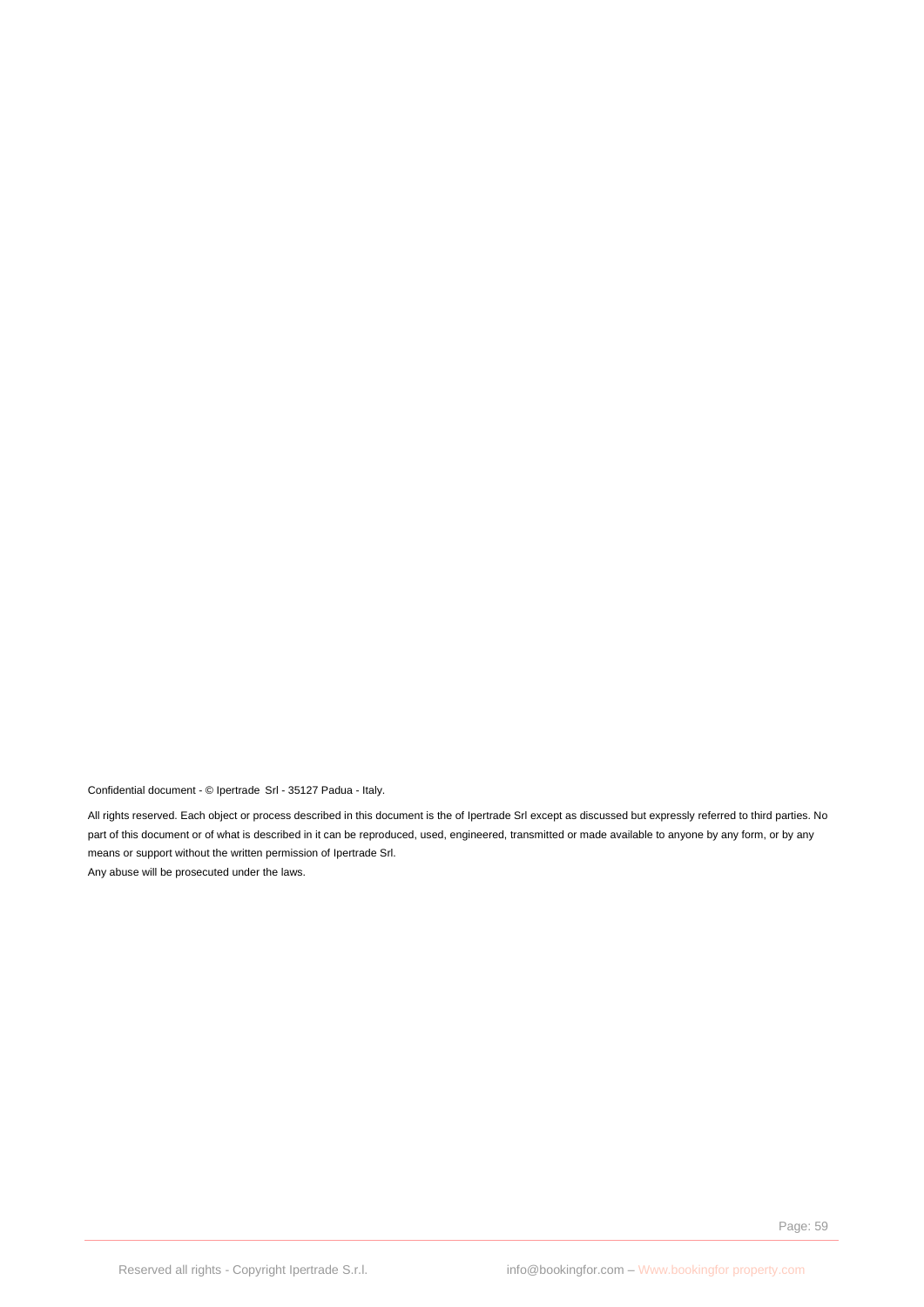Confidential document - © Ipertrade  Srl - 35127 Padua - Italy.

All rights reserved. Each object or process described in this document is the of Ipertrade Srl except as discussed but expressly referred to third parties. No part of this document or of what is described in it can be reproduced, used, engineered, transmitted or made available to anyone by any form, or by any means or support without the written permission of Ipertrade Srl.

Any abuse will be prosecuted under the laws.